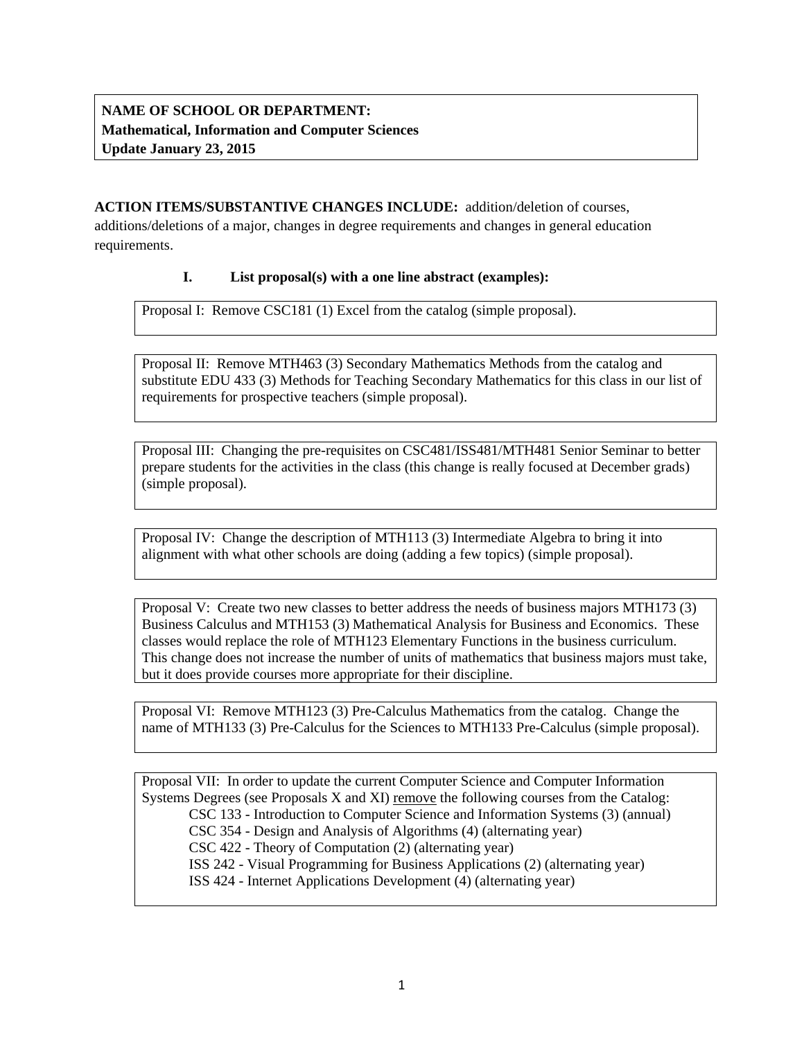**NAME OF SCHOOL OR DEPARTMENT:**
**Mathematical, Information and Computer Sciences**
**Update January 23, 2015**

**ACTION ITEMS/SUBSTANTIVE CHANGES INCLUDE:** addition/deletion of courses, additions/deletions of a major, changes in degree requirements and changes in general education requirements.

**I. List proposal(s) with a one line abstract (examples):**

Proposal I: Remove CSC181 (1) Excel from the catalog (simple proposal).

Proposal II: Remove MTH463 (3) Secondary Mathematics Methods from the catalog and substitute EDU 433 (3) Methods for Teaching Secondary Mathematics for this class in our list of requirements for prospective teachers (simple proposal).

Proposal III: Changing the pre-requisites on CSC481/ISS481/MTH481 Senior Seminar to better prepare students for the activities in the class (this change is really focused at December grads) (simple proposal).

Proposal IV: Change the description of MTH113 (3) Intermediate Algebra to bring it into alignment with what other schools are doing (adding a few topics) (simple proposal).

Proposal V: Create two new classes to better address the needs of business majors MTH173 (3) Business Calculus and MTH153 (3) Mathematical Analysis for Business and Economics. These classes would replace the role of MTH123 Elementary Functions in the business curriculum. This change does not increase the number of units of mathematics that business majors must take, but it does provide courses more appropriate for their discipline.

Proposal VI: Remove MTH123 (3) Pre-Calculus Mathematics from the catalog. Change the name of MTH133 (3) Pre-Calculus for the Sciences to MTH133 Pre-Calculus (simple proposal).

Proposal VII: In order to update the current Computer Science and Computer Information Systems Degrees (see Proposals X and XI) remove the following courses from the Catalog:

- CSC 133 - Introduction to Computer Science and Information Systems (3) (annual)
- CSC 354 - Design and Analysis of Algorithms (4) (alternating year)
- CSC 422 - Theory of Computation (2) (alternating year)
- ISS 242 - Visual Programming for Business Applications (2) (alternating year)
- ISS 424 - Internet Applications Development (4) (alternating year)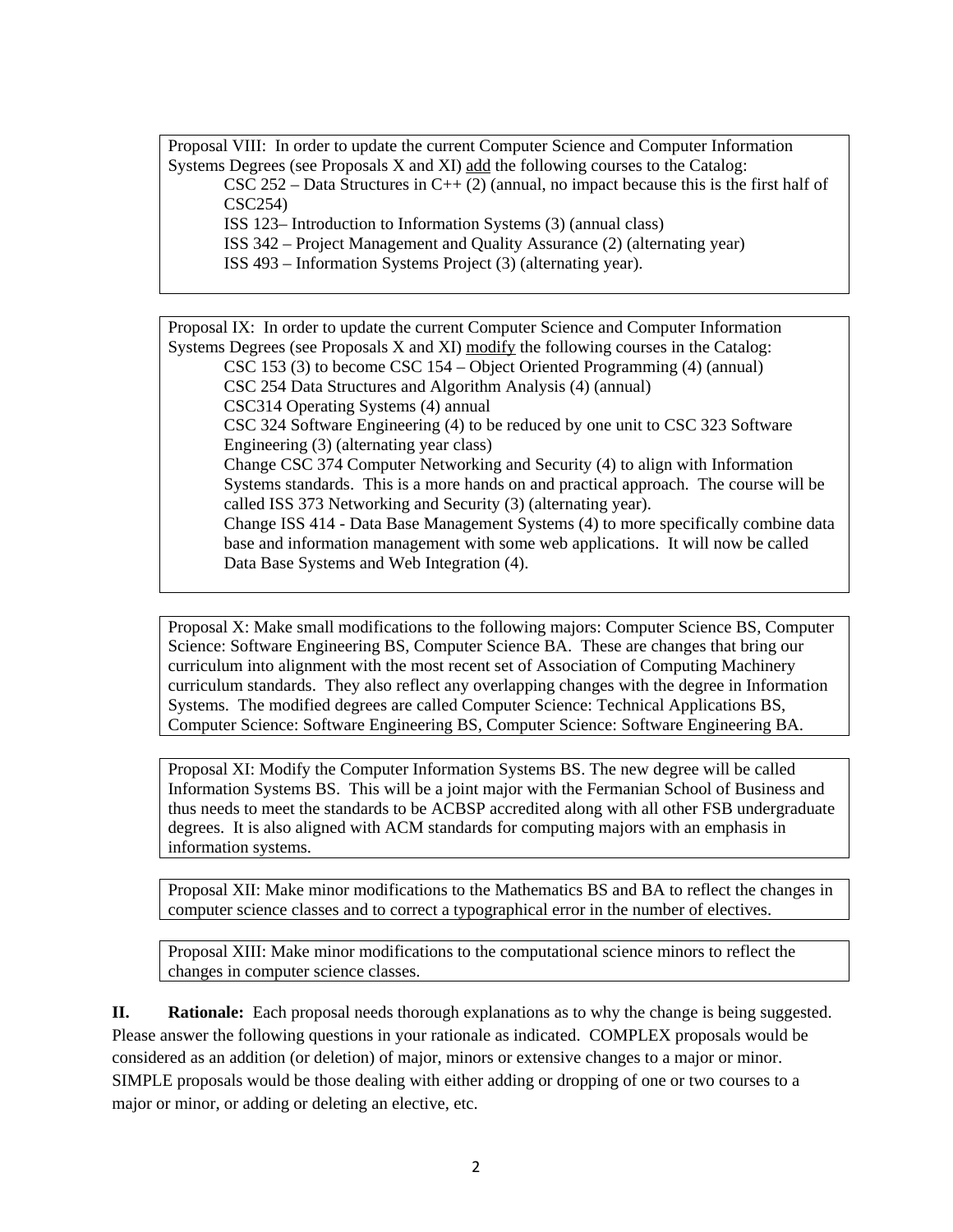Proposal VIII: In order to update the current Computer Science and Computer Information Systems Degrees (see Proposals X and XI) <u>add</u> the following courses to the Catalog:

- CSC 252 – Data Structures in C++ (2) (annual, no impact because this is the first half of CSC254)
- ISS 123– Introduction to Information Systems (3) (annual class)
- ISS 342 – Project Management and Quality Assurance (2) (alternating year)
- ISS 493 – Information Systems Project (3) (alternating year).

Proposal IX: In order to update the current Computer Science and Computer Information Systems Degrees (see Proposals X and XI) <u>modify</u> the following courses in the Catalog:

- CSC 153 (3) to become CSC 154 – Object Oriented Programming (4) (annual)
- CSC 254 Data Structures and Algorithm Analysis (4) (annual)
- CSC314 Operating Systems (4) annual
- CSC 324 Software Engineering (4) to be reduced by one unit to CSC 323 Software Engineering (3) (alternating year class)
- Change CSC 374 Computer Networking and Security (4) to align with Information Systems standards. This is a more hands on and practical approach. The course will be called ISS 373 Networking and Security (3) (alternating year).
- Change ISS 414 - Data Base Management Systems (4) to more specifically combine data base and information management with some web applications. It will now be called Data Base Systems and Web Integration (4).

Proposal X: Make small modifications to the following majors: Computer Science BS, Computer Science: Software Engineering BS, Computer Science BA. These are changes that bring our curriculum into alignment with the most recent set of Association of Computing Machinery curriculum standards. They also reflect any overlapping changes with the degree in Information Systems. The modified degrees are called Computer Science: Technical Applications BS, Computer Science: Software Engineering BS, Computer Science: Software Engineering BA.

Proposal XI: Modify the Computer Information Systems BS. The new degree will be called Information Systems BS. This will be a joint major with the Fermanian School of Business and thus needs to meet the standards to be ACBSP accredited along with all other FSB undergraduate degrees. It is also aligned with ACM standards for computing majors with an emphasis in information systems.

Proposal XII: Make minor modifications to the Mathematics BS and BA to reflect the changes in computer science classes and to correct a typographical error in the number of electives.

Proposal XIII: Make minor modifications to the computational science minors to reflect the changes in computer science classes.

**II. Rationale:** Each proposal needs thorough explanations as to why the change is being suggested. Please answer the following questions in your rationale as indicated. COMPLEX proposals would be considered as an addition (or deletion) of major, minors or extensive changes to a major or minor. SIMPLE proposals would be those dealing with either adding or dropping of one or two courses to a major or minor, or adding or deleting an elective, etc.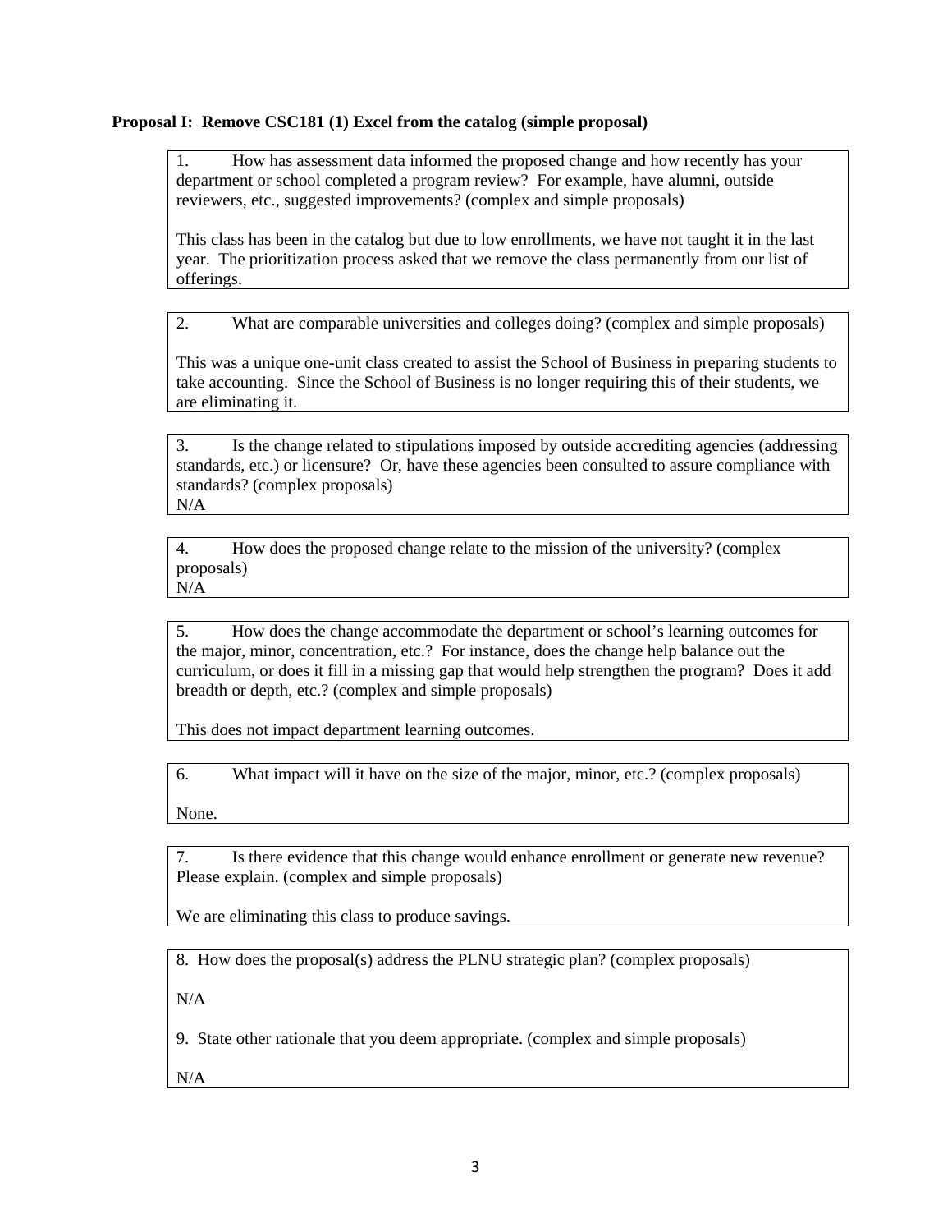**Proposal I: Remove CSC181 (1) Excel from the catalog (simple proposal)**

1. How has assessment data informed the proposed change and how recently has your department or school completed a program review? For example, have alumni, outside reviewers, etc., suggested improvements? (complex and simple proposals)

This class has been in the catalog but due to low enrollments, we have not taught it in the last year. The prioritization process asked that we remove the class permanently from our list of offerings.

2. What are comparable universities and colleges doing? (complex and simple proposals)

This was a unique one-unit class created to assist the School of Business in preparing students to take accounting. Since the School of Business is no longer requiring this of their students, we are eliminating it.

3. Is the change related to stipulations imposed by outside accrediting agencies (addressing standards, etc.) or licensure? Or, have these agencies been consulted to assure compliance with standards? (complex proposals)

N/A

4. How does the proposed change relate to the mission of the university? (complex proposals)

N/A

5. How does the change accommodate the department or school's learning outcomes for the major, minor, concentration, etc.? For instance, does the change help balance out the curriculum, or does it fill in a missing gap that would help strengthen the program? Does it add breadth or depth, etc.? (complex and simple proposals)

This does not impact department learning outcomes.

6. What impact will it have on the size of the major, minor, etc.? (complex proposals)

None.

7. Is there evidence that this change would enhance enrollment or generate new revenue? Please explain. (complex and simple proposals)

We are eliminating this class to produce savings.

8. How does the proposal(s) address the PLNU strategic plan? (complex proposals)

N/A

9. State other rationale that you deem appropriate. (complex and simple proposals)

N/A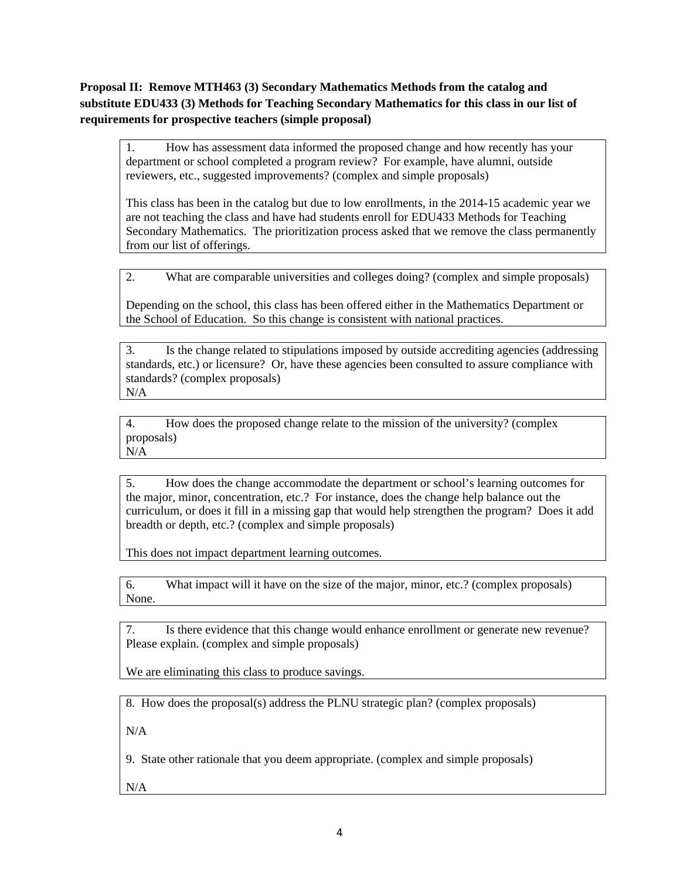**Proposal II: Remove MTH463 (3) Secondary Mathematics Methods from the catalog and substitute EDU433 (3) Methods for Teaching Secondary Mathematics for this class in our list of requirements for prospective teachers (simple proposal)**

1. How has assessment data informed the proposed change and how recently has your department or school completed a program review? For example, have alumni, outside reviewers, etc., suggested improvements? (complex and simple proposals)

This class has been in the catalog but due to low enrollments, in the 2014-15 academic year we are not teaching the class and have had students enroll for EDU433 Methods for Teaching Secondary Mathematics. The prioritization process asked that we remove the class permanently from our list of offerings.

2. What are comparable universities and colleges doing? (complex and simple proposals)

Depending on the school, this class has been offered either in the Mathematics Department or the School of Education. So this change is consistent with national practices.

3. Is the change related to stipulations imposed by outside accrediting agencies (addressing standards, etc.) or licensure? Or, have these agencies been consulted to assure compliance with standards? (complex proposals)

N/A

4. How does the proposed change relate to the mission of the university? (complex proposals)

N/A

5. How does the change accommodate the department or school's learning outcomes for the major, minor, concentration, etc.? For instance, does the change help balance out the curriculum, or does it fill in a missing gap that would help strengthen the program? Does it add breadth or depth, etc.? (complex and simple proposals)

This does not impact department learning outcomes.

6. What impact will it have on the size of the major, minor, etc.? (complex proposals)

None.

7. Is there evidence that this change would enhance enrollment or generate new revenue? Please explain. (complex and simple proposals)

We are eliminating this class to produce savings.

8. How does the proposal(s) address the PLNU strategic plan? (complex proposals)

N/A

9. State other rationale that you deem appropriate. (complex and simple proposals)

N/A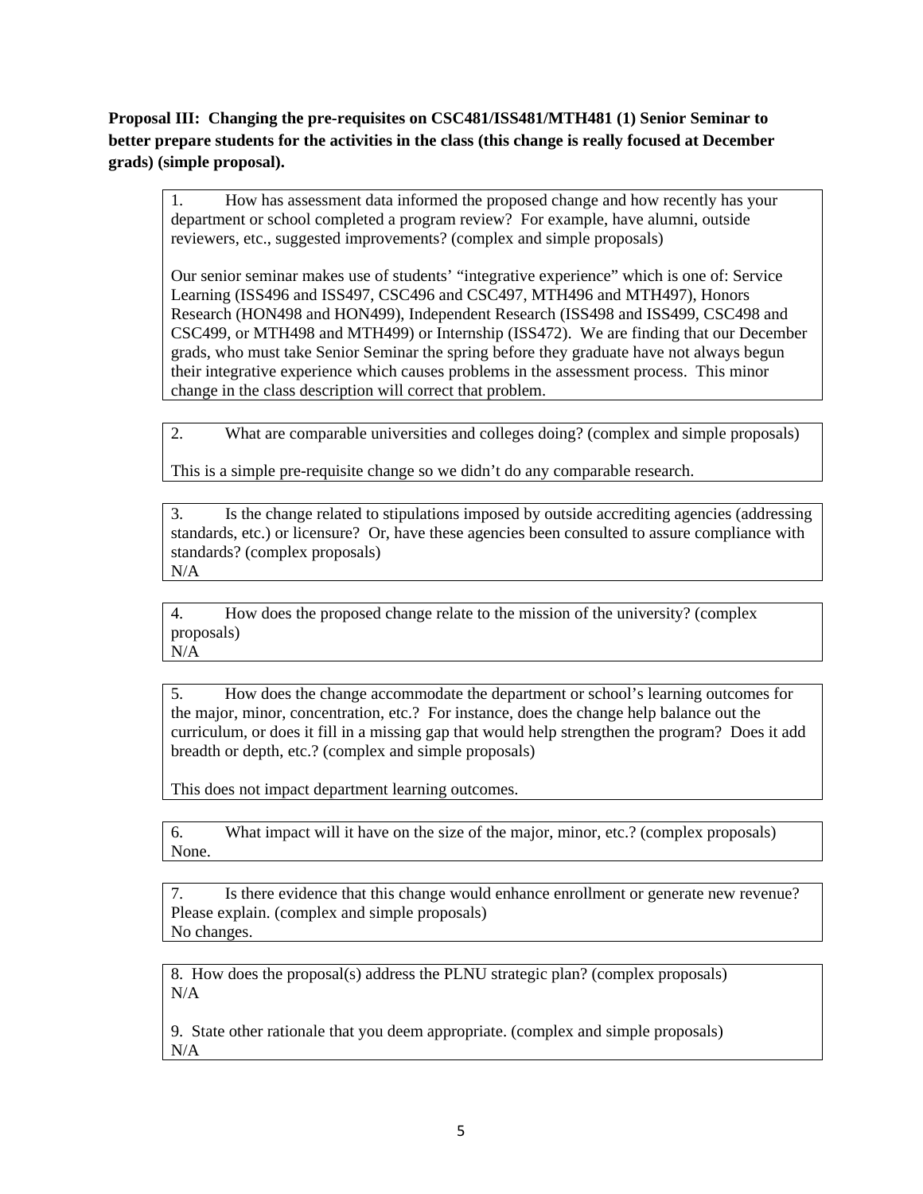**Proposal III: Changing the pre-requisites on CSC481/ISS481/MTH481 (1) Senior Seminar to better prepare students for the activities in the class (this change is really focused at December grads) (simple proposal).**

1. How has assessment data informed the proposed change and how recently has your department or school completed a program review? For example, have alumni, outside reviewers, etc., suggested improvements? (complex and simple proposals)

Our senior seminar makes use of students' "integrative experience" which is one of: Service Learning (ISS496 and ISS497, CSC496 and CSC497, MTH496 and MTH497), Honors Research (HON498 and HON499), Independent Research (ISS498 and ISS499, CSC498 and CSC499, or MTH498 and MTH499) or Internship (ISS472). We are finding that our December grads, who must take Senior Seminar the spring before they graduate have not always begun their integrative experience which causes problems in the assessment process. This minor change in the class description will correct that problem.

2. What are comparable universities and colleges doing? (complex and simple proposals)

This is a simple pre-requisite change so we didn't do any comparable research.

3. Is the change related to stipulations imposed by outside accrediting agencies (addressing standards, etc.) or licensure? Or, have these agencies been consulted to assure compliance with standards? (complex proposals)

N/A

4. How does the proposed change relate to the mission of the university? (complex proposals)

N/A

5. How does the change accommodate the department or school's learning outcomes for the major, minor, concentration, etc.? For instance, does the change help balance out the curriculum, or does it fill in a missing gap that would help strengthen the program? Does it add breadth or depth, etc.? (complex and simple proposals)

This does not impact department learning outcomes.

6. What impact will it have on the size of the major, minor, etc.? (complex proposals)

None.

7. Is there evidence that this change would enhance enrollment or generate new revenue? Please explain. (complex and simple proposals)

No changes.

8. How does the proposal(s) address the PLNU strategic plan? (complex proposals)

N/A

9. State other rationale that you deem appropriate. (complex and simple proposals)

N/A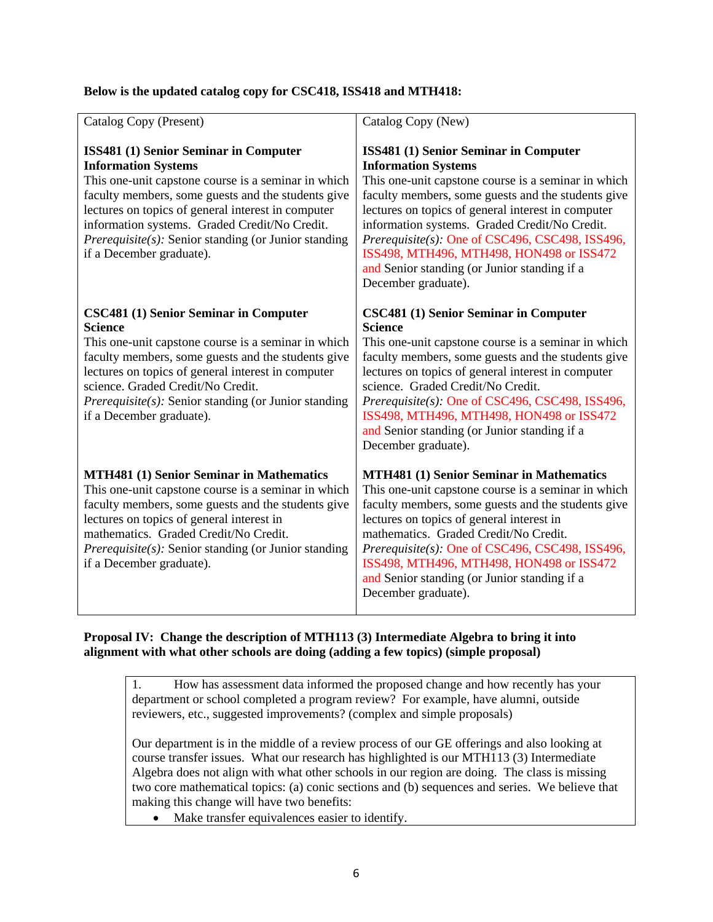**Below is the updated catalog copy for CSC418, ISS418 and MTH418:**

| Catalog Copy (Present) | Catalog Copy (New) |
|---|---|
| **ISS481 (1) Senior Seminar in Computer Information Systems**<br>This one-unit capstone course is a seminar in which faculty members, some guests and the students give lectures on topics of general interest in computer information systems. Graded Credit/No Credit. *Prerequisite(s):* Senior standing (or Junior standing if a December graduate). | **ISS481 (1) Senior Seminar in Computer Information Systems**<br>This one-unit capstone course is a seminar in which faculty members, some guests and the students give lectures on topics of general interest in computer information systems. Graded Credit/No Credit. *Prerequisite(s):* One of CSC496, CSC498, ISS496, ISS498, MTH496, MTH498, HON498 or ISS472 and Senior standing (or Junior standing if a December graduate). |
| **CSC481 (1) Senior Seminar in Computer Science**<br>This one-unit capstone course is a seminar in which faculty members, some guests and the students give lectures on topics of general interest in computer science. Graded Credit/No Credit. *Prerequisite(s):* Senior standing (or Junior standing if a December graduate). | **CSC481 (1) Senior Seminar in Computer Science**<br>This one-unit capstone course is a seminar in which faculty members, some guests and the students give lectures on topics of general interest in computer science. Graded Credit/No Credit. *Prerequisite(s):* One of CSC496, CSC498, ISS496, ISS498, MTH496, MTH498, HON498 or ISS472 and Senior standing (or Junior standing if a December graduate). |
| **MTH481 (1) Senior Seminar in Mathematics**<br>This one-unit capstone course is a seminar in which faculty members, some guests and the students give lectures on topics of general interest in mathematics. Graded Credit/No Credit. *Prerequisite(s):* Senior standing (or Junior standing if a December graduate). | **MTH481 (1) Senior Seminar in Mathematics**<br>This one-unit capstone course is a seminar in which faculty members, some guests and the students give lectures on topics of general interest in mathematics. Graded Credit/No Credit. *Prerequisite(s):* One of CSC496, CSC498, ISS496, ISS498, MTH496, MTH498, HON498 or ISS472 and Senior standing (or Junior standing if a December graduate). |

**Proposal IV: Change the description of MTH113 (3) Intermediate Algebra to bring it into alignment with what other schools are doing (adding a few topics) (simple proposal)**

1. How has assessment data informed the proposed change and how recently has your department or school completed a program review? For example, have alumni, outside reviewers, etc., suggested improvements? (complex and simple proposals)

Our department is in the middle of a review process of our GE offerings and also looking at course transfer issues. What our research has highlighted is our MTH113 (3) Intermediate Algebra does not align with what other schools in our region are doing. The class is missing two core mathematical topics: (a) conic sections and (b) sequences and series. We believe that making this change will have two benefits:

- Make transfer equivalences easier to identify.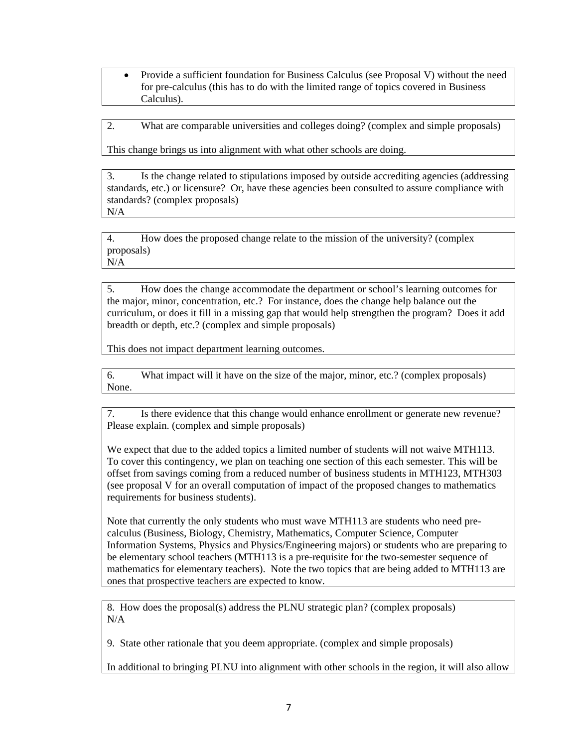- Provide a sufficient foundation for Business Calculus (see Proposal V) without the need for pre-calculus (this has to do with the limited range of topics covered in Business Calculus).

2. What are comparable universities and colleges doing? (complex and simple proposals)

This change brings us into alignment with what other schools are doing.

3. Is the change related to stipulations imposed by outside accrediting agencies (addressing standards, etc.) or licensure? Or, have these agencies been consulted to assure compliance with standards? (complex proposals)
N/A

4. How does the proposed change relate to the mission of the university? (complex proposals)
N/A

5. How does the change accommodate the department or school's learning outcomes for the major, minor, concentration, etc.? For instance, does the change help balance out the curriculum, or does it fill in a missing gap that would help strengthen the program? Does it add breadth or depth, etc.? (complex and simple proposals)

This does not impact department learning outcomes.

6. What impact will it have on the size of the major, minor, etc.? (complex proposals)
None.

7. Is there evidence that this change would enhance enrollment or generate new revenue? Please explain. (complex and simple proposals)

We expect that due to the added topics a limited number of students will not waive MTH113. To cover this contingency, we plan on teaching one section of this each semester. This will be offset from savings coming from a reduced number of business students in MTH123, MTH303 (see proposal V for an overall computation of impact of the proposed changes to mathematics requirements for business students).

Note that currently the only students who must wave MTH113 are students who need pre-calculus (Business, Biology, Chemistry, Mathematics, Computer Science, Computer Information Systems, Physics and Physics/Engineering majors) or students who are preparing to be elementary school teachers (MTH113 is a pre-requisite for the two-semester sequence of mathematics for elementary teachers). Note the two topics that are being added to MTH113 are ones that prospective teachers are expected to know.

8. How does the proposal(s) address the PLNU strategic plan? (complex proposals)
N/A

9. State other rationale that you deem appropriate. (complex and simple proposals)

In additional to bringing PLNU into alignment with other schools in the region, it will also allow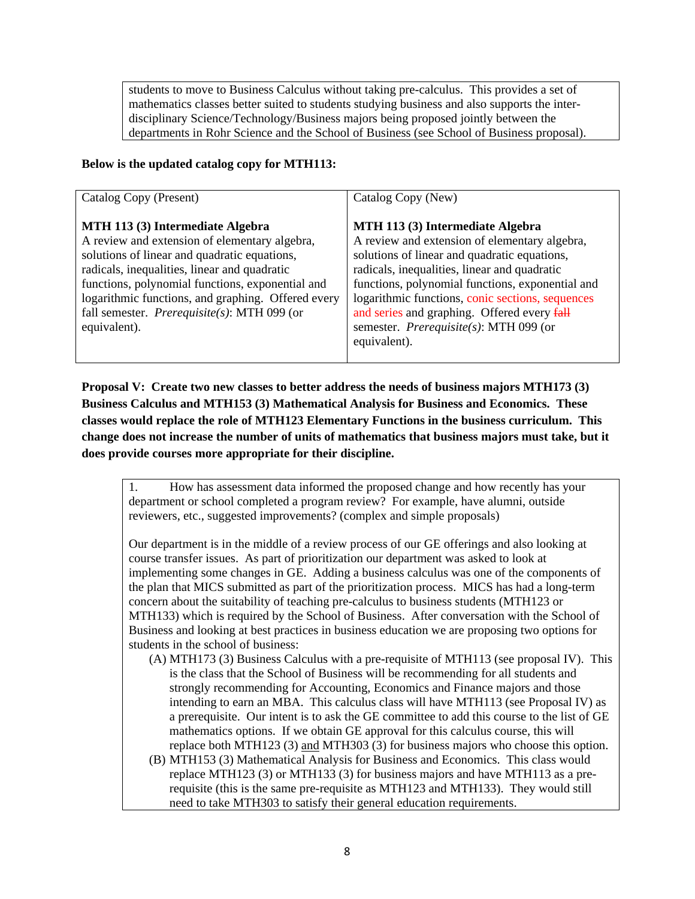students to move to Business Calculus without taking pre-calculus. This provides a set of mathematics classes better suited to students studying business and also supports the inter-disciplinary Science/Technology/Business majors being proposed jointly between the departments in Rohr Science and the School of Business (see School of Business proposal).

**Below is the updated catalog copy for MTH113:**

| Catalog Copy (Present) | Catalog Copy (New) |
|---|---|
| **MTH 113 (3) Intermediate Algebra**<br>A review and extension of elementary algebra, solutions of linear and quadratic equations, radicals, inequalities, linear and quadratic functions, polynomial functions, exponential and logarithmic functions, and graphing. Offered every fall semester. *Prerequisite(s)*: MTH 099 (or equivalent). | **MTH 113 (3) Intermediate Algebra**<br>A review and extension of elementary algebra, solutions of linear and quadratic equations, radicals, inequalities, linear and quadratic functions, polynomial functions, exponential and logarithmic functions, conic sections, sequences and series and graphing. Offered every ~~fall~~ semester. *Prerequisite(s)*: MTH 099 (or equivalent). |

**Proposal V: Create two new classes to better address the needs of business majors MTH173 (3) Business Calculus and MTH153 (3) Mathematical Analysis for Business and Economics. These classes would replace the role of MTH123 Elementary Functions in the business curriculum. This change does not increase the number of units of mathematics that business majors must take, but it does provide courses more appropriate for their discipline.**

1. How has assessment data informed the proposed change and how recently has your department or school completed a program review? For example, have alumni, outside reviewers, etc., suggested improvements? (complex and simple proposals)

Our department is in the middle of a review process of our GE offerings and also looking at course transfer issues. As part of prioritization our department was asked to look at implementing some changes in GE. Adding a business calculus was one of the components of the plan that MICS submitted as part of the prioritization process. MICS has had a long-term concern about the suitability of teaching pre-calculus to business students (MTH123 or MTH133) which is required by the School of Business. After conversation with the School of Business and looking at best practices in business education we are proposing two options for students in the school of business:

(A) MTH173 (3) Business Calculus with a pre-requisite of MTH113 (see proposal IV). This is the class that the School of Business will be recommending for all students and strongly recommending for Accounting, Economics and Finance majors and those intending to earn an MBA. This calculus class will have MTH113 (see Proposal IV) as a prerequisite. Our intent is to ask the GE committee to add this course to the list of GE mathematics options. If we obtain GE approval for this calculus course, this will replace both MTH123 (3) <u>and</u> MTH303 (3) for business majors who choose this option.

(B) MTH153 (3) Mathematical Analysis for Business and Economics. This class would replace MTH123 (3) or MTH133 (3) for business majors and have MTH113 as a pre-requisite (this is the same pre-requisite as MTH123 and MTH133). They would still need to take MTH303 to satisfy their general education requirements.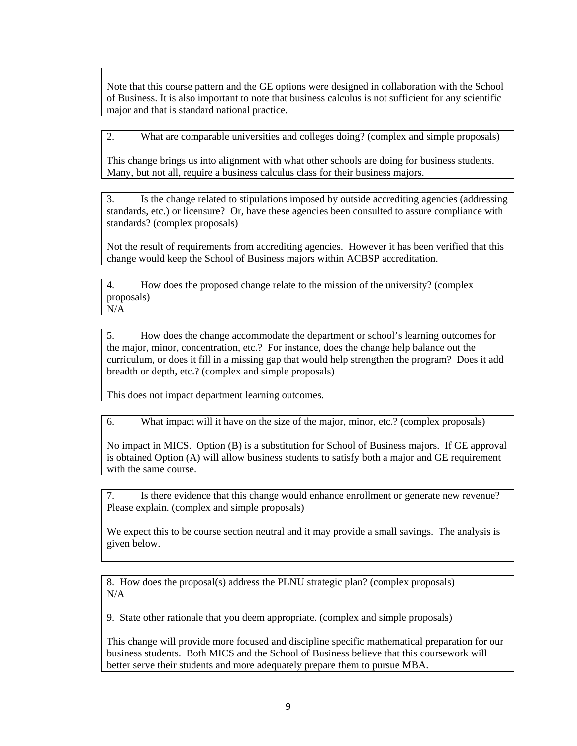Note that this course pattern and the GE options were designed in collaboration with the School of Business. It is also important to note that business calculus is not sufficient for any scientific major and that is standard national practice.

2. What are comparable universities and colleges doing? (complex and simple proposals)

This change brings us into alignment with what other schools are doing for business students. Many, but not all, require a business calculus class for their business majors.

3. Is the change related to stipulations imposed by outside accrediting agencies (addressing standards, etc.) or licensure? Or, have these agencies been consulted to assure compliance with standards? (complex proposals)

Not the result of requirements from accrediting agencies. However it has been verified that this change would keep the School of Business majors within ACBSP accreditation.

4. How does the proposed change relate to the mission of the university? (complex proposals)
N/A

5. How does the change accommodate the department or school's learning outcomes for the major, minor, concentration, etc.? For instance, does the change help balance out the curriculum, or does it fill in a missing gap that would help strengthen the program? Does it add breadth or depth, etc.? (complex and simple proposals)

This does not impact department learning outcomes.

6. What impact will it have on the size of the major, minor, etc.? (complex proposals)

No impact in MICS. Option (B) is a substitution for School of Business majors. If GE approval is obtained Option (A) will allow business students to satisfy both a major and GE requirement with the same course.

7. Is there evidence that this change would enhance enrollment or generate new revenue? Please explain. (complex and simple proposals)

We expect this to be course section neutral and it may provide a small savings. The analysis is given below.

8. How does the proposal(s) address the PLNU strategic plan? (complex proposals)
N/A

9. State other rationale that you deem appropriate. (complex and simple proposals)

This change will provide more focused and discipline specific mathematical preparation for our business students. Both MICS and the School of Business believe that this coursework will better serve their students and more adequately prepare them to pursue MBA.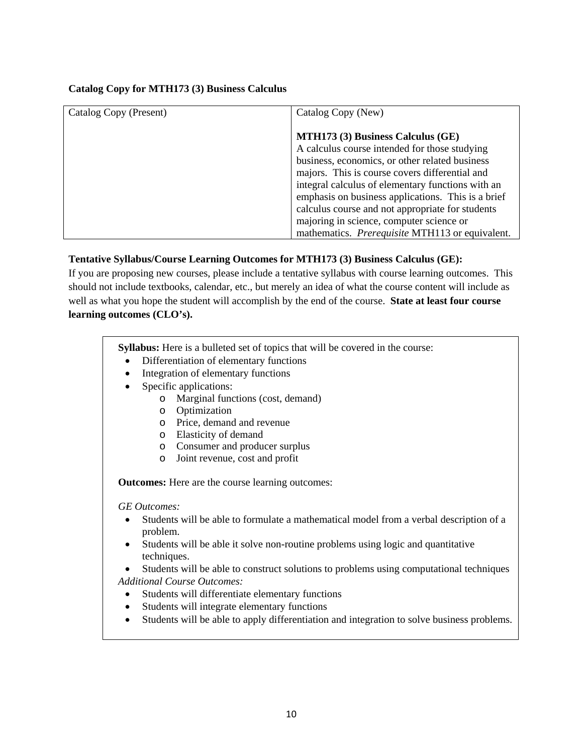**Catalog Copy for MTH173 (3) Business Calculus**

| Catalog Copy (Present) | Catalog Copy (New) |
|---|---|
| | **MTH173 (3) Business Calculus (GE)** A calculus course intended for those studying business, economics, or other related business majors. This is course covers differential and integral calculus of elementary functions with an emphasis on business applications. This is a brief calculus course and not appropriate for students majoring in science, computer science or mathematics. *Prerequisite* MTH113 or equivalent. |

**Tentative Syllabus/Course Learning Outcomes for MTH173 (3) Business Calculus (GE):**

If you are proposing new courses, please include a tentative syllabus with course learning outcomes. This should not include textbooks, calendar, etc., but merely an idea of what the course content will include as well as what you hope the student will accomplish by the end of the course. **State at least four course learning outcomes (CLO's).**

**Syllabus:** Here is a bulleted set of topics that will be covered in the course:

- Differentiation of elementary functions
- Integration of elementary functions
- Specific applications:
  - Marginal functions (cost, demand)
  - Optimization
  - Price, demand and revenue
  - Elasticity of demand
  - Consumer and producer surplus
  - Joint revenue, cost and profit

**Outcomes:** Here are the course learning outcomes:

*GE Outcomes:*

- Students will be able to formulate a mathematical model from a verbal description of a problem.
- Students will be able it solve non-routine problems using logic and quantitative techniques.
- Students will be able to construct solutions to problems using computational techniques

*Additional Course Outcomes:*

- Students will differentiate elementary functions
- Students will integrate elementary functions
- Students will be able to apply differentiation and integration to solve business problems.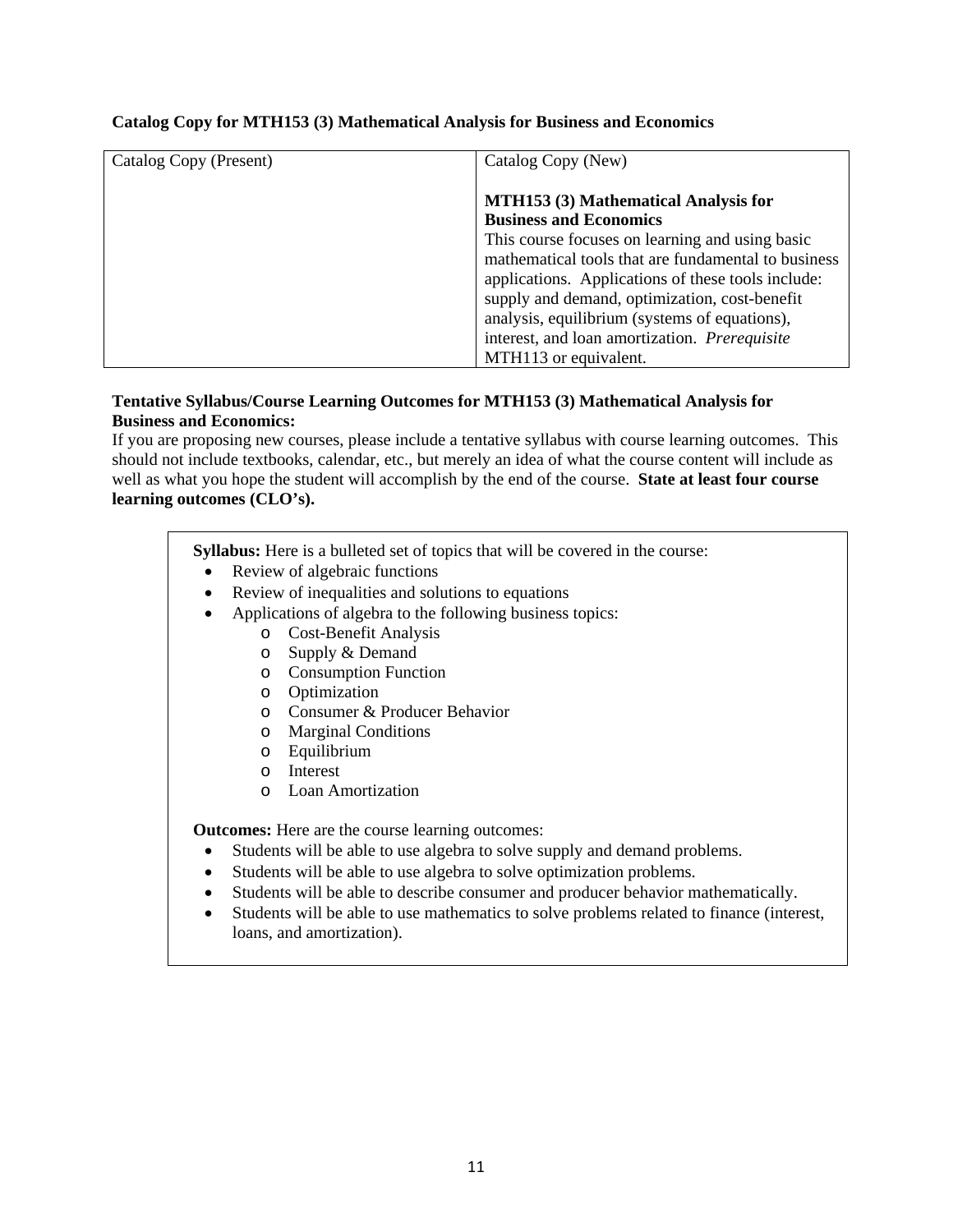**Catalog Copy for MTH153 (3) Mathematical Analysis for Business and Economics**

| Catalog Copy (Present) | Catalog Copy (New) |
|---|---|
| | **MTH153 (3) Mathematical Analysis for Business and Economics** This course focuses on learning and using basic mathematical tools that are fundamental to business applications. Applications of these tools include: supply and demand, optimization, cost-benefit analysis, equilibrium (systems of equations), interest, and loan amortization. *Prerequisite* MTH113 or equivalent. |

**Tentative Syllabus/Course Learning Outcomes for MTH153 (3) Mathematical Analysis for Business and Economics:**
If you are proposing new courses, please include a tentative syllabus with course learning outcomes. This should not include textbooks, calendar, etc., but merely an idea of what the course content will include as well as what you hope the student will accomplish by the end of the course. **State at least four course learning outcomes (CLO's).**

**Syllabus:** Here is a bulleted set of topics that will be covered in the course:

- Review of algebraic functions
- Review of inequalities and solutions to equations
- Applications of algebra to the following business topics:
  - Cost-Benefit Analysis
  - Supply & Demand
  - Consumption Function
  - Optimization
  - Consumer & Producer Behavior
  - Marginal Conditions
  - Equilibrium
  - Interest
  - Loan Amortization

**Outcomes:** Here are the course learning outcomes:

- Students will be able to use algebra to solve supply and demand problems.
- Students will be able to use algebra to solve optimization problems.
- Students will be able to describe consumer and producer behavior mathematically.
- Students will be able to use mathematics to solve problems related to finance (interest, loans, and amortization).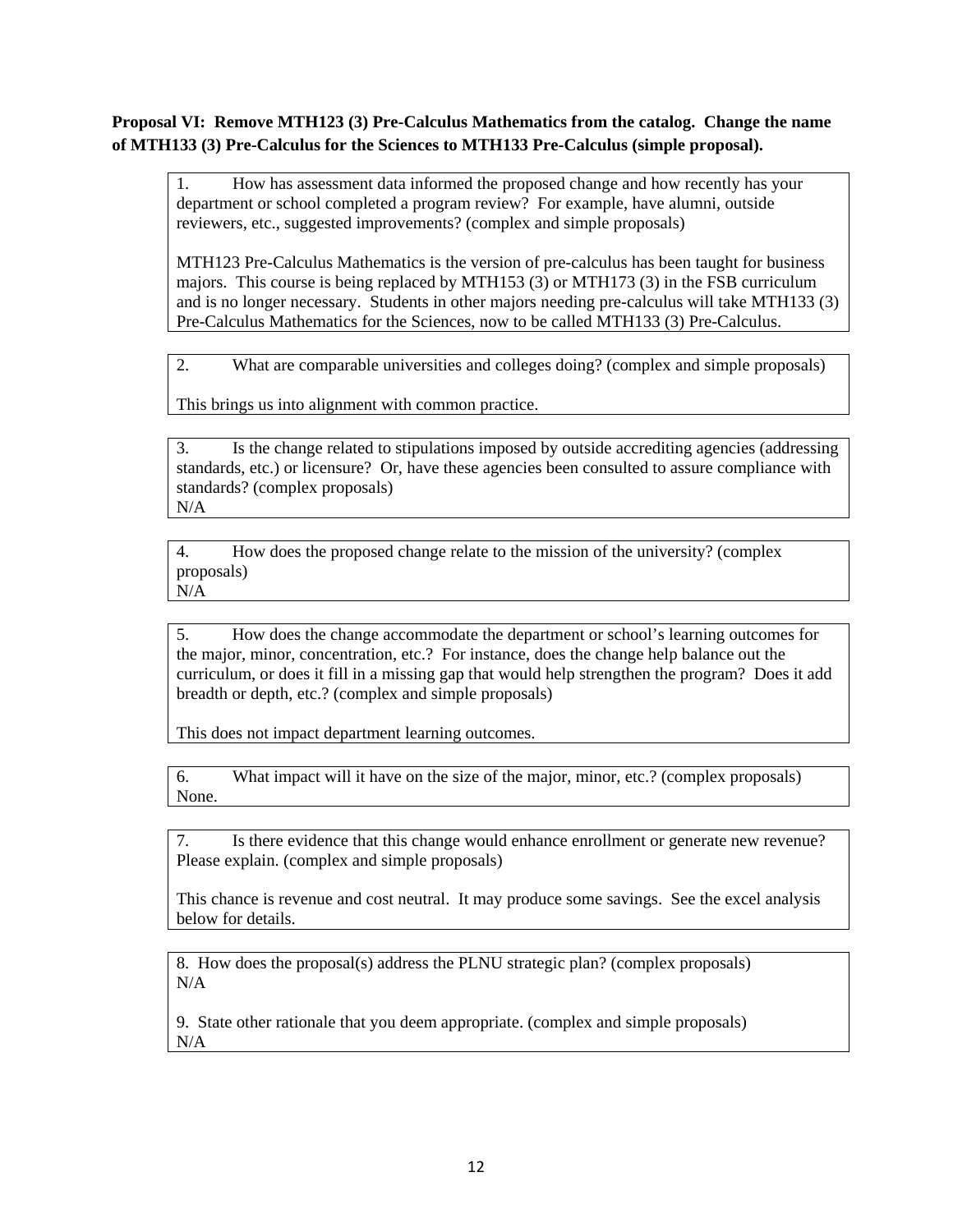**Proposal VI: Remove MTH123 (3) Pre-Calculus Mathematics from the catalog. Change the name of MTH133 (3) Pre-Calculus for the Sciences to MTH133 Pre-Calculus (simple proposal).**

1. How has assessment data informed the proposed change and how recently has your department or school completed a program review? For example, have alumni, outside reviewers, etc., suggested improvements? (complex and simple proposals)

MTH123 Pre-Calculus Mathematics is the version of pre-calculus has been taught for business majors. This course is being replaced by MTH153 (3) or MTH173 (3) in the FSB curriculum and is no longer necessary. Students in other majors needing pre-calculus will take MTH133 (3) Pre-Calculus Mathematics for the Sciences, now to be called MTH133 (3) Pre-Calculus.

2. What are comparable universities and colleges doing? (complex and simple proposals)

This brings us into alignment with common practice.

3. Is the change related to stipulations imposed by outside accrediting agencies (addressing standards, etc.) or licensure? Or, have these agencies been consulted to assure compliance with standards? (complex proposals)
N/A

4. How does the proposed change relate to the mission of the university? (complex proposals)
N/A

5. How does the change accommodate the department or school's learning outcomes for the major, minor, concentration, etc.? For instance, does the change help balance out the curriculum, or does it fill in a missing gap that would help strengthen the program? Does it add breadth or depth, etc.? (complex and simple proposals)

This does not impact department learning outcomes.

6. What impact will it have on the size of the major, minor, etc.? (complex proposals)
None.

7. Is there evidence that this change would enhance enrollment or generate new revenue? Please explain. (complex and simple proposals)

This chance is revenue and cost neutral. It may produce some savings. See the excel analysis below for details.

8. How does the proposal(s) address the PLNU strategic plan? (complex proposals)
N/A

9. State other rationale that you deem appropriate. (complex and simple proposals)
N/A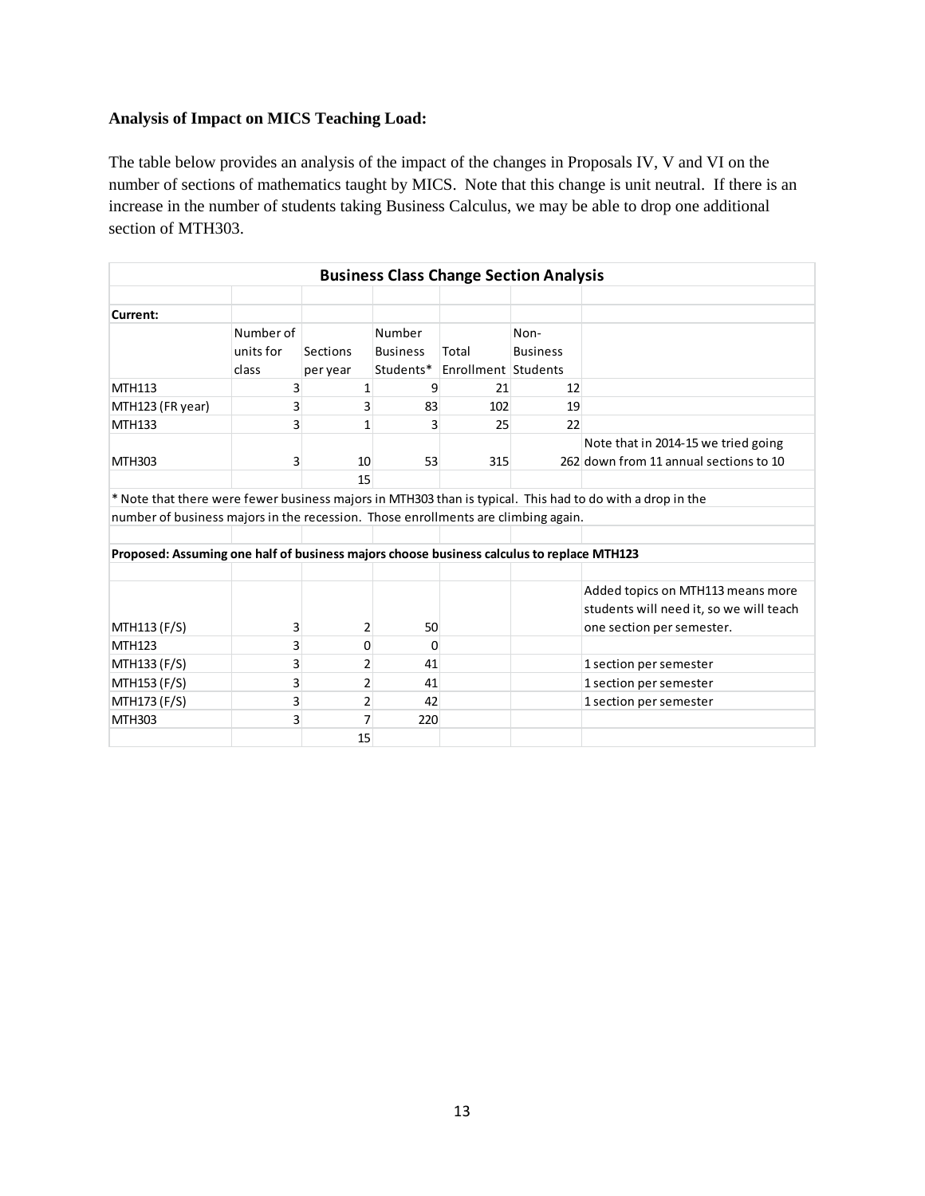**Analysis of Impact on MICS Teaching Load:**

The table below provides an analysis of the impact of the changes in Proposals IV, V and VI on the number of sections of mathematics taught by MICS. Note that this change is unit neutral. If there is an increase in the number of students taking Business Calculus, we may be able to drop one additional section of MTH303.

**Business Class Change Section Analysis**

| **Current:** | Number of units for class | Sections per year | Number Business Students* | Total Enrollment | Non-Business Students | |
|---|---|---|---|---|---|---|
| MTH113 | 3 | 1 | 9 | 21 | 12 | |
| MTH123 (FR year) | 3 | 3 | 83 | 102 | 19 | |
| MTH133 | 3 | 1 | 3 | 25 | 22 | |
| MTH303 | 3 | 10 | 53 | 315 | 262 | Note that in 2014-15 we tried going down from 11 annual sections to 10 |
| | | 15 | | | | |

* Note that there were fewer business majors in MTH303 than is typical. This had to do with a drop in the number of business majors in the recession. Those enrollments are climbing again.

**Proposed: Assuming one half of business majors choose business calculus to replace MTH123**

| | Number of units for class | Sections per year | Number Business Students | | | |
|---|---|---|---|---|---|---|
| MTH113 (F/S) | 3 | 2 | 50 | | | Added topics on MTH113 means more students will need it, so we will teach one section per semester. |
| MTH123 | 3 | 0 | 0 | | | |
| MTH133 (F/S) | 3 | 2 | 41 | | | 1 section per semester |
| MTH153 (F/S) | 3 | 2 | 41 | | | 1 section per semester |
| MTH173 (F/S) | 3 | 2 | 42 | | | 1 section per semester |
| MTH303 | 3 | 7 | 220 | | | |
| | | 15 | | | | |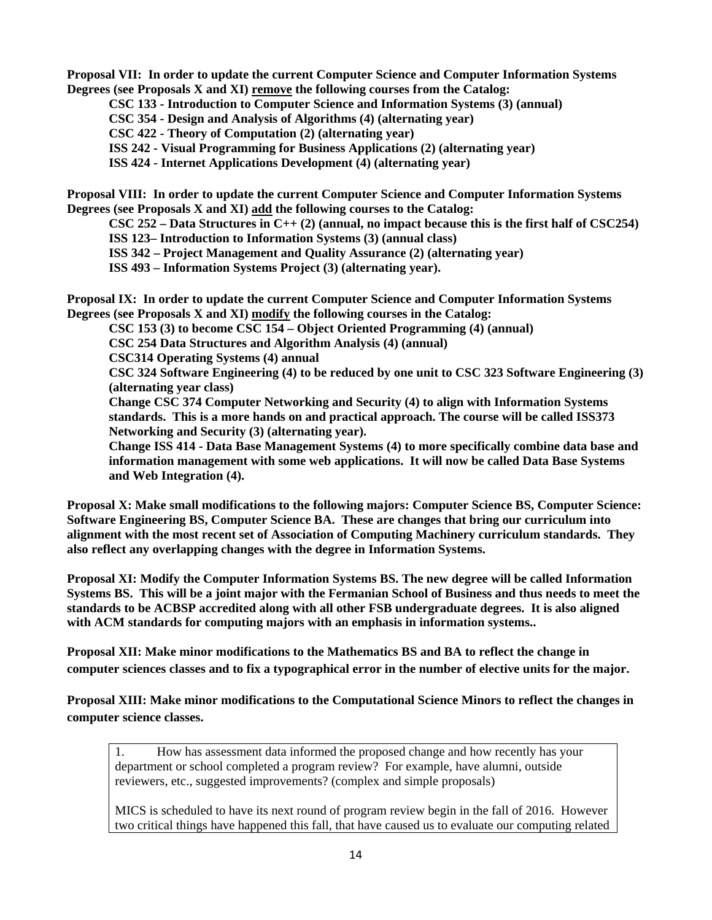**Proposal VII: In order to update the current Computer Science and Computer Information Systems Degrees (see Proposals X and XI) <u>remove</u> the following courses from the Catalog:**

- **CSC 133 - Introduction to Computer Science and Information Systems (3) (annual)**
- **CSC 354 - Design and Analysis of Algorithms (4) (alternating year)**
- **CSC 422 - Theory of Computation (2) (alternating year)**
- **ISS 242 - Visual Programming for Business Applications (2) (alternating year)**
- **ISS 424 - Internet Applications Development (4) (alternating year)**

**Proposal VIII: In order to update the current Computer Science and Computer Information Systems Degrees (see Proposals X and XI) <u>add</u> the following courses to the Catalog:**

- **CSC 252 – Data Structures in C++ (2) (annual, no impact because this is the first half of CSC254)**
- **ISS 123– Introduction to Information Systems (3) (annual class)**
- **ISS 342 – Project Management and Quality Assurance (2) (alternating year)**
- **ISS 493 – Information Systems Project (3) (alternating year).**

**Proposal IX: In order to update the current Computer Science and Computer Information Systems Degrees (see Proposals X and XI) <u>modify</u> the following courses in the Catalog:**

- **CSC 153 (3) to become CSC 154 – Object Oriented Programming (4) (annual)**
- **CSC 254 Data Structures and Algorithm Analysis (4) (annual)**
- **CSC314 Operating Systems (4) annual**
- **CSC 324 Software Engineering (4) to be reduced by one unit to CSC 323 Software Engineering (3) (alternating year class)**
- **Change CSC 374 Computer Networking and Security (4) to align with Information Systems standards. This is a more hands on and practical approach. The course will be called ISS373 Networking and Security (3) (alternating year).**
- **Change ISS 414 - Data Base Management Systems (4) to more specifically combine data base and information management with some web applications. It will now be called Data Base Systems and Web Integration (4).**

**Proposal X: Make small modifications to the following majors: Computer Science BS, Computer Science: Software Engineering BS, Computer Science BA. These are changes that bring our curriculum into alignment with the most recent set of Association of Computing Machinery curriculum standards. They also reflect any overlapping changes with the degree in Information Systems.**

**Proposal XI: Modify the Computer Information Systems BS. The new degree will be called Information Systems BS. This will be a joint major with the Fermanian School of Business and thus needs to meet the standards to be ACBSP accredited along with all other FSB undergraduate degrees. It is also aligned with ACM standards for computing majors with an emphasis in information systems..**

**Proposal XII: Make minor modifications to the Mathematics BS and BA to reflect the change in computer sciences classes and to fix a typographical error in the number of elective units for the major.**

**Proposal XIII: Make minor modifications to the Computational Science Minors to reflect the changes in computer science classes.**

1. How has assessment data informed the proposed change and how recently has your department or school completed a program review? For example, have alumni, outside reviewers, etc., suggested improvements? (complex and simple proposals)

MICS is scheduled to have its next round of program review begin in the fall of 2016. However two critical things have happened this fall, that have caused us to evaluate our computing related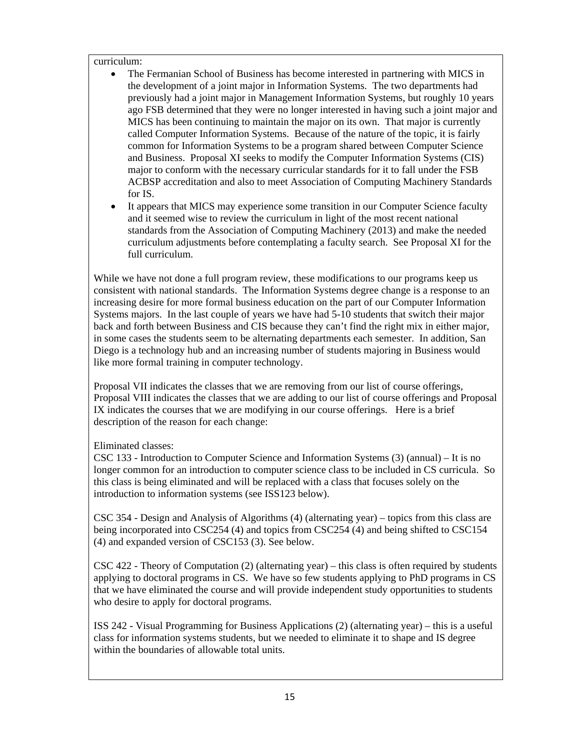curriculum:

- The Fermanian School of Business has become interested in partnering with MICS in the development of a joint major in Information Systems. The two departments had previously had a joint major in Management Information Systems, but roughly 10 years ago FSB determined that they were no longer interested in having such a joint major and MICS has been continuing to maintain the major on its own. That major is currently called Computer Information Systems. Because of the nature of the topic, it is fairly common for Information Systems to be a program shared between Computer Science and Business. Proposal XI seeks to modify the Computer Information Systems (CIS) major to conform with the necessary curricular standards for it to fall under the FSB ACBSP accreditation and also to meet Association of Computing Machinery Standards for IS.
- It appears that MICS may experience some transition in our Computer Science faculty and it seemed wise to review the curriculum in light of the most recent national standards from the Association of Computing Machinery (2013) and make the needed curriculum adjustments before contemplating a faculty search. See Proposal XI for the full curriculum.

While we have not done a full program review, these modifications to our programs keep us consistent with national standards. The Information Systems degree change is a response to an increasing desire for more formal business education on the part of our Computer Information Systems majors. In the last couple of years we have had 5-10 students that switch their major back and forth between Business and CIS because they can't find the right mix in either major, in some cases the students seem to be alternating departments each semester. In addition, San Diego is a technology hub and an increasing number of students majoring in Business would like more formal training in computer technology.

Proposal VII indicates the classes that we are removing from our list of course offerings, Proposal VIII indicates the classes that we are adding to our list of course offerings and Proposal IX indicates the courses that we are modifying in our course offerings. Here is a brief description of the reason for each change:

Eliminated classes:

CSC 133 - Introduction to Computer Science and Information Systems (3) (annual) – It is no longer common for an introduction to computer science class to be included in CS curricula. So this class is being eliminated and will be replaced with a class that focuses solely on the introduction to information systems (see ISS123 below).

CSC 354 - Design and Analysis of Algorithms (4) (alternating year) – topics from this class are being incorporated into CSC254 (4) and topics from CSC254 (4) and being shifted to CSC154 (4) and expanded version of CSC153 (3). See below.

CSC 422 - Theory of Computation (2) (alternating year) – this class is often required by students applying to doctoral programs in CS. We have so few students applying to PhD programs in CS that we have eliminated the course and will provide independent study opportunities to students who desire to apply for doctoral programs.

ISS 242 - Visual Programming for Business Applications (2) (alternating year) – this is a useful class for information systems students, but we needed to eliminate it to shape and IS degree within the boundaries of allowable total units.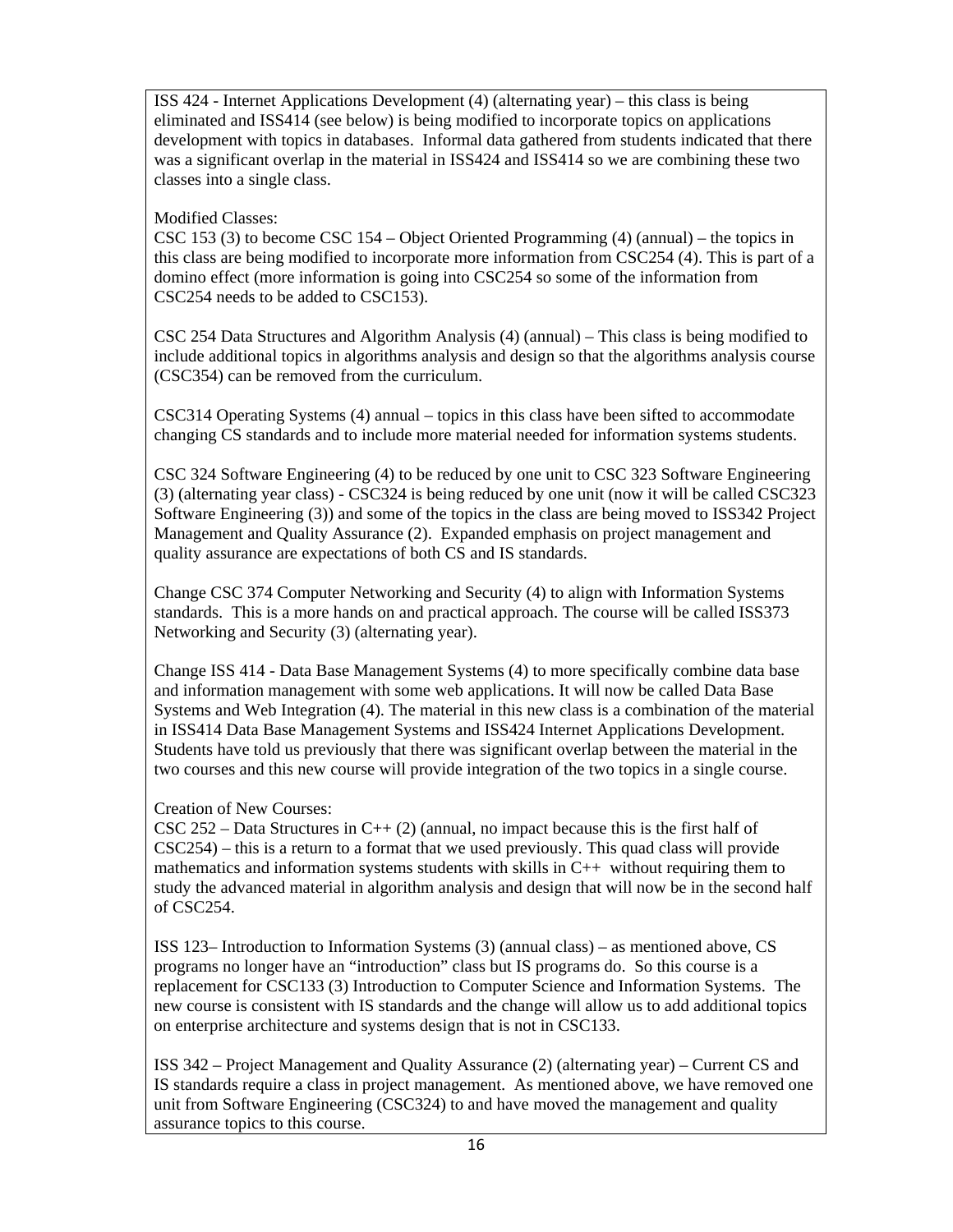ISS 424 - Internet Applications Development (4) (alternating year) – this class is being eliminated and ISS414 (see below) is being modified to incorporate topics on applications development with topics in databases. Informal data gathered from students indicated that there was a significant overlap in the material in ISS424 and ISS414 so we are combining these two classes into a single class.

Modified Classes:
CSC 153 (3) to become CSC 154 – Object Oriented Programming (4) (annual) – the topics in this class are being modified to incorporate more information from CSC254 (4). This is part of a domino effect (more information is going into CSC254 so some of the information from CSC254 needs to be added to CSC153).

CSC 254 Data Structures and Algorithm Analysis (4) (annual) – This class is being modified to include additional topics in algorithms analysis and design so that the algorithms analysis course (CSC354) can be removed from the curriculum.

CSC314 Operating Systems (4) annual – topics in this class have been sifted to accommodate changing CS standards and to include more material needed for information systems students.

CSC 324 Software Engineering (4) to be reduced by one unit to CSC 323 Software Engineering (3) (alternating year class) - CSC324 is being reduced by one unit (now it will be called CSC323 Software Engineering (3)) and some of the topics in the class are being moved to ISS342 Project Management and Quality Assurance (2). Expanded emphasis on project management and quality assurance are expectations of both CS and IS standards.

Change CSC 374 Computer Networking and Security (4) to align with Information Systems standards. This is a more hands on and practical approach. The course will be called ISS373 Networking and Security (3) (alternating year).

Change ISS 414 - Data Base Management Systems (4) to more specifically combine data base and information management with some web applications. It will now be called Data Base Systems and Web Integration (4). The material in this new class is a combination of the material in ISS414 Data Base Management Systems and ISS424 Internet Applications Development. Students have told us previously that there was significant overlap between the material in the two courses and this new course will provide integration of the two topics in a single course.

Creation of New Courses:
CSC 252 – Data Structures in C++ (2) (annual, no impact because this is the first half of CSC254) – this is a return to a format that we used previously. This quad class will provide mathematics and information systems students with skills in C++ without requiring them to study the advanced material in algorithm analysis and design that will now be in the second half of CSC254.

ISS 123– Introduction to Information Systems (3) (annual class) – as mentioned above, CS programs no longer have an "introduction" class but IS programs do. So this course is a replacement for CSC133 (3) Introduction to Computer Science and Information Systems. The new course is consistent with IS standards and the change will allow us to add additional topics on enterprise architecture and systems design that is not in CSC133.

ISS 342 – Project Management and Quality Assurance (2) (alternating year) – Current CS and IS standards require a class in project management. As mentioned above, we have removed one unit from Software Engineering (CSC324) to and have moved the management and quality assurance topics to this course.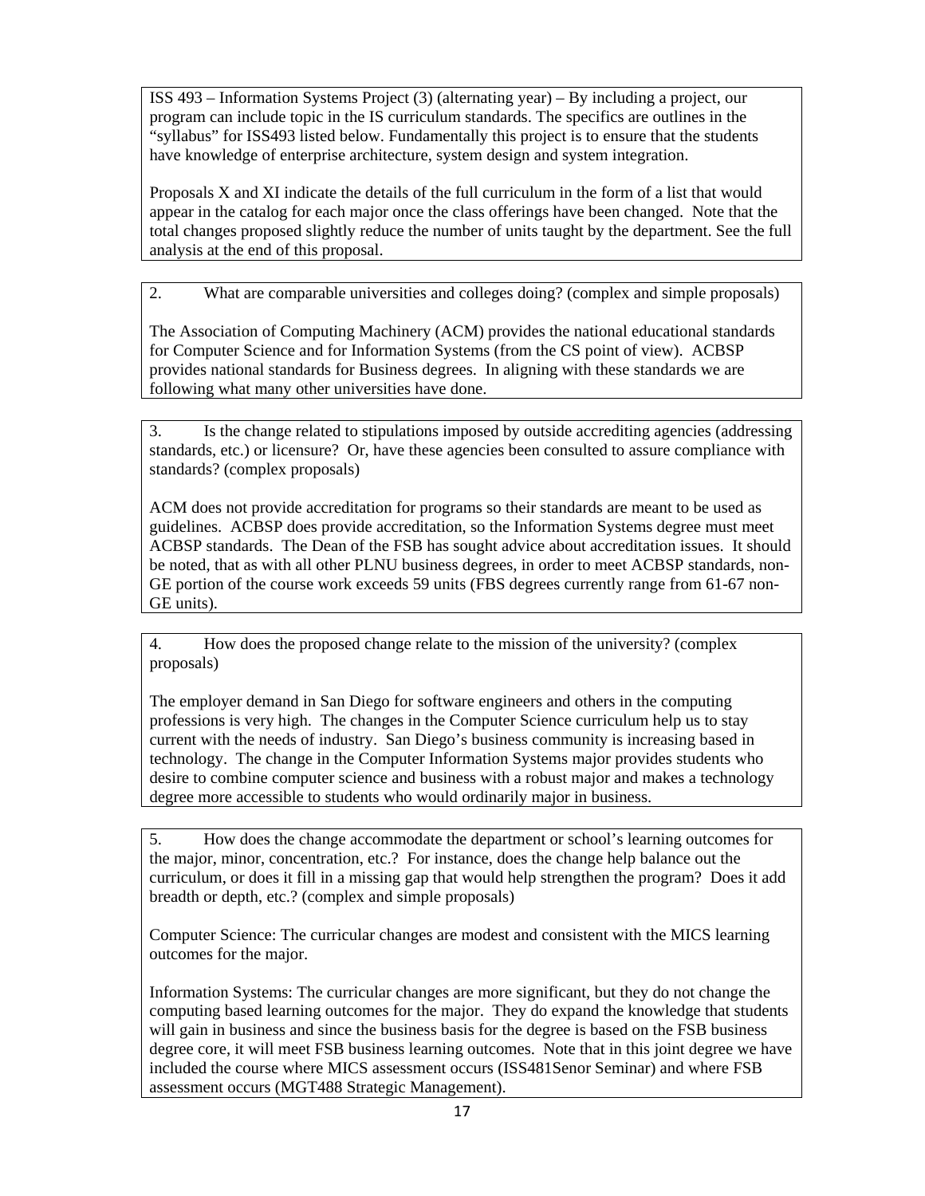ISS 493 – Information Systems Project (3) (alternating year) – By including a project, our program can include topic in the IS curriculum standards. The specifics are outlines in the "syllabus" for ISS493 listed below. Fundamentally this project is to ensure that the students have knowledge of enterprise architecture, system design and system integration.

Proposals X and XI indicate the details of the full curriculum in the form of a list that would appear in the catalog for each major once the class offerings have been changed. Note that the total changes proposed slightly reduce the number of units taught by the department. See the full analysis at the end of this proposal.

2. What are comparable universities and colleges doing? (complex and simple proposals)

The Association of Computing Machinery (ACM) provides the national educational standards for Computer Science and for Information Systems (from the CS point of view). ACBSP provides national standards for Business degrees. In aligning with these standards we are following what many other universities have done.

3. Is the change related to stipulations imposed by outside accrediting agencies (addressing standards, etc.) or licensure? Or, have these agencies been consulted to assure compliance with standards? (complex proposals)

ACM does not provide accreditation for programs so their standards are meant to be used as guidelines. ACBSP does provide accreditation, so the Information Systems degree must meet ACBSP standards. The Dean of the FSB has sought advice about accreditation issues. It should be noted, that as with all other PLNU business degrees, in order to meet ACBSP standards, non-GE portion of the course work exceeds 59 units (FBS degrees currently range from 61-67 non-GE units).

4. How does the proposed change relate to the mission of the university? (complex proposals)

The employer demand in San Diego for software engineers and others in the computing professions is very high. The changes in the Computer Science curriculum help us to stay current with the needs of industry. San Diego's business community is increasing based in technology. The change in the Computer Information Systems major provides students who desire to combine computer science and business with a robust major and makes a technology degree more accessible to students who would ordinarily major in business.

5. How does the change accommodate the department or school's learning outcomes for the major, minor, concentration, etc.? For instance, does the change help balance out the curriculum, or does it fill in a missing gap that would help strengthen the program? Does it add breadth or depth, etc.? (complex and simple proposals)

Computer Science: The curricular changes are modest and consistent with the MICS learning outcomes for the major.

Information Systems: The curricular changes are more significant, but they do not change the computing based learning outcomes for the major. They do expand the knowledge that students will gain in business and since the business basis for the degree is based on the FSB business degree core, it will meet FSB business learning outcomes. Note that in this joint degree we have included the course where MICS assessment occurs (ISS481Senor Seminar) and where FSB assessment occurs (MGT488 Strategic Management).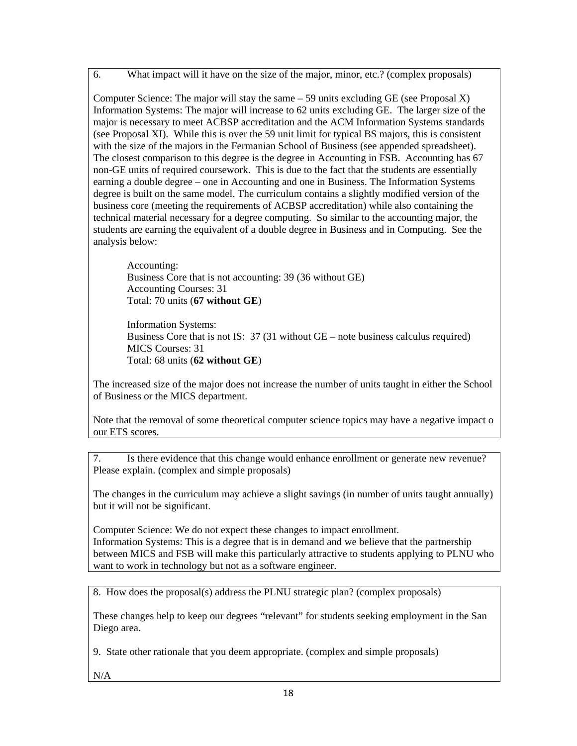6. What impact will it have on the size of the major, minor, etc.? (complex proposals)

Computer Science: The major will stay the same – 59 units excluding GE (see Proposal X)
Information Systems: The major will increase to 62 units excluding GE. The larger size of the major is necessary to meet ACBSP accreditation and the ACM Information Systems standards (see Proposal XI). While this is over the 59 unit limit for typical BS majors, this is consistent with the size of the majors in the Fermanian School of Business (see appended spreadsheet). The closest comparison to this degree is the degree in Accounting in FSB. Accounting has 67 non-GE units of required coursework. This is due to the fact that the students are essentially earning a double degree – one in Accounting and one in Business. The Information Systems degree is built on the same model. The curriculum contains a slightly modified version of the business core (meeting the requirements of ACBSP accreditation) while also containing the technical material necessary for a degree computing. So similar to the accounting major, the students are earning the equivalent of a double degree in Business and in Computing. See the analysis below:

Accounting:
Business Core that is not accounting: 39 (36 without GE)
Accounting Courses: 31
Total: 70 units (**67 without GE**)

Information Systems:
Business Core that is not IS: 37 (31 without GE – note business calculus required)
MICS Courses: 31
Total: 68 units (**62 without GE**)

The increased size of the major does not increase the number of units taught in either the School of Business or the MICS department.

Note that the removal of some theoretical computer science topics may have a negative impact o our ETS scores.

7. Is there evidence that this change would enhance enrollment or generate new revenue? Please explain. (complex and simple proposals)

The changes in the curriculum may achieve a slight savings (in number of units taught annually) but it will not be significant.

Computer Science: We do not expect these changes to impact enrollment.
Information Systems: This is a degree that is in demand and we believe that the partnership between MICS and FSB will make this particularly attractive to students applying to PLNU who want to work in technology but not as a software engineer.

8. How does the proposal(s) address the PLNU strategic plan? (complex proposals)

These changes help to keep our degrees "relevant" for students seeking employment in the San Diego area.

9. State other rationale that you deem appropriate. (complex and simple proposals)

N/A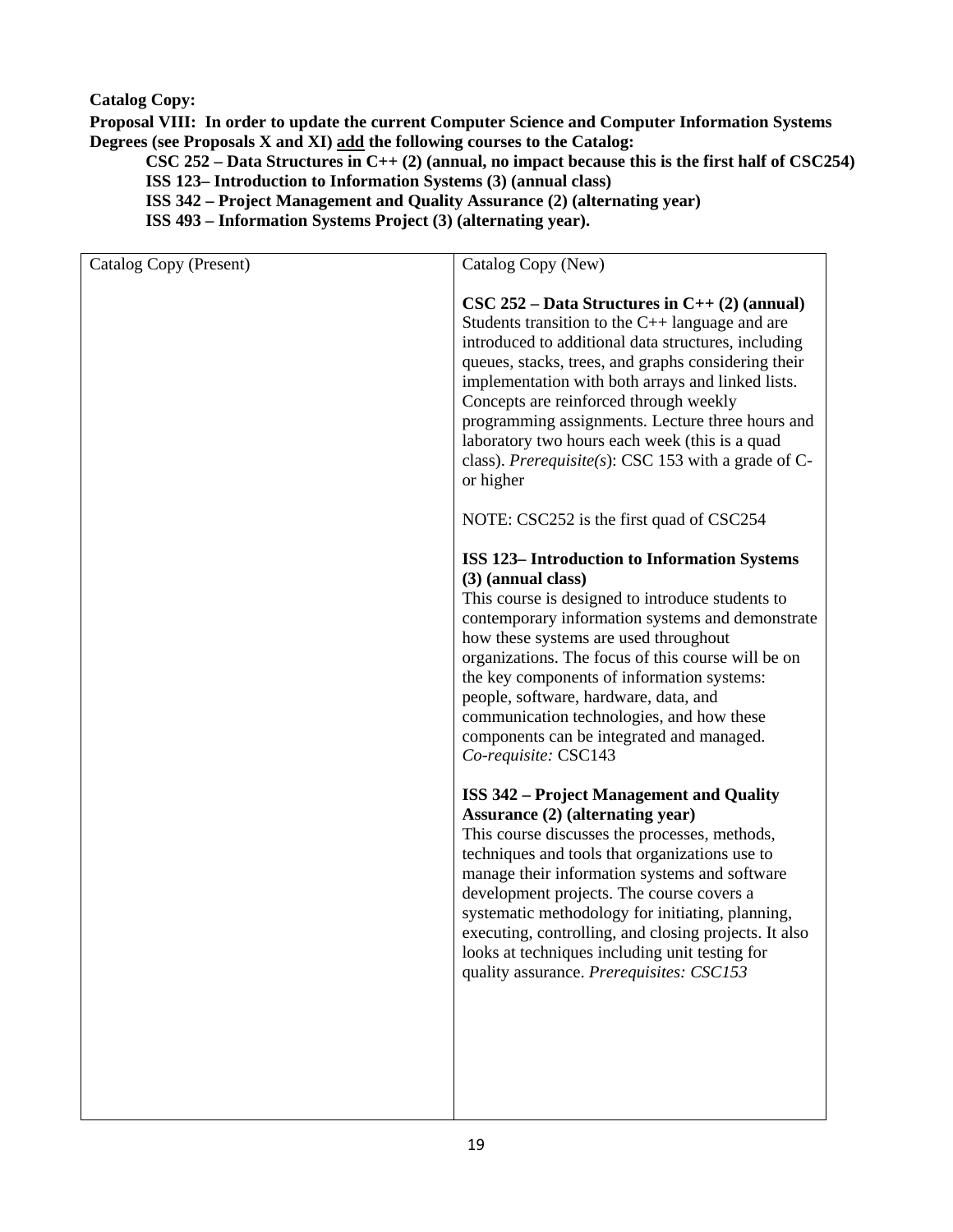**Catalog Copy:**

**Proposal VIII: In order to update the current Computer Science and Computer Information Systems Degrees (see Proposals X and XI) add the following courses to the Catalog:**

**CSC 252 – Data Structures in C++ (2) (annual, no impact because this is the first half of CSC254)**
**ISS 123– Introduction to Information Systems (3) (annual class)**
**ISS 342 – Project Management and Quality Assurance (2) (alternating year)**
**ISS 493 – Information Systems Project (3) (alternating year).**

| Catalog Copy (Present) | Catalog Copy (New) |
|---|---|
| | **CSC 252 – Data Structures in C++ (2) (annual)** Students transition to the C++ language and are introduced to additional data structures, including queues, stacks, trees, and graphs considering their implementation with both arrays and linked lists. Concepts are reinforced through weekly programming assignments. Lecture three hours and laboratory two hours each week (this is a quad class). *Prerequisite(s)*: CSC 153 with a grade of C- or higher<br><br>NOTE: CSC252 is the first quad of CSC254<br><br>**ISS 123– Introduction to Information Systems (3) (annual class)** This course is designed to introduce students to contemporary information systems and demonstrate how these systems are used throughout organizations. The focus of this course will be on the key components of information systems: people, software, hardware, data, and communication technologies, and how these components can be integrated and managed. *Co-requisite:* CSC143<br><br>**ISS 342 – Project Management and Quality Assurance (2) (alternating year)** This course discusses the processes, methods, techniques and tools that organizations use to manage their information systems and software development projects. The course covers a systematic methodology for initiating, planning, executing, controlling, and closing projects. It also looks at techniques including unit testing for quality assurance. *Prerequisites: CSC153* |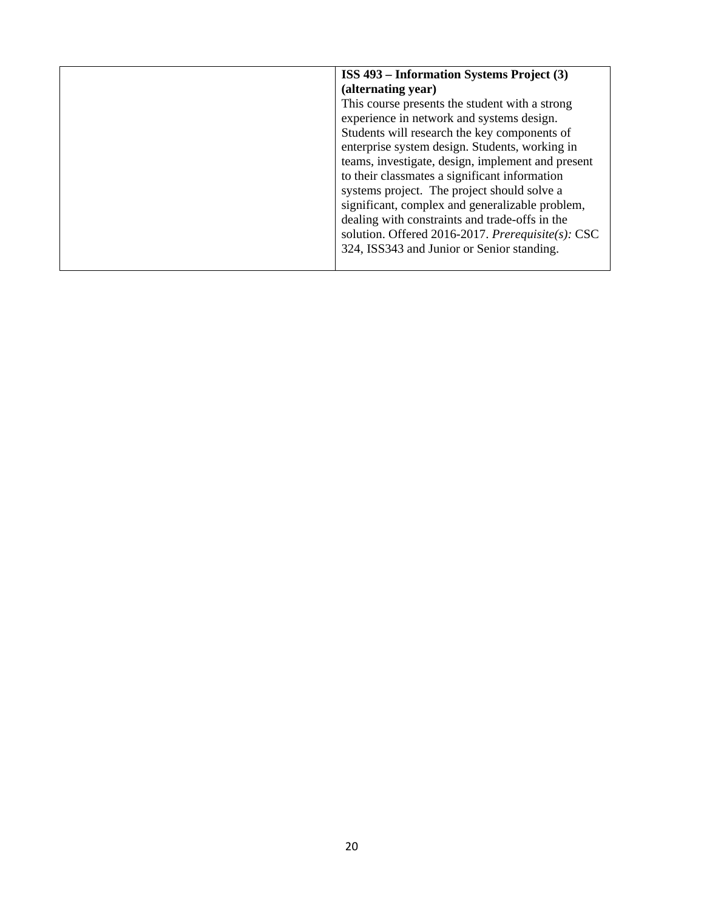|  | **ISS 493 – Information Systems Project (3) (alternating year)**<br>This course presents the student with a strong experience in network and systems design. Students will research the key components of enterprise system design. Students, working in teams, investigate, design, implement and present to their classmates a significant information systems project. The project should solve a significant, complex and generalizable problem, dealing with constraints and trade-offs in the solution. Offered 2016-2017. *Prerequisite(s):* CSC 324, ISS343 and Junior or Senior standing. |
|---|---|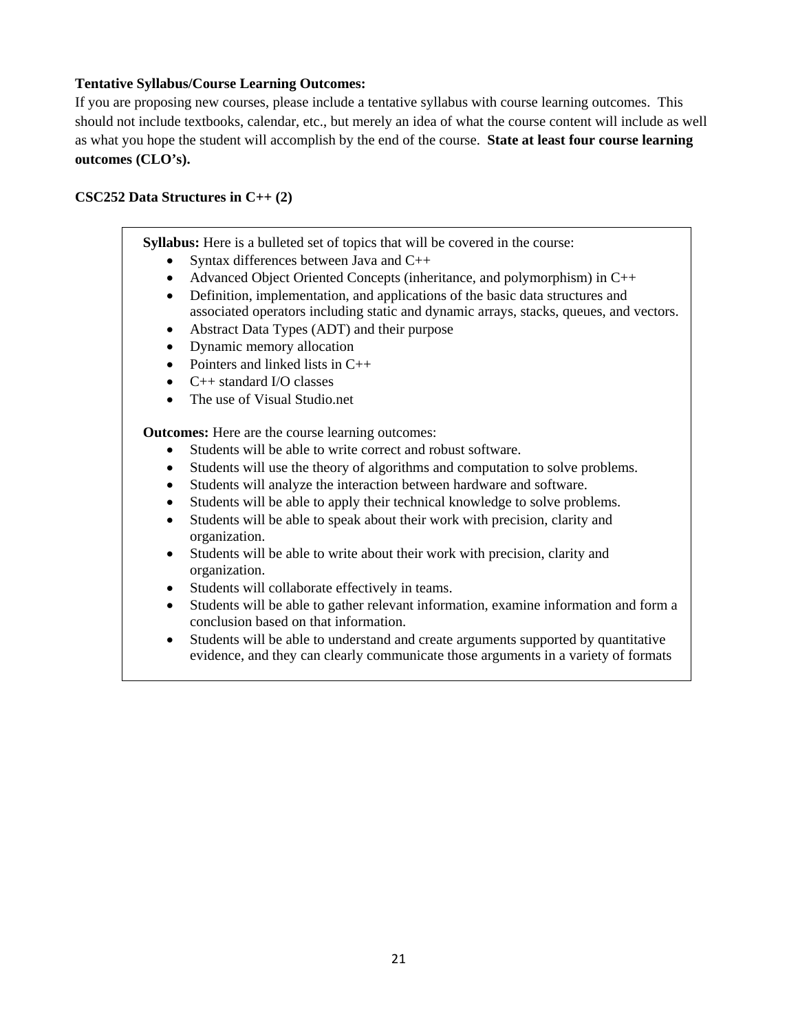**Tentative Syllabus/Course Learning Outcomes:**
If you are proposing new courses, please include a tentative syllabus with course learning outcomes. This should not include textbooks, calendar, etc., but merely an idea of what the course content will include as well as what you hope the student will accomplish by the end of the course. **State at least four course learning outcomes (CLO's).**

**CSC252 Data Structures in C++ (2)**

**Syllabus:** Here is a bulleted set of topics that will be covered in the course:

- Syntax differences between Java and C++
- Advanced Object Oriented Concepts (inheritance, and polymorphism) in C++
- Definition, implementation, and applications of the basic data structures and associated operators including static and dynamic arrays, stacks, queues, and vectors.
- Abstract Data Types (ADT) and their purpose
- Dynamic memory allocation
- Pointers and linked lists in C++
- C++ standard I/O classes
- The use of Visual Studio.net

**Outcomes:** Here are the course learning outcomes:

- Students will be able to write correct and robust software.
- Students will use the theory of algorithms and computation to solve problems.
- Students will analyze the interaction between hardware and software.
- Students will be able to apply their technical knowledge to solve problems.
- Students will be able to speak about their work with precision, clarity and organization.
- Students will be able to write about their work with precision, clarity and organization.
- Students will collaborate effectively in teams.
- Students will be able to gather relevant information, examine information and form a conclusion based on that information.
- Students will be able to understand and create arguments supported by quantitative evidence, and they can clearly communicate those arguments in a variety of formats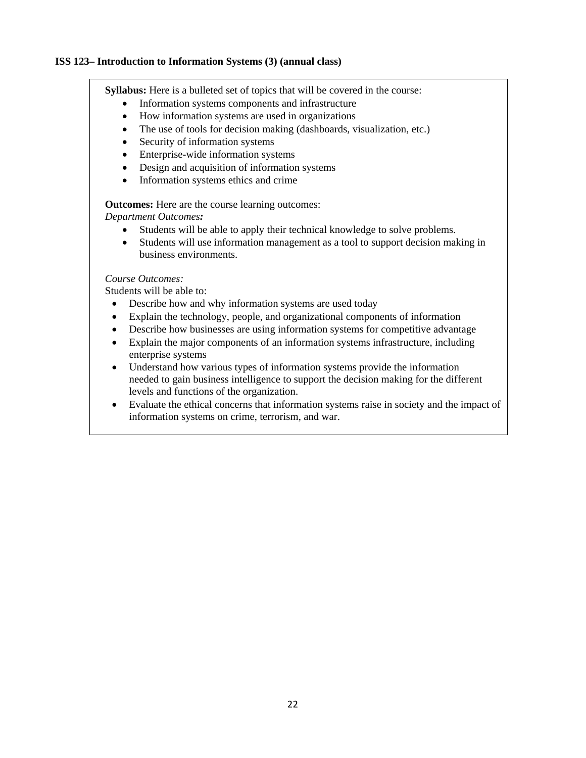**ISS 123– Introduction to Information Systems (3) (annual class)**

**Syllabus:** Here is a bulleted set of topics that will be covered in the course:

- Information systems components and infrastructure
- How information systems are used in organizations
- The use of tools for decision making (dashboards, visualization, etc.)
- Security of information systems
- Enterprise-wide information systems
- Design and acquisition of information systems
- Information systems ethics and crime

**Outcomes:** Here are the course learning outcomes:

*Department Outcomes:*

- Students will be able to apply their technical knowledge to solve problems.
- Students will use information management as a tool to support decision making in business environments.

*Course Outcomes:*

Students will be able to:

- Describe how and why information systems are used today
- Explain the technology, people, and organizational components of information
- Describe how businesses are using information systems for competitive advantage
- Explain the major components of an information systems infrastructure, including enterprise systems
- Understand how various types of information systems provide the information needed to gain business intelligence to support the decision making for the different levels and functions of the organization.
- Evaluate the ethical concerns that information systems raise in society and the impact of information systems on crime, terrorism, and war.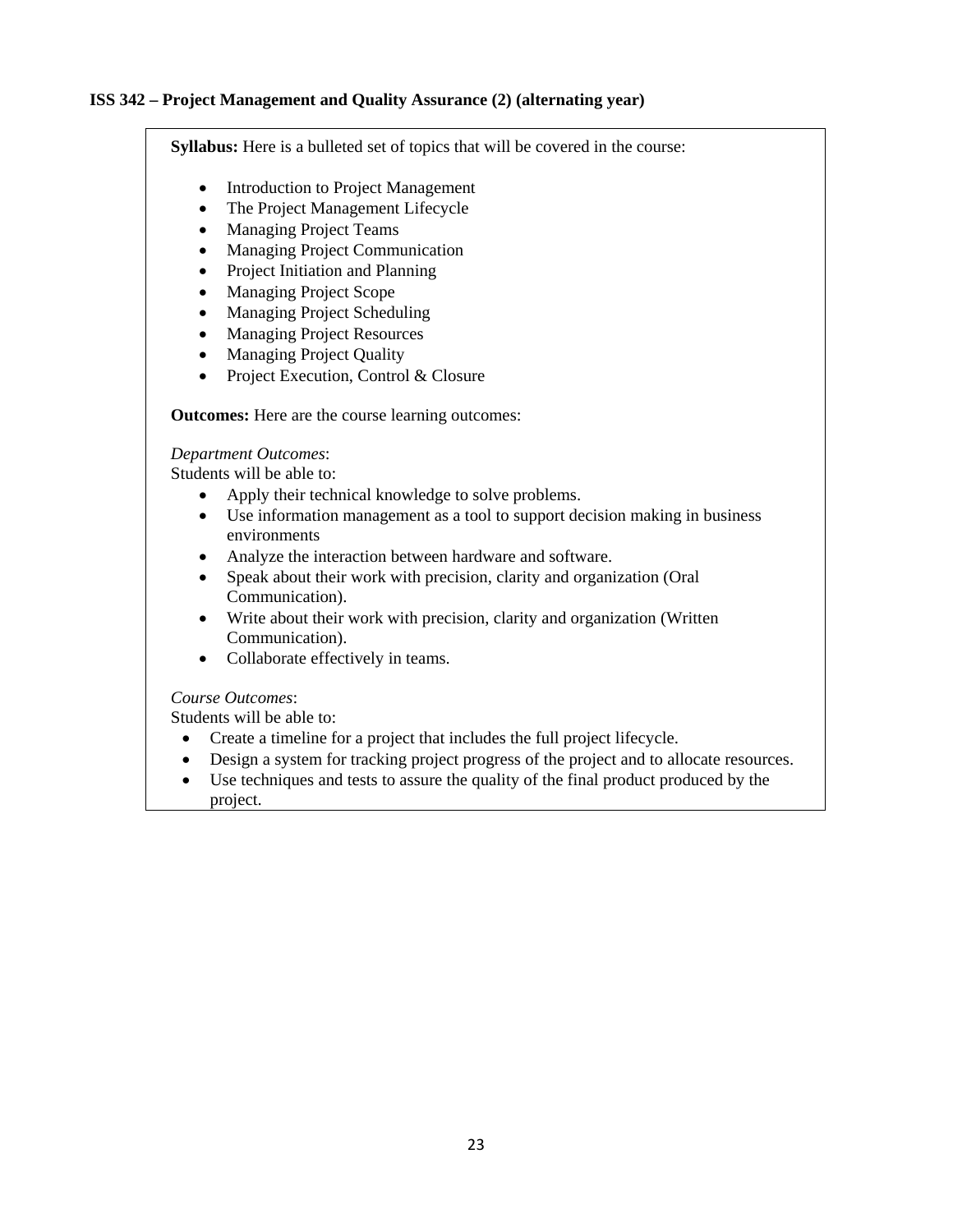**ISS 342 – Project Management and Quality Assurance (2) (alternating year)**

**Syllabus:** Here is a bulleted set of topics that will be covered in the course:

- Introduction to Project Management
- The Project Management Lifecycle
- Managing Project Teams
- Managing Project Communication
- Project Initiation and Planning
- Managing Project Scope
- Managing Project Scheduling
- Managing Project Resources
- Managing Project Quality
- Project Execution, Control & Closure

**Outcomes:** Here are the course learning outcomes:

*Department Outcomes*:
Students will be able to:

- Apply their technical knowledge to solve problems.
- Use information management as a tool to support decision making in business environments
- Analyze the interaction between hardware and software.
- Speak about their work with precision, clarity and organization (Oral Communication).
- Write about their work with precision, clarity and organization (Written Communication).
- Collaborate effectively in teams.

*Course Outcomes*:
Students will be able to:

- Create a timeline for a project that includes the full project lifecycle.
- Design a system for tracking project progress of the project and to allocate resources.
- Use techniques and tests to assure the quality of the final product produced by the project.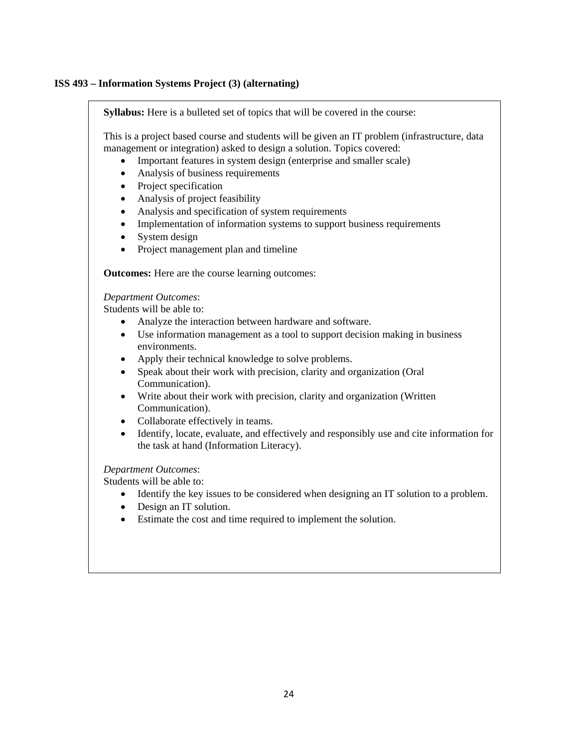**ISS 493 – Information Systems Project (3) (alternating)**

**Syllabus:** Here is a bulleted set of topics that will be covered in the course:

This is a project based course and students will be given an IT problem (infrastructure, data management or integration) asked to design a solution. Topics covered:

- Important features in system design (enterprise and smaller scale)
- Analysis of business requirements
- Project specification
- Analysis of project feasibility
- Analysis and specification of system requirements
- Implementation of information systems to support business requirements
- System design
- Project management plan and timeline

**Outcomes:** Here are the course learning outcomes:

*Department Outcomes*:
Students will be able to:

- Analyze the interaction between hardware and software.
- Use information management as a tool to support decision making in business environments.
- Apply their technical knowledge to solve problems.
- Speak about their work with precision, clarity and organization (Oral Communication).
- Write about their work with precision, clarity and organization (Written Communication).
- Collaborate effectively in teams.
- Identify, locate, evaluate, and effectively and responsibly use and cite information for the task at hand (Information Literacy).

*Department Outcomes*:
Students will be able to:

- Identify the key issues to be considered when designing an IT solution to a problem.
- Design an IT solution.
- Estimate the cost and time required to implement the solution.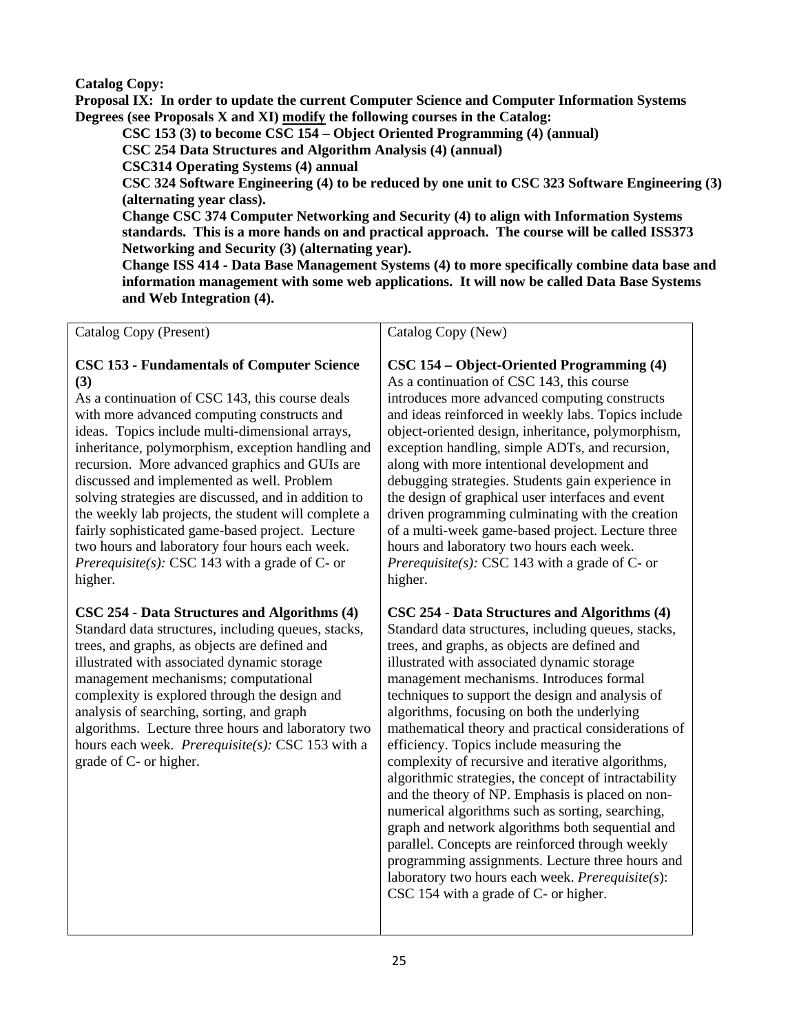**Catalog Copy:**

**Proposal IX: In order to update the current Computer Science and Computer Information Systems Degrees (see Proposals X and XI) modify the following courses in the Catalog:**

**CSC 153 (3) to become CSC 154 – Object Oriented Programming (4) (annual)**

**CSC 254 Data Structures and Algorithm Analysis (4) (annual)**

**CSC314 Operating Systems (4) annual**

**CSC 324 Software Engineering (4) to be reduced by one unit to CSC 323 Software Engineering (3) (alternating year class).**

**Change CSC 374 Computer Networking and Security (4) to align with Information Systems standards. This is a more hands on and practical approach. The course will be called ISS373 Networking and Security (3) (alternating year).**

**Change ISS 414 - Data Base Management Systems (4) to more specifically combine data base and information management with some web applications. It will now be called Data Base Systems and Web Integration (4).**

| Catalog Copy (Present) | Catalog Copy (New) |
|---|---|
| **CSC 153 - Fundamentals of Computer Science (3)**<br>As a continuation of CSC 143, this course deals with more advanced computing constructs and ideas. Topics include multi-dimensional arrays, inheritance, polymorphism, exception handling and recursion. More advanced graphics and GUIs are discussed and implemented as well. Problem solving strategies are discussed, and in addition to the weekly lab projects, the student will complete a fairly sophisticated game-based project. Lecture two hours and laboratory four hours each week. *Prerequisite(s):* CSC 143 with a grade of C- or higher. | **CSC 154 – Object-Oriented Programming (4)**<br>As a continuation of CSC 143, this course introduces more advanced computing constructs and ideas reinforced in weekly labs. Topics include object-oriented design, inheritance, polymorphism, exception handling, simple ADTs, and recursion, along with more intentional development and debugging strategies. Students gain experience in the design of graphical user interfaces and event driven programming culminating with the creation of a multi-week game-based project. Lecture three hours and laboratory two hours each week. *Prerequisite(s):* CSC 143 with a grade of C- or higher. |
| **CSC 254 - Data Structures and Algorithms (4)**<br>Standard data structures, including queues, stacks, trees, and graphs, as objects are defined and illustrated with associated dynamic storage management mechanisms; computational complexity is explored through the design and analysis of searching, sorting, and graph algorithms. Lecture three hours and laboratory two hours each week. *Prerequisite(s):* CSC 153 with a grade of C- or higher. | **CSC 254 - Data Structures and Algorithms (4)**<br>Standard data structures, including queues, stacks, trees, and graphs, as objects are defined and illustrated with associated dynamic storage management mechanisms. Introduces formal techniques to support the design and analysis of algorithms, focusing on both the underlying mathematical theory and practical considerations of efficiency. Topics include measuring the complexity of recursive and iterative algorithms, algorithmic strategies, the concept of intractability and the theory of NP. Emphasis is placed on non-numerical algorithms such as sorting, searching, graph and network algorithms both sequential and parallel. Concepts are reinforced through weekly programming assignments. Lecture three hours and laboratory two hours each week. *Prerequisite(s)*: CSC 154 with a grade of C- or higher. |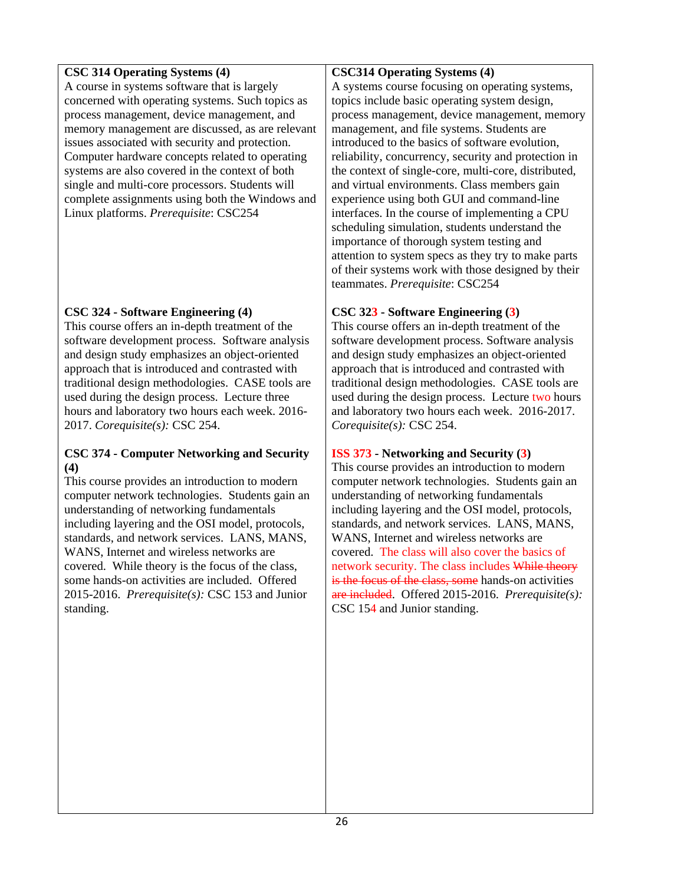| | |
|---|---|
| **CSC 314 Operating Systems (4)**<br>A course in systems software that is largely concerned with operating systems. Such topics as process management, device management, and memory management are discussed, as are relevant issues associated with security and protection. Computer hardware concepts related to operating systems are also covered in the context of both single and multi-core processors. Students will complete assignments using both the Windows and Linux platforms. *Prerequisite*: CSC254 | **CSC314 Operating Systems (4)**<br>A systems course focusing on operating systems, topics include basic operating system design, process management, device management, memory management, and file systems. Students are introduced to the basics of software evolution, reliability, concurrency, security and protection in the context of single-core, multi-core, distributed, and virtual environments. Class members gain experience using both GUI and command-line interfaces. In the course of implementing a CPU scheduling simulation, students understand the importance of thorough system testing and attention to system specs as they try to make parts of their systems work with those designed by their teammates. *Prerequisite*: CSC254 |
| **CSC 324 - Software Engineering (4)**<br>This course offers an in-depth treatment of the software development process. Software analysis and design study emphasizes an object-oriented approach that is introduced and contrasted with traditional design methodologies. CASE tools are used during the design process. Lecture three hours and laboratory two hours each week. 2016-2017. *Corequisite(s):* CSC 254. | **CSC 323 - Software Engineering (3)**<br>This course offers an in-depth treatment of the software development process. Software analysis and design study emphasizes an object-oriented approach that is introduced and contrasted with traditional design methodologies. CASE tools are used during the design process. Lecture two hours and laboratory two hours each week. 2016-2017. *Corequisite(s):* CSC 254. |
| **CSC 374 - Computer Networking and Security (4)**<br>This course provides an introduction to modern computer network technologies. Students gain an understanding of networking fundamentals including layering and the OSI model, protocols, standards, and network services. LANS, MANS, WANS, Internet and wireless networks are covered. While theory is the focus of the class, some hands-on activities are included. Offered 2015-2016. *Prerequisite(s):* CSC 153 and Junior standing. | **ISS 373 - Networking and Security (3)**<br>This course provides an introduction to modern computer network technologies. Students gain an understanding of networking fundamentals including layering and the OSI model, protocols, standards, and network services. LANS, MANS, WANS, Internet and wireless networks are covered. The class will also cover the basics of network security. The class includes ~~While theory is the focus of the class, some~~ hands-on activities ~~are included~~. Offered 2015-2016. *Prerequisite(s):* CSC 154 and Junior standing. |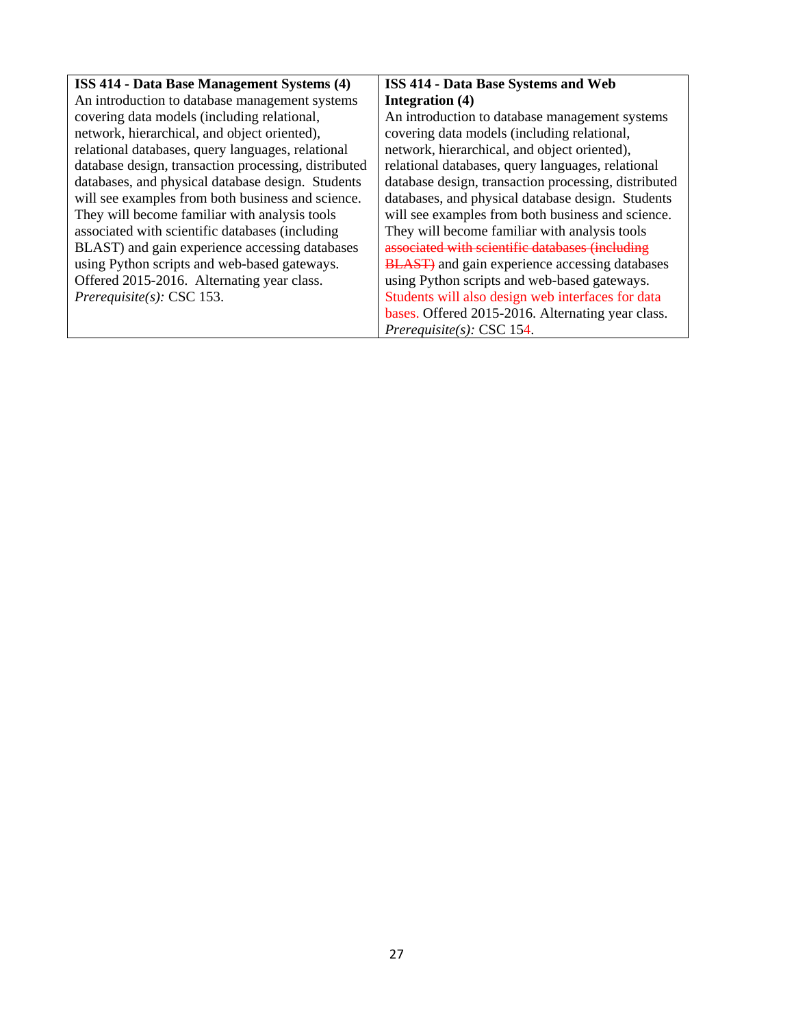| ISS 414 - Data Base Management Systems (4) | ISS 414 - Data Base Systems and Web Integration (4) |
|---|---|
| An introduction to database management systems covering data models (including relational, network, hierarchical, and object oriented), relational databases, query languages, relational database design, transaction processing, distributed databases, and physical database design. Students will see examples from both business and science. They will become familiar with analysis tools associated with scientific databases (including BLAST) and gain experience accessing databases using Python scripts and web-based gateways. Offered 2015-2016. Alternating year class. *Prerequisite(s):* CSC 153. | An introduction to database management systems covering data models (including relational, network, hierarchical, and object oriented), relational databases, query languages, relational database design, transaction processing, distributed databases, and physical database design. Students will see examples from both business and science. They will become familiar with analysis tools ~~associated with scientific databases (including BLAST)~~ and gain experience accessing databases using Python scripts and web-based gateways. Students will also design web interfaces for data bases. Offered 2015-2016. Alternating year class. *Prerequisite(s):* CSC 154. |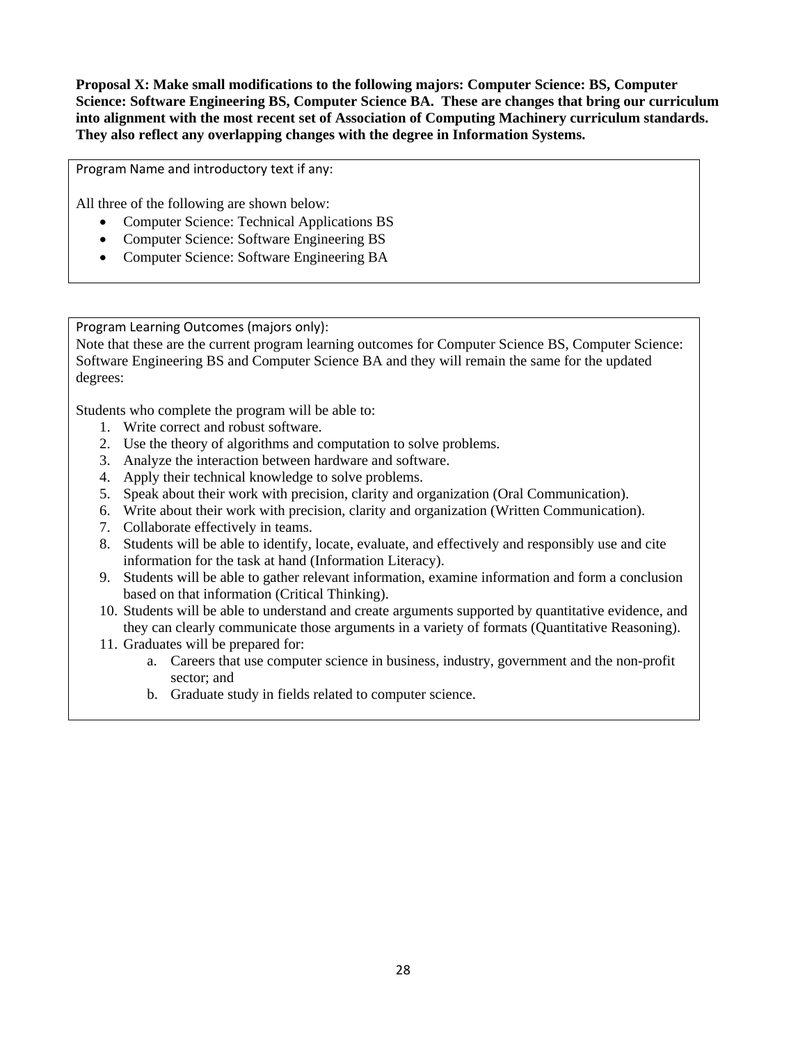**Proposal X: Make small modifications to the following majors: Computer Science: BS, Computer Science: Software Engineering BS, Computer Science BA. These are changes that bring our curriculum into alignment with the most recent set of Association of Computing Machinery curriculum standards. They also reflect any overlapping changes with the degree in Information Systems.**

Program Name and introductory text if any:

All three of the following are shown below:

- Computer Science: Technical Applications BS
- Computer Science: Software Engineering BS
- Computer Science: Software Engineering BA

Program Learning Outcomes (majors only):

Note that these are the current program learning outcomes for Computer Science BS, Computer Science: Software Engineering BS and Computer Science BA and they will remain the same for the updated degrees:

Students who complete the program will be able to:

1. Write correct and robust software.
2. Use the theory of algorithms and computation to solve problems.
3. Analyze the interaction between hardware and software.
4. Apply their technical knowledge to solve problems.
5. Speak about their work with precision, clarity and organization (Oral Communication).
6. Write about their work with precision, clarity and organization (Written Communication).
7. Collaborate effectively in teams.
8. Students will be able to identify, locate, evaluate, and effectively and responsibly use and cite information for the task at hand (Information Literacy).
9. Students will be able to gather relevant information, examine information and form a conclusion based on that information (Critical Thinking).
10. Students will be able to understand and create arguments supported by quantitative evidence, and they can clearly communicate those arguments in a variety of formats (Quantitative Reasoning).
11. Graduates will be prepared for:
    a. Careers that use computer science in business, industry, government and the non-profit sector; and
    b. Graduate study in fields related to computer science.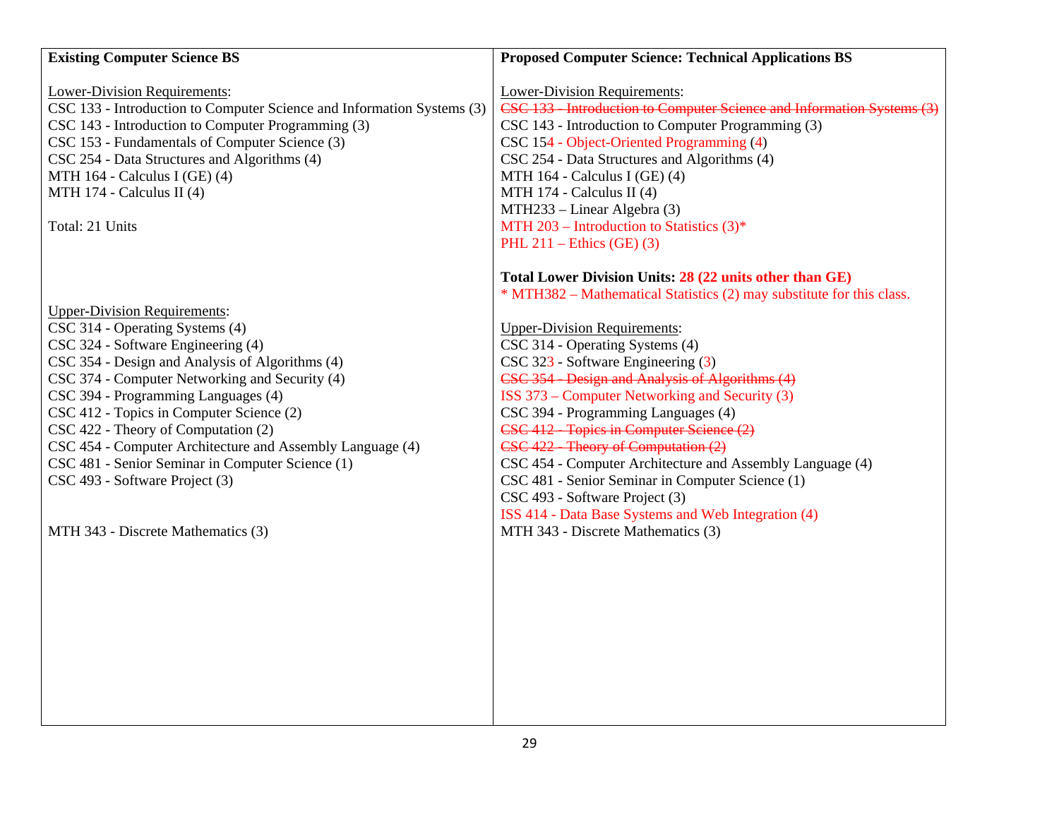| **Existing Computer Science BS** | **Proposed Computer Science: Technical Applications BS** |
|---|---|
| Lower-Division Requirements:<br>CSC 133 - Introduction to Computer Science and Information Systems (3)<br>CSC 143 - Introduction to Computer Programming (3)<br>CSC 153 - Fundamentals of Computer Science (3)<br>CSC 254 - Data Structures and Algorithms (4)<br>MTH 164 - Calculus I (GE) (4)<br>MTH 174 - Calculus II (4)<br><br>Total: 21 Units | Lower-Division Requirements:<br>~~CSC 133 - Introduction to Computer Science and Information Systems (3)~~<br>CSC 143 - Introduction to Computer Programming (3)<br>CSC 154 - Object-Oriented Programming (4)<br>CSC 254 - Data Structures and Algorithms (4)<br>MTH 164 - Calculus I (GE) (4)<br>MTH 174 - Calculus II (4)<br>MTH233 – Linear Algebra (3)<br>MTH 203 – Introduction to Statistics (3)*<br>PHL 211 – Ethics (GE) (3)<br><br>**Total Lower Division Units: 28 (22 units other than GE)**<br>* MTH382 – Mathematical Statistics (2) may substitute for this class. |
| Upper-Division Requirements:<br>CSC 314 - Operating Systems (4)<br>CSC 324 - Software Engineering (4)<br>CSC 354 - Design and Analysis of Algorithms (4)<br>CSC 374 - Computer Networking and Security (4)<br>CSC 394 - Programming Languages (4)<br>CSC 412 - Topics in Computer Science (2)<br>CSC 422 - Theory of Computation (2)<br>CSC 454 - Computer Architecture and Assembly Language (4)<br>CSC 481 - Senior Seminar in Computer Science (1)<br>CSC 493 - Software Project (3)<br><br>MTH 343 - Discrete Mathematics (3) | Upper-Division Requirements:<br>CSC 314 - Operating Systems (4)<br>CSC 323 - Software Engineering (3)<br>~~CSC 354 - Design and Analysis of Algorithms (4)~~<br>ISS 373 – Computer Networking and Security (3)<br>CSC 394 - Programming Languages (4)<br>~~CSC 412 - Topics in Computer Science (2)~~<br>~~CSC 422 - Theory of Computation (2)~~<br>CSC 454 - Computer Architecture and Assembly Language (4)<br>CSC 481 - Senior Seminar in Computer Science (1)<br>CSC 493 - Software Project (3)<br>ISS 414 - Data Base Systems and Web Integration (4)<br>MTH 343 - Discrete Mathematics (3) |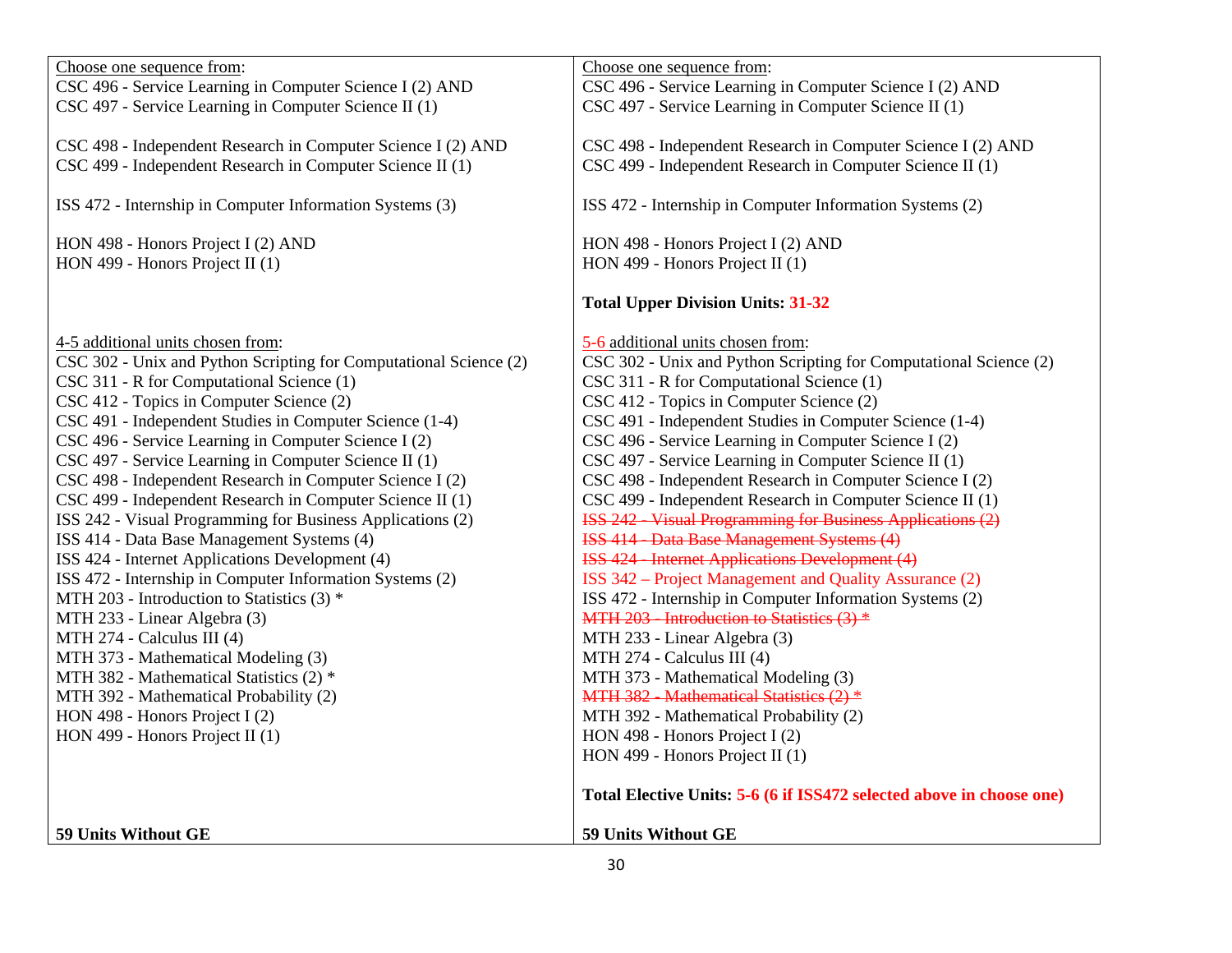| | |
|---|---|
| Choose one sequence from:<br>CSC 496 - Service Learning in Computer Science I (2) AND<br>CSC 497 - Service Learning in Computer Science II (1)<br><br>CSC 498 - Independent Research in Computer Science I (2) AND<br>CSC 499 - Independent Research in Computer Science II (1)<br><br>ISS 472 - Internship in Computer Information Systems (3)<br><br>HON 498 - Honors Project I (2) AND<br>HON 499 - Honors Project II (1) | Choose one sequence from:<br>CSC 496 - Service Learning in Computer Science I (2) AND<br>CSC 497 - Service Learning in Computer Science II (1)<br><br>CSC 498 - Independent Research in Computer Science I (2) AND<br>CSC 499 - Independent Research in Computer Science II (1)<br><br>ISS 472 - Internship in Computer Information Systems (2)<br><br>HON 498 - Honors Project I (2) AND<br>HON 499 - Honors Project II (1)<br><br>**Total Upper Division Units: 31-32** |
| 4-5 additional units chosen from:<br>CSC 302 - Unix and Python Scripting for Computational Science (2)<br>CSC 311 - R for Computational Science (1)<br>CSC 412 - Topics in Computer Science (2)<br>CSC 491 - Independent Studies in Computer Science (1-4)<br>CSC 496 - Service Learning in Computer Science I (2)<br>CSC 497 - Service Learning in Computer Science II (1)<br>CSC 498 - Independent Research in Computer Science I (2)<br>CSC 499 - Independent Research in Computer Science II (1)<br>ISS 242 - Visual Programming for Business Applications (2)<br>ISS 414 - Data Base Management Systems (4)<br>ISS 424 - Internet Applications Development (4)<br>ISS 472 - Internship in Computer Information Systems (2)<br>MTH 203 - Introduction to Statistics (3) *<br>MTH 233 - Linear Algebra (3)<br>MTH 274 - Calculus III (4)<br>MTH 373 - Mathematical Modeling (3)<br>MTH 382 - Mathematical Statistics (2) *<br>MTH 392 - Mathematical Probability (2)<br>HON 498 - Honors Project I (2)<br>HON 499 - Honors Project II (1) | 5-6 additional units chosen from:<br>CSC 302 - Unix and Python Scripting for Computational Science (2)<br>CSC 311 - R for Computational Science (1)<br>CSC 412 - Topics in Computer Science (2)<br>CSC 491 - Independent Studies in Computer Science (1-4)<br>CSC 496 - Service Learning in Computer Science I (2)<br>CSC 497 - Service Learning in Computer Science II (1)<br>CSC 498 - Independent Research in Computer Science I (2)<br>CSC 499 - Independent Research in Computer Science II (1)<br>~~ISS 242 - Visual Programming for Business Applications (2)~~<br>~~ISS 414 - Data Base Management Systems (4)~~<br>~~ISS 424 - Internet Applications Development (4)~~<br>ISS 342 – Project Management and Quality Assurance (2)<br>ISS 472 - Internship in Computer Information Systems (2)<br>~~MTH 203 - Introduction to Statistics (3) *~~<br>MTH 233 - Linear Algebra (3)<br>MTH 274 - Calculus III (4)<br>MTH 373 - Mathematical Modeling (3)<br>~~MTH 382 - Mathematical Statistics (2) *~~<br>MTH 392 - Mathematical Probability (2)<br>HON 498 - Honors Project I (2)<br>HON 499 - Honors Project II (1)<br><br>**Total Elective Units: 5-6 (6 if ISS472 selected above in choose one)** |
| **59 Units Without GE** | **59 Units Without GE** |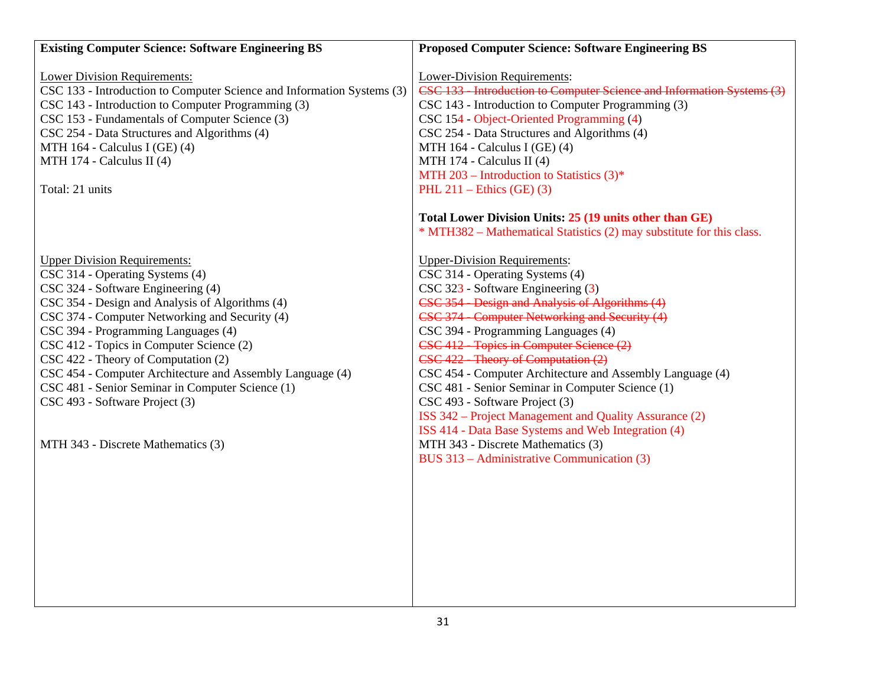| **Existing Computer Science: Software Engineering BS** | **Proposed Computer Science: Software Engineering BS** |
|---|---|
| Lower Division Requirements:<br>CSC 133 - Introduction to Computer Science and Information Systems (3)<br>CSC 143 - Introduction to Computer Programming (3)<br>CSC 153 - Fundamentals of Computer Science (3)<br>CSC 254 - Data Structures and Algorithms (4)<br>MTH 164 - Calculus I (GE) (4)<br>MTH 174 - Calculus II (4)<br><br>Total: 21 units | Lower-Division Requirements:<br>~~CSC 133 - Introduction to Computer Science and Information Systems (3)~~<br>CSC 143 - Introduction to Computer Programming (3)<br>CSC 154 - Object-Oriented Programming (4)<br>CSC 254 - Data Structures and Algorithms (4)<br>MTH 164 - Calculus I (GE) (4)<br>MTH 174 - Calculus II (4)<br>MTH 203 – Introduction to Statistics (3)*<br>PHL 211 – Ethics (GE) (3)<br><br>**Total Lower Division Units: 25 (19 units other than GE)**<br>* MTH382 – Mathematical Statistics (2) may substitute for this class. |
| Upper Division Requirements:<br>CSC 314 - Operating Systems (4)<br>CSC 324 - Software Engineering (4)<br>CSC 354 - Design and Analysis of Algorithms (4)<br>CSC 374 - Computer Networking and Security (4)<br>CSC 394 - Programming Languages (4)<br>CSC 412 - Topics in Computer Science (2)<br>CSC 422 - Theory of Computation (2)<br>CSC 454 - Computer Architecture and Assembly Language (4)<br>CSC 481 - Senior Seminar in Computer Science (1)<br>CSC 493 - Software Project (3)<br><br>MTH 343 - Discrete Mathematics (3) | Upper-Division Requirements:<br>CSC 314 - Operating Systems (4)<br>CSC 323 - Software Engineering (3)<br>~~CSC 354 - Design and Analysis of Algorithms (4)~~<br>~~CSC 374 - Computer Networking and Security (4)~~<br>CSC 394 - Programming Languages (4)<br>~~CSC 412 - Topics in Computer Science (2)~~<br>~~CSC 422 - Theory of Computation (2)~~<br>CSC 454 - Computer Architecture and Assembly Language (4)<br>CSC 481 - Senior Seminar in Computer Science (1)<br>CSC 493 - Software Project (3)<br>ISS 342 – Project Management and Quality Assurance (2)<br>ISS 414 - Data Base Systems and Web Integration (4)<br>MTH 343 - Discrete Mathematics (3)<br>BUS 313 – Administrative Communication (3) |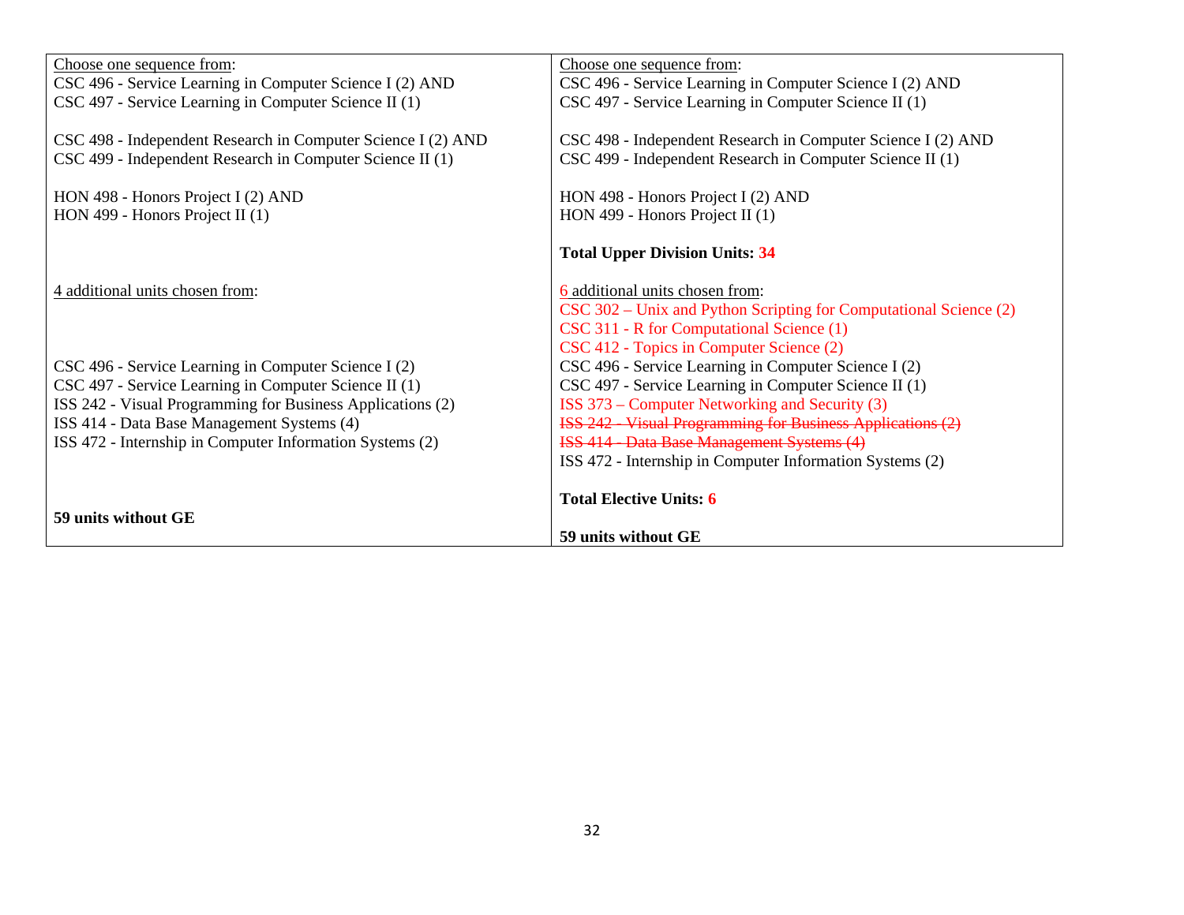| | |
|---|---|
| Choose one sequence from:<br>CSC 496 - Service Learning in Computer Science I (2) AND<br>CSC 497 - Service Learning in Computer Science II (1)<br><br>CSC 498 - Independent Research in Computer Science I (2) AND<br>CSC 499 - Independent Research in Computer Science II (1)<br><br>HON 498 - Honors Project I (2) AND<br>HON 499 - Honors Project II (1) | Choose one sequence from:<br>CSC 496 - Service Learning in Computer Science I (2) AND<br>CSC 497 - Service Learning in Computer Science II (1)<br><br>CSC 498 - Independent Research in Computer Science I (2) AND<br>CSC 499 - Independent Research in Computer Science II (1)<br><br>HON 498 - Honors Project I (2) AND<br>HON 499 - Honors Project II (1)<br><br>**Total Upper Division Units: 34** |
| 4 additional units chosen from:<br><br><br><br>CSC 496 - Service Learning in Computer Science I (2)<br>CSC 497 - Service Learning in Computer Science II (1)<br>ISS 242 - Visual Programming for Business Applications (2)<br>ISS 414 - Data Base Management Systems (4)<br>ISS 472 - Internship in Computer Information Systems (2)<br><br><br>**59 units without GE** | 6 additional units chosen from:<br>CSC 302 – Unix and Python Scripting for Computational Science (2)<br>CSC 311 - R for Computational Science (1)<br>CSC 412 - Topics in Computer Science (2)<br>CSC 496 - Service Learning in Computer Science I (2)<br>CSC 497 - Service Learning in Computer Science II (1)<br>ISS 373 – Computer Networking and Security (3)<br>~~ISS 242 - Visual Programming for Business Applications (2)~~<br>~~ISS 414 - Data Base Management Systems (4)~~<br>ISS 472 - Internship in Computer Information Systems (2)<br><br>**Total Elective Units: 6**<br><br>**59 units without GE** |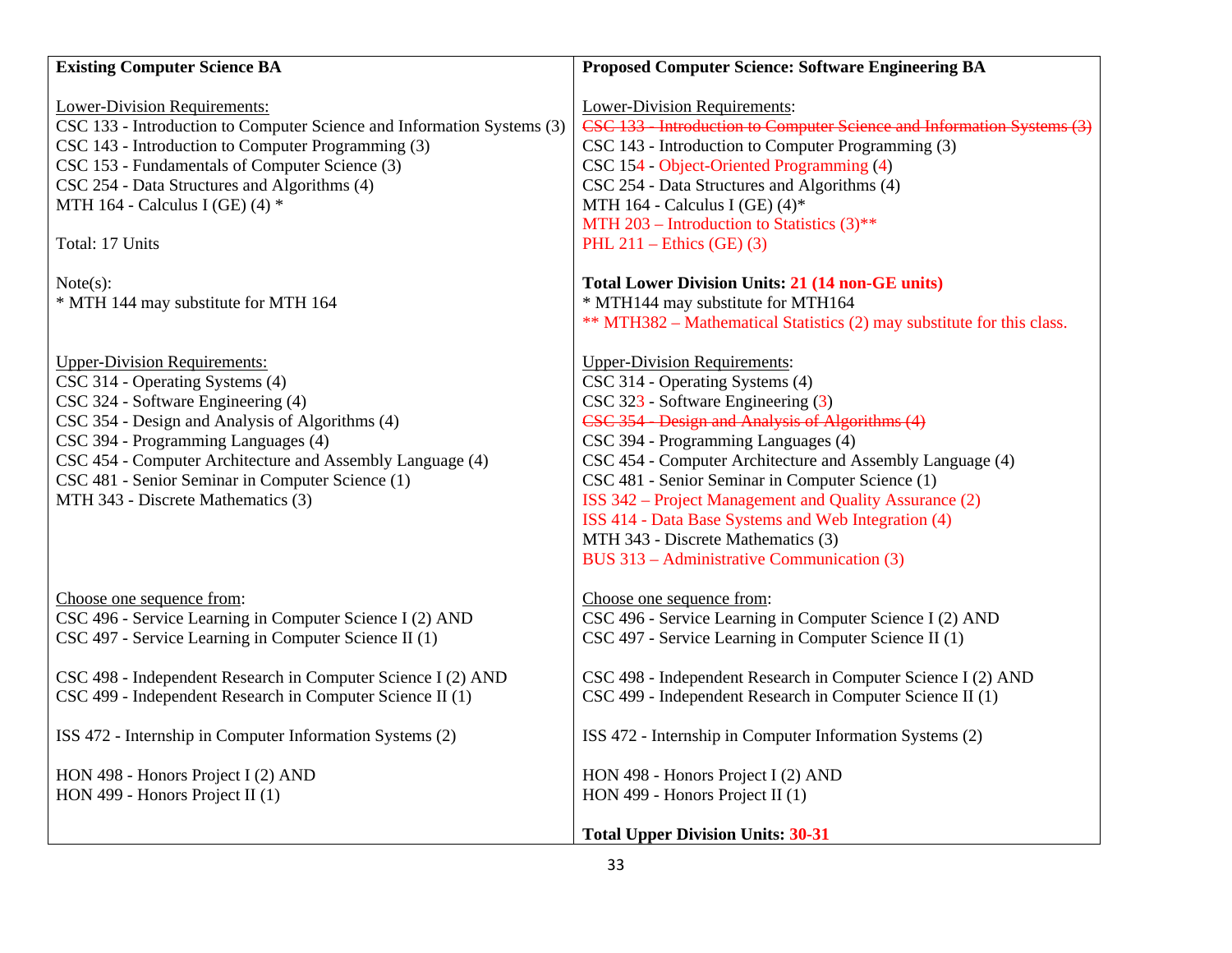| **Existing Computer Science BA** | **Proposed Computer Science: Software Engineering BA** |
|---|---|
| Lower-Division Requirements:<br>CSC 133 - Introduction to Computer Science and Information Systems (3)<br>CSC 143 - Introduction to Computer Programming (3)<br>CSC 153 - Fundamentals of Computer Science (3)<br>CSC 254 - Data Structures and Algorithms (4)<br>MTH 164 - Calculus I (GE) (4) *<br><br>Total: 17 Units<br><br>Note(s):<br>* MTH 144 may substitute for MTH 164 | Lower-Division Requirements:<br>~~CSC 133 - Introduction to Computer Science and Information Systems (3)~~<br>CSC 143 - Introduction to Computer Programming (3)<br>CSC 154 - Object-Oriented Programming (4)<br>CSC 254 - Data Structures and Algorithms (4)<br>MTH 164 - Calculus I (GE) (4)*<br>MTH 203 – Introduction to Statistics (3)**<br>PHL 211 – Ethics (GE) (3)<br><br>**Total Lower Division Units: 21 (14 non-GE units)**<br>* MTH144 may substitute for MTH164<br>** MTH382 – Mathematical Statistics (2) may substitute for this class. |
| Upper-Division Requirements:<br>CSC 314 - Operating Systems (4)<br>CSC 324 - Software Engineering (4)<br>CSC 354 - Design and Analysis of Algorithms (4)<br>CSC 394 - Programming Languages (4)<br>CSC 454 - Computer Architecture and Assembly Language (4)<br>CSC 481 - Senior Seminar in Computer Science (1)<br>MTH 343 - Discrete Mathematics (3) | Upper-Division Requirements:<br>CSC 314 - Operating Systems (4)<br>CSC 323 - Software Engineering (3)<br>~~CSC 354 - Design and Analysis of Algorithms (4)~~<br>CSC 394 - Programming Languages (4)<br>CSC 454 - Computer Architecture and Assembly Language (4)<br>CSC 481 - Senior Seminar in Computer Science (1)<br>ISS 342 – Project Management and Quality Assurance (2)<br>ISS 414 - Data Base Systems and Web Integration (4)<br>MTH 343 - Discrete Mathematics (3)<br>BUS 313 – Administrative Communication (3) |
| Choose one sequence from:<br>CSC 496 - Service Learning in Computer Science I (2) AND<br>CSC 497 - Service Learning in Computer Science II (1)<br><br>CSC 498 - Independent Research in Computer Science I (2) AND<br>CSC 499 - Independent Research in Computer Science II (1)<br><br>ISS 472 - Internship in Computer Information Systems (2)<br><br>HON 498 - Honors Project I (2) AND<br>HON 499 - Honors Project II (1) | Choose one sequence from:<br>CSC 496 - Service Learning in Computer Science I (2) AND<br>CSC 497 - Service Learning in Computer Science II (1)<br><br>CSC 498 - Independent Research in Computer Science I (2) AND<br>CSC 499 - Independent Research in Computer Science II (1)<br><br>ISS 472 - Internship in Computer Information Systems (2)<br><br>HON 498 - Honors Project I (2) AND<br>HON 499 - Honors Project II (1)<br><br>**Total Upper Division Units: 30-31** |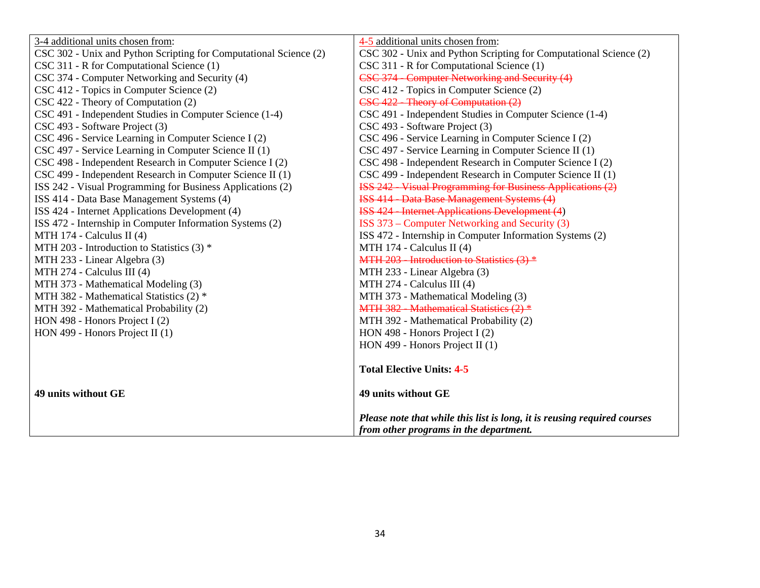| 3-4 additional units chosen from: | 4-5 additional units chosen from: |
|---|---|
| CSC 302 - Unix and Python Scripting for Computational Science (2) | CSC 302 - Unix and Python Scripting for Computational Science (2) |
| CSC 311 - R for Computational Science (1) | CSC 311 - R for Computational Science (1) |
| CSC 374 - Computer Networking and Security (4) | ~~CSC 374 - Computer Networking and Security (4)~~ |
| CSC 412 - Topics in Computer Science (2) | CSC 412 - Topics in Computer Science (2) |
| CSC 422 - Theory of Computation (2) | ~~CSC 422 - Theory of Computation (2)~~ |
| CSC 491 - Independent Studies in Computer Science (1-4) | CSC 491 - Independent Studies in Computer Science (1-4) |
| CSC 493 - Software Project (3) | CSC 493 - Software Project (3) |
| CSC 496 - Service Learning in Computer Science I (2) | CSC 496 - Service Learning in Computer Science I (2) |
| CSC 497 - Service Learning in Computer Science II (1) | CSC 497 - Service Learning in Computer Science II (1) |
| CSC 498 - Independent Research in Computer Science I (2) | CSC 498 - Independent Research in Computer Science I (2) |
| CSC 499 - Independent Research in Computer Science II (1) | CSC 499 - Independent Research in Computer Science II (1) |
| ISS 242 - Visual Programming for Business Applications (2) | ~~ISS 242 - Visual Programming for Business Applications (2)~~ |
| ISS 414 - Data Base Management Systems (4) | ~~ISS 414 - Data Base Management Systems (4)~~ |
| ISS 424 - Internet Applications Development (4) | ~~ISS 424 - Internet Applications Development (4~~) |
| ISS 472 - Internship in Computer Information Systems (2) | ISS 373 – Computer Networking and Security (3) |
| MTH 174 - Calculus II (4) | ISS 472 - Internship in Computer Information Systems (2) |
| MTH 203 - Introduction to Statistics (3) * | MTH 174 - Calculus II (4) |
| MTH 233 - Linear Algebra (3) | ~~MTH 203 - Introduction to Statistics (3) *~~ |
| MTH 274 - Calculus III (4) | MTH 233 - Linear Algebra (3) |
| MTH 373 - Mathematical Modeling (3) | MTH 274 - Calculus III (4) |
| MTH 382 - Mathematical Statistics (2) * | MTH 373 - Mathematical Modeling (3) |
| MTH 392 - Mathematical Probability (2) | ~~MTH 382 - Mathematical Statistics (2) *~~ |
| HON 498 - Honors Project I (2) | MTH 392 - Mathematical Probability (2) |
| HON 499 - Honors Project II (1) | HON 498 - Honors Project I (2) |
| | HON 499 - Honors Project II (1) |
| | **Total Elective Units: 4-5** |
| **49 units without GE** | **49 units without GE** |
| | ***Please note that while this list is long, it is reusing required courses from other programs in the department.*** |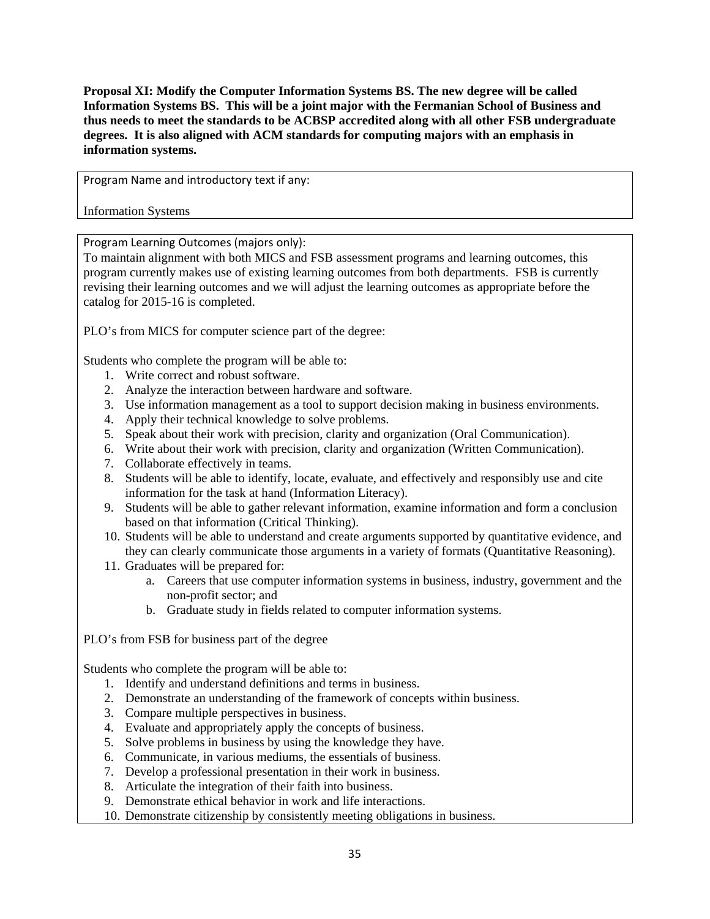**Proposal XI: Modify the Computer Information Systems BS. The new degree will be called Information Systems BS. This will be a joint major with the Fermanian School of Business and thus needs to meet the standards to be ACBSP accredited along with all other FSB undergraduate degrees. It is also aligned with ACM standards for computing majors with an emphasis in information systems.**

Program Name and introductory text if any:

Information Systems

Program Learning Outcomes (majors only):

To maintain alignment with both MICS and FSB assessment programs and learning outcomes, this program currently makes use of existing learning outcomes from both departments. FSB is currently revising their learning outcomes and we will adjust the learning outcomes as appropriate before the catalog for 2015-16 is completed.

PLO's from MICS for computer science part of the degree:

Students who complete the program will be able to:

1. Write correct and robust software.
2. Analyze the interaction between hardware and software.
3. Use information management as a tool to support decision making in business environments.
4. Apply their technical knowledge to solve problems.
5. Speak about their work with precision, clarity and organization (Oral Communication).
6. Write about their work with precision, clarity and organization (Written Communication).
7. Collaborate effectively in teams.
8. Students will be able to identify, locate, evaluate, and effectively and responsibly use and cite information for the task at hand (Information Literacy).
9. Students will be able to gather relevant information, examine information and form a conclusion based on that information (Critical Thinking).
10. Students will be able to understand and create arguments supported by quantitative evidence, and they can clearly communicate those arguments in a variety of formats (Quantitative Reasoning).
11. Graduates will be prepared for:
    a. Careers that use computer information systems in business, industry, government and the non-profit sector; and
    b. Graduate study in fields related to computer information systems.

PLO's from FSB for business part of the degree

Students who complete the program will be able to:

1. Identify and understand definitions and terms in business.
2. Demonstrate an understanding of the framework of concepts within business.
3. Compare multiple perspectives in business.
4. Evaluate and appropriately apply the concepts of business.
5. Solve problems in business by using the knowledge they have.
6. Communicate, in various mediums, the essentials of business.
7. Develop a professional presentation in their work in business.
8. Articulate the integration of their faith into business.
9. Demonstrate ethical behavior in work and life interactions.
10. Demonstrate citizenship by consistently meeting obligations in business.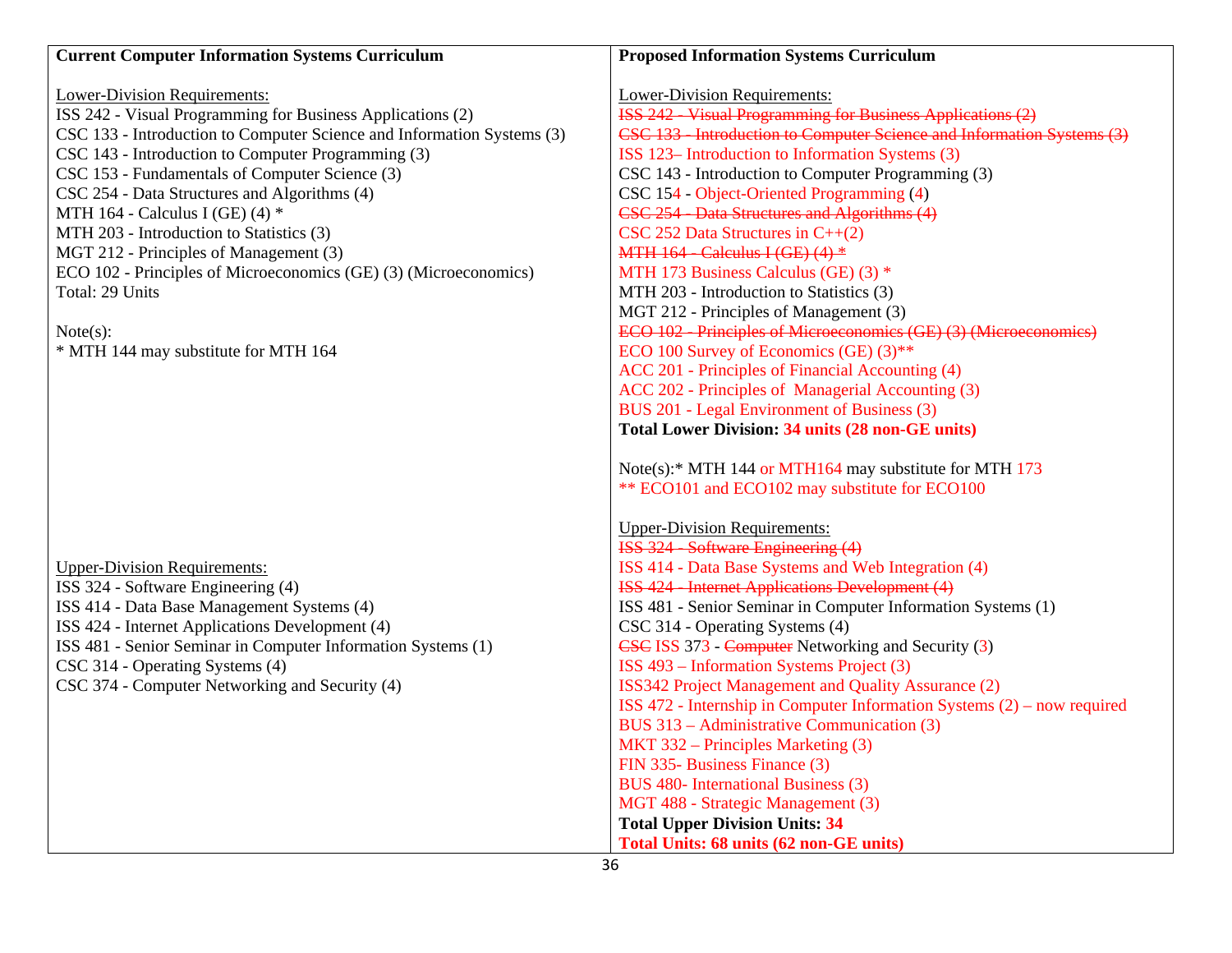| Current Computer Information Systems Curriculum | Proposed Information Systems Curriculum |
|---|---|
| Lower-Division Requirements:<br>ISS 242 - Visual Programming for Business Applications (2)<br>CSC 133 - Introduction to Computer Science and Information Systems (3)<br>CSC 143 - Introduction to Computer Programming (3)<br>CSC 153 - Fundamentals of Computer Science (3)<br>CSC 254 - Data Structures and Algorithms (4)<br>MTH 164 - Calculus I (GE) (4) *<br>MTH 203 - Introduction to Statistics (3)<br>MGT 212 - Principles of Management (3)<br>ECO 102 - Principles of Microeconomics (GE) (3) (Microeconomics)<br>Total: 29 Units<br><br>Note(s):<br>* MTH 144 may substitute for MTH 164 | Lower-Division Requirements:<br>~~ISS 242 - Visual Programming for Business Applications (2)~~<br>~~CSC 133 - Introduction to Computer Science and Information Systems (3)~~<br>ISS 123– Introduction to Information Systems (3)<br>CSC 143 - Introduction to Computer Programming (3)<br>CSC 154 - Object-Oriented Programming (4)<br>~~CSC 254 - Data Structures and Algorithms (4)~~<br>CSC 252 Data Structures in C++(2)<br>~~MTH 164 - Calculus I (GE) (4) *~~<br>MTH 173 Business Calculus (GE) (3) *<br>MTH 203 - Introduction to Statistics (3)<br>MGT 212 - Principles of Management (3)<br>~~ECO 102 - Principles of Microeconomics (GE) (3) (Microeconomics)~~<br>ECO 100 Survey of Economics (GE) (3)**<br>ACC 201 - Principles of Financial Accounting (4)<br>ACC 202 - Principles of Managerial Accounting (3)<br>BUS 201 - Legal Environment of Business (3)<br>**Total Lower Division: 34 units (28 non-GE units)**<br><br>Note(s):* MTH 144 or MTH164 may substitute for MTH 173<br>** ECO101 and ECO102 may substitute for ECO100 |
| Upper-Division Requirements:<br>ISS 324 - Software Engineering (4)<br>ISS 414 - Data Base Management Systems (4)<br>ISS 424 - Internet Applications Development (4)<br>ISS 481 - Senior Seminar in Computer Information Systems (1)<br>CSC 314 - Operating Systems (4)<br>CSC 374 - Computer Networking and Security (4) | Upper-Division Requirements:<br>~~ISS 324 - Software Engineering (4)~~<br>ISS 414 - Data Base Systems and Web Integration (4)<br>~~ISS 424 - Internet Applications Development (4)~~<br>ISS 481 - Senior Seminar in Computer Information Systems (1)<br>CSC 314 - Operating Systems (4)<br>~~CSC~~ ISS 373 - ~~Computer~~ Networking and Security (3)<br>ISS 493 – Information Systems Project (3)<br>ISS342 Project Management and Quality Assurance (2)<br>ISS 472 - Internship in Computer Information Systems (2) – now required<br>BUS 313 – Administrative Communication (3)<br>MKT 332 – Principles Marketing (3)<br>FIN 335- Business Finance (3)<br>BUS 480- International Business (3)<br>MGT 488 - Strategic Management (3)<br>**Total Upper Division Units: 34**<br>**Total Units: 68 units (62 non-GE units)** |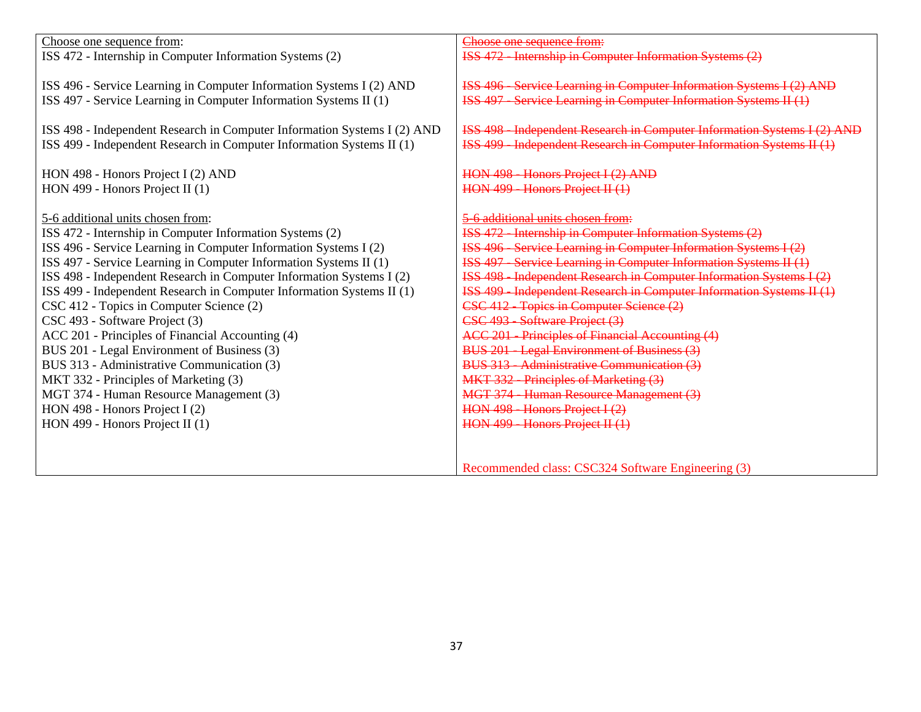| | |
|---|---|
| <u>Choose one sequence from</u>:<br>ISS 472 - Internship in Computer Information Systems (2)<br><br>ISS 496 - Service Learning in Computer Information Systems I (2) AND<br>ISS 497 - Service Learning in Computer Information Systems II (1)<br><br>ISS 498 - Independent Research in Computer Information Systems I (2) AND<br>ISS 499 - Independent Research in Computer Information Systems II (1)<br><br>HON 498 - Honors Project I (2) AND<br>HON 499 - Honors Project II (1)<br><br><u>5-6 additional units chosen from</u>:<br>ISS 472 - Internship in Computer Information Systems (2)<br>ISS 496 - Service Learning in Computer Information Systems I (2)<br>ISS 497 - Service Learning in Computer Information Systems II (1)<br>ISS 498 - Independent Research in Computer Information Systems I (2)<br>ISS 499 - Independent Research in Computer Information Systems II (1)<br>CSC 412 - Topics in Computer Science (2)<br>CSC 493 - Software Project (3)<br>ACC 201 - Principles of Financial Accounting (4)<br>BUS 201 - Legal Environment of Business (3)<br>BUS 313 - Administrative Communication (3)<br>MKT 332 - Principles of Marketing (3)<br>MGT 374 - Human Resource Management (3)<br>HON 498 - Honors Project I (2)<br>HON 499 - Honors Project II (1) | ~~Choose one sequence from:~~<br>~~ISS 472 - Internship in Computer Information Systems (2)~~<br><br>~~ISS 496 - Service Learning in Computer Information Systems I (2) AND~~<br>~~ISS 497 - Service Learning in Computer Information Systems II (1)~~<br><br>~~ISS 498 - Independent Research in Computer Information Systems I (2) AND~~<br>~~ISS 499 - Independent Research in Computer Information Systems II (1)~~<br><br>~~HON 498 - Honors Project I (2) AND~~<br>~~HON 499 - Honors Project II (1)~~<br><br>~~5-6 additional units chosen from:~~<br>~~ISS 472 - Internship in Computer Information Systems (2)~~<br>~~ISS 496 - Service Learning in Computer Information Systems I (2)~~<br>~~ISS 497 - Service Learning in Computer Information Systems II (1)~~<br>~~ISS 498 - Independent Research in Computer Information Systems I (2)~~<br>~~ISS 499 - Independent Research in Computer Information Systems II (1)~~<br>~~CSC 412 - Topics in Computer Science (2)~~<br>~~CSC 493 - Software Project (3)~~<br>~~ACC 201 - Principles of Financial Accounting (4)~~<br>~~BUS 201 - Legal Environment of Business (3)~~<br>~~BUS 313 - Administrative Communication (3)~~<br>~~MKT 332 - Principles of Marketing (3)~~<br>~~MGT 374 - Human Resource Management (3)~~<br>~~HON 498 - Honors Project I (2)~~<br>~~HON 499 - Honors Project II (1)~~<br><br><br>Recommended class: CSC324 Software Engineering (3) |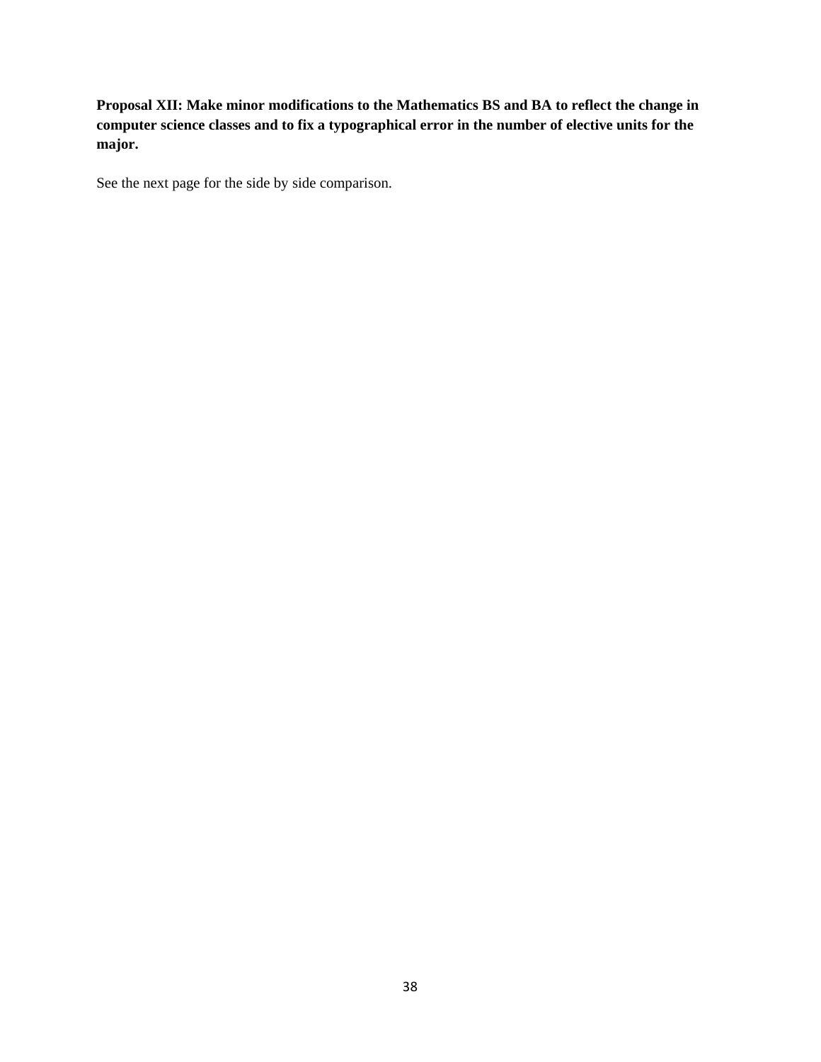**Proposal XII: Make minor modifications to the Mathematics BS and BA to reflect the change in computer science classes and to fix a typographical error in the number of elective units for the major.**

See the next page for the side by side comparison.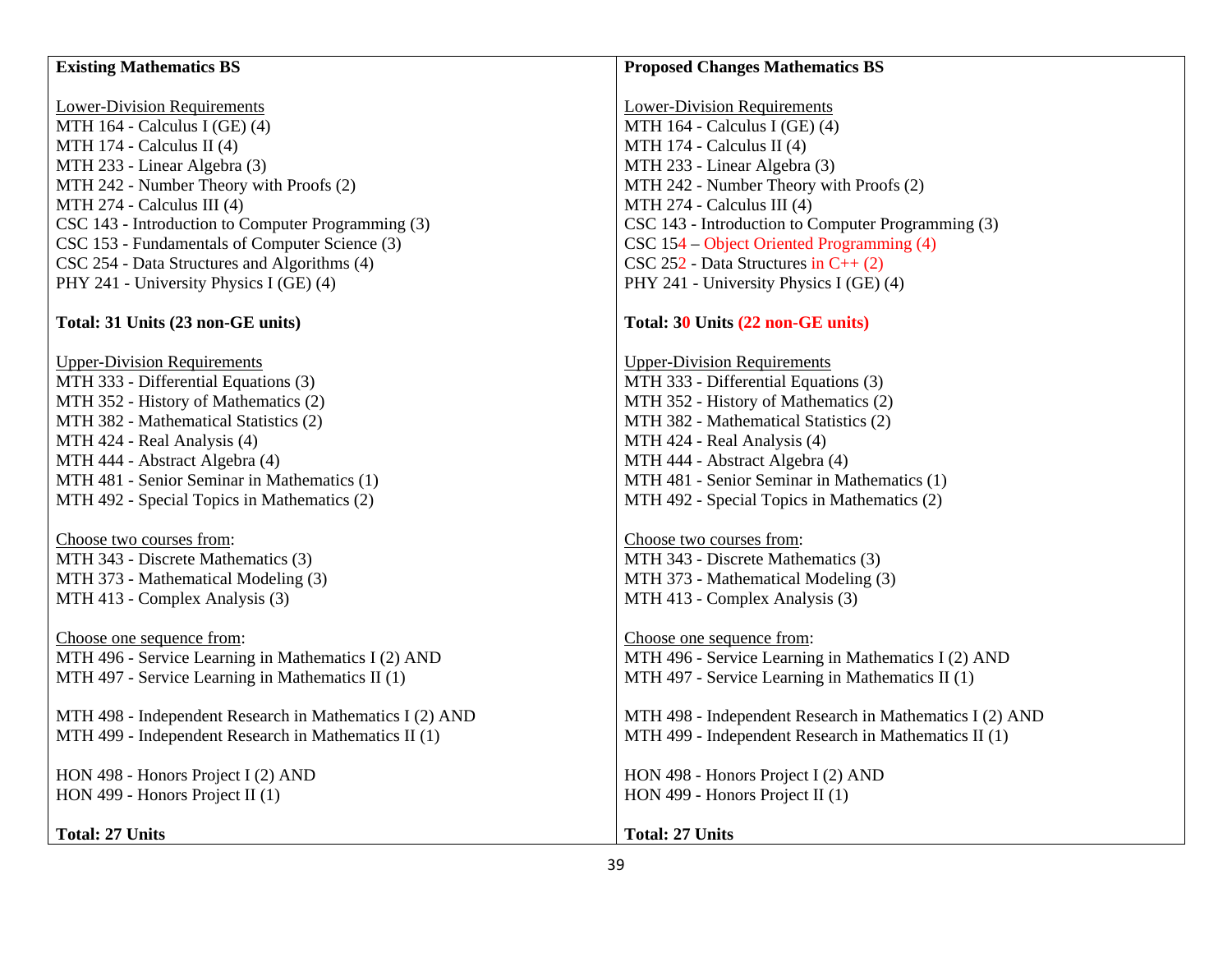| **Existing Mathematics BS** | **Proposed Changes Mathematics BS** |
| --- | --- |
| Lower-Division Requirements | Lower-Division Requirements |
| MTH 164 - Calculus I (GE) (4) | MTH 164 - Calculus I (GE) (4) |
| MTH 174 - Calculus II (4) | MTH 174 - Calculus II (4) |
| MTH 233 - Linear Algebra (3) | MTH 233 - Linear Algebra (3) |
| MTH 242 - Number Theory with Proofs (2) | MTH 242 - Number Theory with Proofs (2) |
| MTH 274 - Calculus III (4) | MTH 274 - Calculus III (4) |
| CSC 143 - Introduction to Computer Programming (3) | CSC 143 - Introduction to Computer Programming (3) |
| CSC 153 - Fundamentals of Computer Science (3) | CSC 154 – Object Oriented Programming (4) |
| CSC 254 - Data Structures and Algorithms (4) | CSC 252 - Data Structures in C++ (2) |
| PHY 241 - University Physics I (GE) (4) | PHY 241 - University Physics I (GE) (4) |
| **Total: 31 Units (23 non-GE units)** | **Total: 30 Units (22 non-GE units)** |
| Upper-Division Requirements | Upper-Division Requirements |
| MTH 333 - Differential Equations (3) | MTH 333 - Differential Equations (3) |
| MTH 352 - History of Mathematics (2) | MTH 352 - History of Mathematics (2) |
| MTH 382 - Mathematical Statistics (2) | MTH 382 - Mathematical Statistics (2) |
| MTH 424 - Real Analysis (4) | MTH 424 - Real Analysis (4) |
| MTH 444 - Abstract Algebra (4) | MTH 444 - Abstract Algebra (4) |
| MTH 481 - Senior Seminar in Mathematics (1) | MTH 481 - Senior Seminar in Mathematics (1) |
| MTH 492 - Special Topics in Mathematics (2) | MTH 492 - Special Topics in Mathematics (2) |
| Choose two courses from: | Choose two courses from: |
| MTH 343 - Discrete Mathematics (3) | MTH 343 - Discrete Mathematics (3) |
| MTH 373 - Mathematical Modeling (3) | MTH 373 - Mathematical Modeling (3) |
| MTH 413 - Complex Analysis (3) | MTH 413 - Complex Analysis (3) |
| Choose one sequence from: | Choose one sequence from: |
| MTH 496 - Service Learning in Mathematics I (2) AND | MTH 496 - Service Learning in Mathematics I (2) AND |
| MTH 497 - Service Learning in Mathematics II (1) | MTH 497 - Service Learning in Mathematics II (1) |
| MTH 498 - Independent Research in Mathematics I (2) AND | MTH 498 - Independent Research in Mathematics I (2) AND |
| MTH 499 - Independent Research in Mathematics II (1) | MTH 499 - Independent Research in Mathematics II (1) |
| HON 498 - Honors Project I (2) AND | HON 498 - Honors Project I (2) AND |
| HON 499 - Honors Project II (1) | HON 499 - Honors Project II (1) |
| **Total: 27 Units** | **Total: 27 Units** |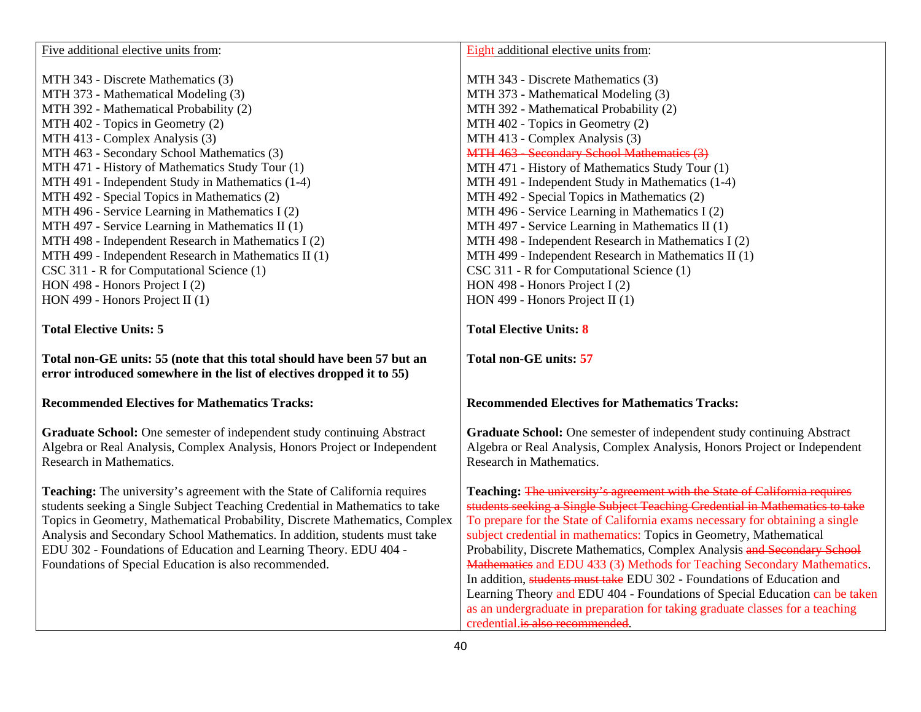| Five additional elective units from: | Eight additional elective units from: |
|---|---|
| MTH 343 - Discrete Mathematics (3)<br>MTH 373 - Mathematical Modeling (3)<br>MTH 392 - Mathematical Probability (2)<br>MTH 402 - Topics in Geometry (2)<br>MTH 413 - Complex Analysis (3)<br>MTH 463 - Secondary School Mathematics (3)<br>MTH 471 - History of Mathematics Study Tour (1)<br>MTH 491 - Independent Study in Mathematics (1-4)<br>MTH 492 - Special Topics in Mathematics (2)<br>MTH 496 - Service Learning in Mathematics I (2)<br>MTH 497 - Service Learning in Mathematics II (1)<br>MTH 498 - Independent Research in Mathematics I (2)<br>MTH 499 - Independent Research in Mathematics II (1)<br>CSC 311 - R for Computational Science (1)<br>HON 498 - Honors Project I (2)<br>HON 499 - Honors Project II (1) | MTH 343 - Discrete Mathematics (3)<br>MTH 373 - Mathematical Modeling (3)<br>MTH 392 - Mathematical Probability (2)<br>MTH 402 - Topics in Geometry (2)<br>MTH 413 - Complex Analysis (3)<br>~~MTH 463 - Secondary School Mathematics (3)~~<br>MTH 471 - History of Mathematics Study Tour (1)<br>MTH 491 - Independent Study in Mathematics (1-4)<br>MTH 492 - Special Topics in Mathematics (2)<br>MTH 496 - Service Learning in Mathematics I (2)<br>MTH 497 - Service Learning in Mathematics II (1)<br>MTH 498 - Independent Research in Mathematics I (2)<br>MTH 499 - Independent Research in Mathematics II (1)<br>CSC 311 - R for Computational Science (1)<br>HON 498 - Honors Project I (2)<br>HON 499 - Honors Project II (1) |
| **Total Elective Units: 5** | **Total Elective Units: 8** |
| **Total non-GE units: 55 (note that this total should have been 57 but an error introduced somewhere in the list of electives dropped it to 55)** | **Total non-GE units: 57** |
| **Recommended Electives for Mathematics Tracks:** | **Recommended Electives for Mathematics Tracks:** |
| **Graduate School:** One semester of independent study continuing Abstract Algebra or Real Analysis, Complex Analysis, Honors Project or Independent Research in Mathematics. | **Graduate School:** One semester of independent study continuing Abstract Algebra or Real Analysis, Complex Analysis, Honors Project or Independent Research in Mathematics. |
| **Teaching:** The university's agreement with the State of California requires students seeking a Single Subject Teaching Credential in Mathematics to take Topics in Geometry, Mathematical Probability, Discrete Mathematics, Complex Analysis and Secondary School Mathematics. In addition, students must take EDU 302 - Foundations of Education and Learning Theory. EDU 404 - Foundations of Special Education is also recommended. | **Teaching:** ~~The university's agreement with the State of California requires students seeking a Single Subject Teaching Credential in Mathematics to take~~ To prepare for the State of California exams necessary for obtaining a single subject credential in mathematics: Topics in Geometry, Mathematical Probability, Discrete Mathematics, Complex Analysis ~~and Secondary School Mathematics~~ and EDU 433 (3) Methods for Teaching Secondary Mathematics. In addition, ~~students must take~~ EDU 302 - Foundations of Education and Learning Theory and EDU 404 - Foundations of Special Education can be taken as an undergraduate in preparation for taking graduate classes for a teaching credential.~~is also recommended~~. |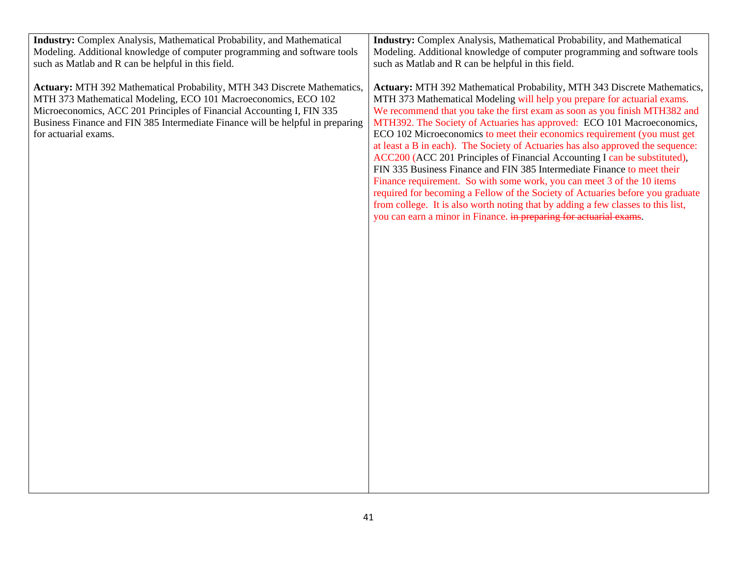| | |
|---|---|
| **Industry:** Complex Analysis, Mathematical Probability, and Mathematical Modeling. Additional knowledge of computer programming and software tools such as Matlab and R can be helpful in this field.<br><br>**Actuary:** MTH 392 Mathematical Probability, MTH 343 Discrete Mathematics, MTH 373 Mathematical Modeling, ECO 101 Macroeconomics, ECO 102 Microeconomics, ACC 201 Principles of Financial Accounting I, FIN 335 Business Finance and FIN 385 Intermediate Finance will be helpful in preparing for actuarial exams. | **Industry:** Complex Analysis, Mathematical Probability, and Mathematical Modeling. Additional knowledge of computer programming and software tools such as Matlab and R can be helpful in this field.<br><br>**Actuary:** MTH 392 Mathematical Probability, MTH 343 Discrete Mathematics, MTH 373 Mathematical Modeling will help you prepare for actuarial exams. We recommend that you take the first exam as soon as you finish MTH382 and MTH392. The Society of Actuaries has approved: ECO 101 Macroeconomics, ECO 102 Microeconomics to meet their economics requirement (you must get at least a B in each). The Society of Actuaries has also approved the sequence: ACC200 (ACC 201 Principles of Financial Accounting I can be substituted), FIN 335 Business Finance and FIN 385 Intermediate Finance to meet their Finance requirement. So with some work, you can meet 3 of the 10 items required for becoming a Fellow of the Society of Actuaries before you graduate from college. It is also worth noting that by adding a few classes to this list, you can earn a minor in Finance. ~~in preparing for actuarial exams~~. |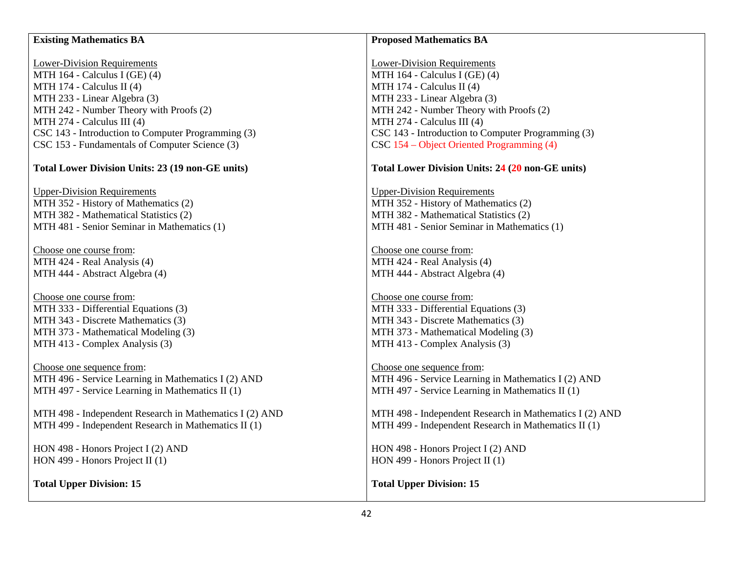| Existing Mathematics BA | Proposed Mathematics BA |
|---|---|
| Lower-Division Requirements | Lower-Division Requirements |
| MTH 164 - Calculus I (GE) (4) | MTH 164 - Calculus I (GE) (4) |
| MTH 174 - Calculus II (4) | MTH 174 - Calculus II (4) |
| MTH 233 - Linear Algebra (3) | MTH 233 - Linear Algebra (3) |
| MTH 242 - Number Theory with Proofs (2) | MTH 242 - Number Theory with Proofs (2) |
| MTH 274 - Calculus III (4) | MTH 274 - Calculus III (4) |
| CSC 143 - Introduction to Computer Programming (3) | CSC 143 - Introduction to Computer Programming (3) |
| CSC 153 - Fundamentals of Computer Science (3) | CSC 154 – Object Oriented Programming (4) |
| **Total Lower Division Units: 23 (19 non-GE units)** | **Total Lower Division Units: 24 (20 non-GE units)** |
| Upper-Division Requirements | Upper-Division Requirements |
| MTH 352 - History of Mathematics (2) | MTH 352 - History of Mathematics (2) |
| MTH 382 - Mathematical Statistics (2) | MTH 382 - Mathematical Statistics (2) |
| MTH 481 - Senior Seminar in Mathematics (1) | MTH 481 - Senior Seminar in Mathematics (1) |
| Choose one course from: | Choose one course from: |
| MTH 424 - Real Analysis (4) | MTH 424 - Real Analysis (4) |
| MTH 444 - Abstract Algebra (4) | MTH 444 - Abstract Algebra (4) |
| Choose one course from: | Choose one course from: |
| MTH 333 - Differential Equations (3) | MTH 333 - Differential Equations (3) |
| MTH 343 - Discrete Mathematics (3) | MTH 343 - Discrete Mathematics (3) |
| MTH 373 - Mathematical Modeling (3) | MTH 373 - Mathematical Modeling (3) |
| MTH 413 - Complex Analysis (3) | MTH 413 - Complex Analysis (3) |
| Choose one sequence from: | Choose one sequence from: |
| MTH 496 - Service Learning in Mathematics I (2) AND | MTH 496 - Service Learning in Mathematics I (2) AND |
| MTH 497 - Service Learning in Mathematics II (1) | MTH 497 - Service Learning in Mathematics II (1) |
| MTH 498 - Independent Research in Mathematics I (2) AND | MTH 498 - Independent Research in Mathematics I (2) AND |
| MTH 499 - Independent Research in Mathematics II (1) | MTH 499 - Independent Research in Mathematics II (1) |
| HON 498 - Honors Project I (2) AND | HON 498 - Honors Project I (2) AND |
| HON 499 - Honors Project II (1) | HON 499 - Honors Project II (1) |
| **Total Upper Division: 15** | **Total Upper Division: 15** |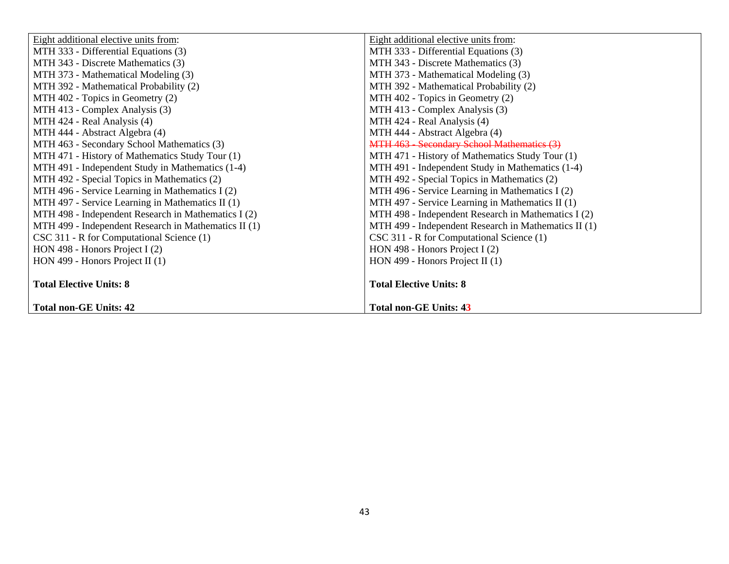| Eight additional elective units from: | Eight additional elective units from: |
|---|---|
| MTH 333 - Differential Equations (3) | MTH 333 - Differential Equations (3) |
| MTH 343 - Discrete Mathematics (3) | MTH 343 - Discrete Mathematics (3) |
| MTH 373 - Mathematical Modeling (3) | MTH 373 - Mathematical Modeling (3) |
| MTH 392 - Mathematical Probability (2) | MTH 392 - Mathematical Probability (2) |
| MTH 402 - Topics in Geometry (2) | MTH 402 - Topics in Geometry (2) |
| MTH 413 - Complex Analysis (3) | MTH 413 - Complex Analysis (3) |
| MTH 424 - Real Analysis (4) | MTH 424 - Real Analysis (4) |
| MTH 444 - Abstract Algebra (4) | MTH 444 - Abstract Algebra (4) |
| MTH 463 - Secondary School Mathematics (3) | ~~MTH 463 - Secondary School Mathematics (3)~~ |
| MTH 471 - History of Mathematics Study Tour (1) | MTH 471 - History of Mathematics Study Tour (1) |
| MTH 491 - Independent Study in Mathematics (1-4) | MTH 491 - Independent Study in Mathematics (1-4) |
| MTH 492 - Special Topics in Mathematics (2) | MTH 492 - Special Topics in Mathematics (2) |
| MTH 496 - Service Learning in Mathematics I (2) | MTH 496 - Service Learning in Mathematics I (2) |
| MTH 497 - Service Learning in Mathematics II (1) | MTH 497 - Service Learning in Mathematics II (1) |
| MTH 498 - Independent Research in Mathematics I (2) | MTH 498 - Independent Research in Mathematics I (2) |
| MTH 499 - Independent Research in Mathematics II (1) | MTH 499 - Independent Research in Mathematics II (1) |
| CSC 311 - R for Computational Science (1) | CSC 311 - R for Computational Science (1) |
| HON 498 - Honors Project I (2) | HON 498 - Honors Project I (2) |
| HON 499 - Honors Project II (1) | HON 499 - Honors Project II (1) |
| **Total Elective Units: 8** | **Total Elective Units: 8** |
| **Total non-GE Units: 42** | **Total non-GE Units: 43** |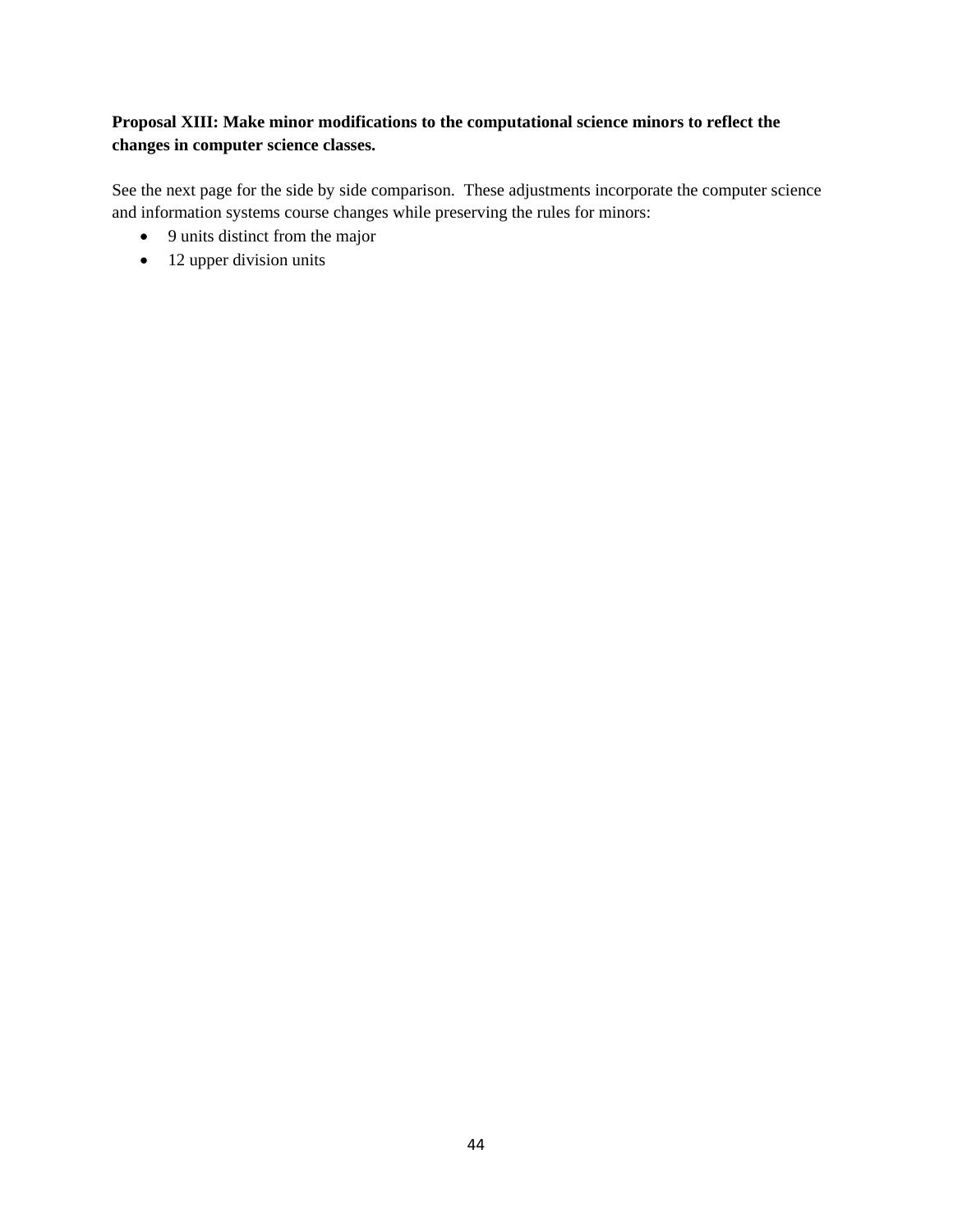**Proposal XIII: Make minor modifications to the computational science minors to reflect the changes in computer science classes.**

See the next page for the side by side comparison. These adjustments incorporate the computer science and information systems course changes while preserving the rules for minors:

- 9 units distinct from the major
- 12 upper division units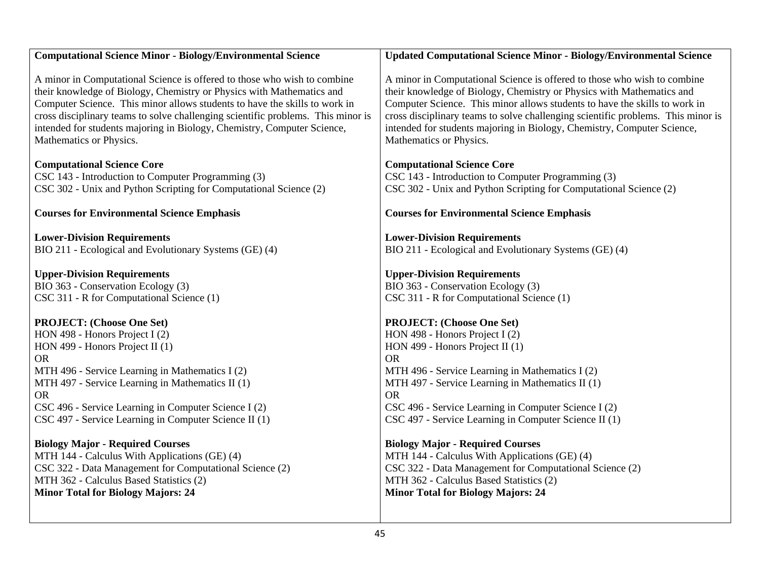| Computational Science Minor - Biology/Environmental Science | Updated Computational Science Minor - Biology/Environmental Science |
|---|---|
| A minor in Computational Science is offered to those who wish to combine their knowledge of Biology, Chemistry or Physics with Mathematics and Computer Science. This minor allows students to have the skills to work in cross disciplinary teams to solve challenging scientific problems. This minor is intended for students majoring in Biology, Chemistry, Computer Science, Mathematics or Physics. | A minor in Computational Science is offered to those who wish to combine their knowledge of Biology, Chemistry or Physics with Mathematics and Computer Science. This minor allows students to have the skills to work in cross disciplinary teams to solve challenging scientific problems. This minor is intended for students majoring in Biology, Chemistry, Computer Science, Mathematics or Physics. |
| **Computational Science Core**<br>CSC 143 - Introduction to Computer Programming (3)<br>CSC 302 - Unix and Python Scripting for Computational Science (2) | **Computational Science Core**<br>CSC 143 - Introduction to Computer Programming (3)<br>CSC 302 - Unix and Python Scripting for Computational Science (2) |
| **Courses for Environmental Science Emphasis** | **Courses for Environmental Science Emphasis** |
| **Lower-Division Requirements**<br>BIO 211 - Ecological and Evolutionary Systems (GE) (4) | **Lower-Division Requirements**<br>BIO 211 - Ecological and Evolutionary Systems (GE) (4) |
| **Upper-Division Requirements**<br>BIO 363 - Conservation Ecology (3)<br>CSC 311 - R for Computational Science (1) | **Upper-Division Requirements**<br>BIO 363 - Conservation Ecology (3)<br>CSC 311 - R for Computational Science (1) |
| **PROJECT: (Choose One Set)**<br>HON 498 - Honors Project I (2)<br>HON 499 - Honors Project II (1)<br>OR<br>MTH 496 - Service Learning in Mathematics I (2)<br>MTH 497 - Service Learning in Mathematics II (1)<br>OR<br>CSC 496 - Service Learning in Computer Science I (2)<br>CSC 497 - Service Learning in Computer Science II (1) | **PROJECT: (Choose One Set)**<br>HON 498 - Honors Project I (2)<br>HON 499 - Honors Project II (1)<br>OR<br>MTH 496 - Service Learning in Mathematics I (2)<br>MTH 497 - Service Learning in Mathematics II (1)<br>OR<br>CSC 496 - Service Learning in Computer Science I (2)<br>CSC 497 - Service Learning in Computer Science II (1) |
| **Biology Major - Required Courses**<br>MTH 144 - Calculus With Applications (GE) (4)<br>CSC 322 - Data Management for Computational Science (2)<br>MTH 362 - Calculus Based Statistics (2)<br>**Minor Total for Biology Majors: 24** | **Biology Major - Required Courses**<br>MTH 144 - Calculus With Applications (GE) (4)<br>CSC 322 - Data Management for Computational Science (2)<br>MTH 362 - Calculus Based Statistics (2)<br>**Minor Total for Biology Majors: 24** |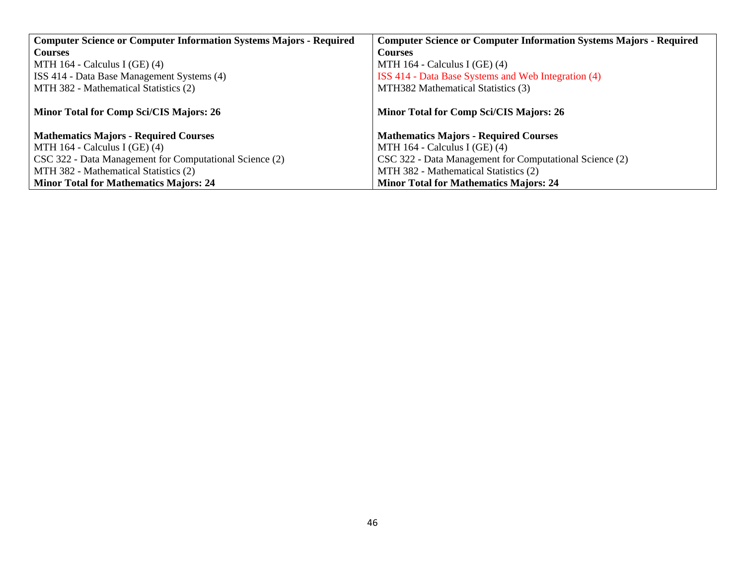| Computer Science or Computer Information Systems Majors - Required Courses | Computer Science or Computer Information Systems Majors - Required Courses |
|---|---|
| MTH 164 - Calculus I (GE) (4)<br>ISS 414 - Data Base Management Systems (4)<br>MTH 382 - Mathematical Statistics (2) | MTH 164 - Calculus I (GE) (4)<br>ISS 414 - Data Base Systems and Web Integration (4)<br>MTH382 Mathematical Statistics (3) |
| **Minor Total for Comp Sci/CIS Majors: 26** | **Minor Total for Comp Sci/CIS Majors: 26** |
| **Mathematics Majors - Required Courses**<br>MTH 164 - Calculus I (GE) (4)<br>CSC 322 - Data Management for Computational Science (2)<br>MTH 382 - Mathematical Statistics (2)<br>**Minor Total for Mathematics Majors: 24** | **Mathematics Majors - Required Courses**<br>MTH 164 - Calculus I (GE) (4)<br>CSC 322 - Data Management for Computational Science (2)<br>MTH 382 - Mathematical Statistics (2)<br>**Minor Total for Mathematics Majors: 24** |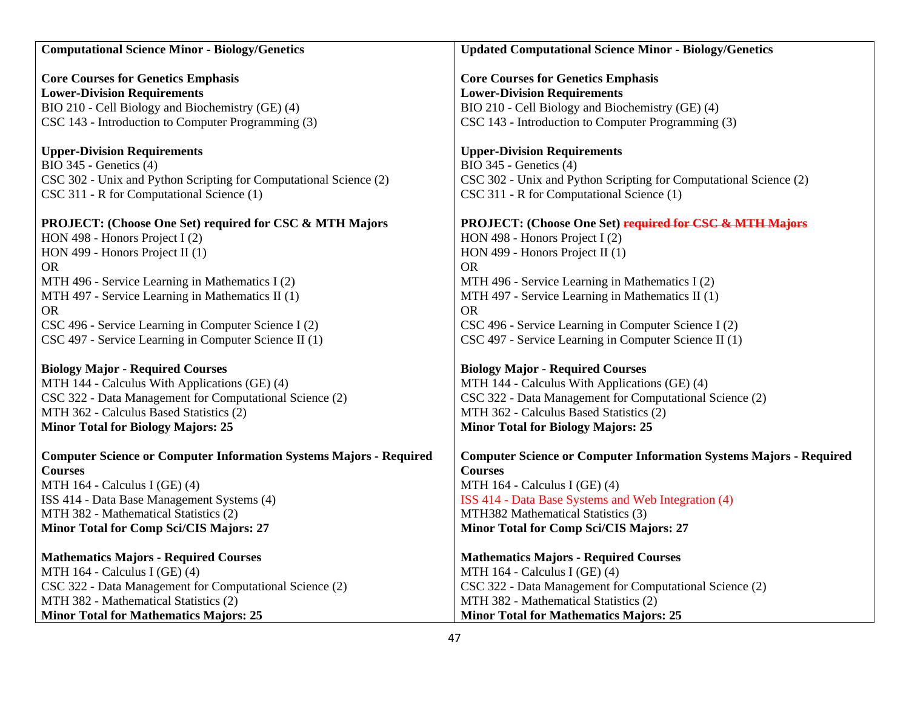| Computational Science Minor - Biology/Genetics | Updated Computational Science Minor - Biology/Genetics |
|---|---|
| **Core Courses for Genetics Emphasis**<br>**Lower-Division Requirements**<br>BIO 210 - Cell Biology and Biochemistry (GE) (4)<br>CSC 143 - Introduction to Computer Programming (3)<br><br>**Upper-Division Requirements**<br>BIO 345 - Genetics (4)<br>CSC 302 - Unix and Python Scripting for Computational Science (2)<br>CSC 311 - R for Computational Science (1)<br><br>**PROJECT: (Choose One Set) required for CSC & MTH Majors**<br>HON 498 - Honors Project I (2)<br>HON 499 - Honors Project II (1)<br>OR<br>MTH 496 - Service Learning in Mathematics I (2)<br>MTH 497 - Service Learning in Mathematics II (1)<br>OR<br>CSC 496 - Service Learning in Computer Science I (2)<br>CSC 497 - Service Learning in Computer Science II (1)<br><br>**Biology Major - Required Courses**<br>MTH 144 - Calculus With Applications (GE) (4)<br>CSC 322 - Data Management for Computational Science (2)<br>MTH 362 - Calculus Based Statistics (2)<br>**Minor Total for Biology Majors: 25**<br><br>**Computer Science or Computer Information Systems Majors - Required Courses**<br>MTH 164 - Calculus I (GE) (4)<br>ISS 414 - Data Base Management Systems (4)<br>MTH 382 - Mathematical Statistics (2)<br>**Minor Total for Comp Sci/CIS Majors: 27**<br><br>**Mathematics Majors - Required Courses**<br>MTH 164 - Calculus I (GE) (4)<br>CSC 322 - Data Management for Computational Science (2)<br>MTH 382 - Mathematical Statistics (2)<br>**Minor Total for Mathematics Majors: 25** | **Core Courses for Genetics Emphasis**<br>**Lower-Division Requirements**<br>BIO 210 - Cell Biology and Biochemistry (GE) (4)<br>CSC 143 - Introduction to Computer Programming (3)<br><br>**Upper-Division Requirements**<br>BIO 345 - Genetics (4)<br>CSC 302 - Unix and Python Scripting for Computational Science (2)<br>CSC 311 - R for Computational Science (1)<br><br>**PROJECT: (Choose One Set) ~~required for CSC & MTH Majors~~**<br>HON 498 - Honors Project I (2)<br>HON 499 - Honors Project II (1)<br>OR<br>MTH 496 - Service Learning in Mathematics I (2)<br>MTH 497 - Service Learning in Mathematics II (1)<br>OR<br>CSC 496 - Service Learning in Computer Science I (2)<br>CSC 497 - Service Learning in Computer Science II (1)<br><br>**Biology Major - Required Courses**<br>MTH 144 - Calculus With Applications (GE) (4)<br>CSC 322 - Data Management for Computational Science (2)<br>MTH 362 - Calculus Based Statistics (2)<br>**Minor Total for Biology Majors: 25**<br><br>**Computer Science or Computer Information Systems Majors - Required Courses**<br>MTH 164 - Calculus I (GE) (4)<br>ISS 414 - Data Base Systems and Web Integration (4)<br>MTH382 Mathematical Statistics (3)<br>**Minor Total for Comp Sci/CIS Majors: 27**<br><br>**Mathematics Majors - Required Courses**<br>MTH 164 - Calculus I (GE) (4)<br>CSC 322 - Data Management for Computational Science (2)<br>MTH 382 - Mathematical Statistics (2)<br>**Minor Total for Mathematics Majors: 25** |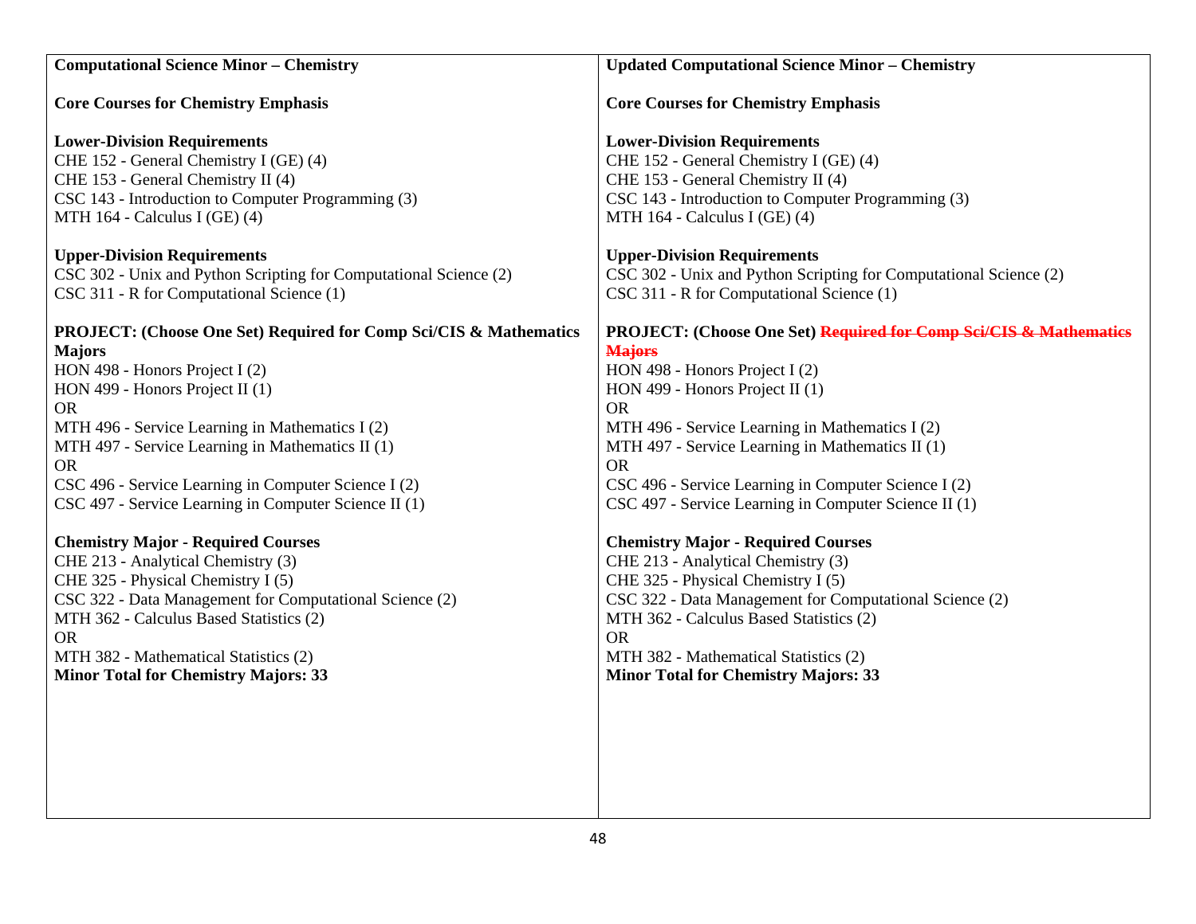| Computational Science Minor – Chemistry | Updated Computational Science Minor – Chemistry |
|---|---|
| **Core Courses for Chemistry Emphasis** | **Core Courses for Chemistry Emphasis** |
| **Lower-Division Requirements**<br>CHE 152 - General Chemistry I (GE) (4)<br>CHE 153 - General Chemistry II (4)<br>CSC 143 - Introduction to Computer Programming (3)<br>MTH 164 - Calculus I (GE) (4) | **Lower-Division Requirements**<br>CHE 152 - General Chemistry I (GE) (4)<br>CHE 153 - General Chemistry II (4)<br>CSC 143 - Introduction to Computer Programming (3)<br>MTH 164 - Calculus I (GE) (4) |
| **Upper-Division Requirements**<br>CSC 302 - Unix and Python Scripting for Computational Science (2)<br>CSC 311 - R for Computational Science (1) | **Upper-Division Requirements**<br>CSC 302 - Unix and Python Scripting for Computational Science (2)<br>CSC 311 - R for Computational Science (1) |
| **PROJECT: (Choose One Set) Required for Comp Sci/CIS & Mathematics Majors**<br>HON 498 - Honors Project I (2)<br>HON 499 - Honors Project II (1)<br>OR<br>MTH 496 - Service Learning in Mathematics I (2)<br>MTH 497 - Service Learning in Mathematics II (1)<br>OR<br>CSC 496 - Service Learning in Computer Science I (2)<br>CSC 497 - Service Learning in Computer Science II (1) | **PROJECT: (Choose One Set)** ~~**Required for Comp Sci/CIS & Mathematics Majors**~~<br>HON 498 - Honors Project I (2)<br>HON 499 - Honors Project II (1)<br>OR<br>MTH 496 - Service Learning in Mathematics I (2)<br>MTH 497 - Service Learning in Mathematics II (1)<br>OR<br>CSC 496 - Service Learning in Computer Science I (2)<br>CSC 497 - Service Learning in Computer Science II (1) |
| **Chemistry Major - Required Courses**<br>CHE 213 - Analytical Chemistry (3)<br>CHE 325 - Physical Chemistry I (5)<br>CSC 322 - Data Management for Computational Science (2)<br>MTH 362 - Calculus Based Statistics (2)<br>OR<br>MTH 382 - Mathematical Statistics (2)<br>**Minor Total for Chemistry Majors: 33** | **Chemistry Major - Required Courses**<br>CHE 213 - Analytical Chemistry (3)<br>CHE 325 - Physical Chemistry I (5)<br>CSC 322 - Data Management for Computational Science (2)<br>MTH 362 - Calculus Based Statistics (2)<br>OR<br>MTH 382 - Mathematical Statistics (2)<br>**Minor Total for Chemistry Majors: 33** |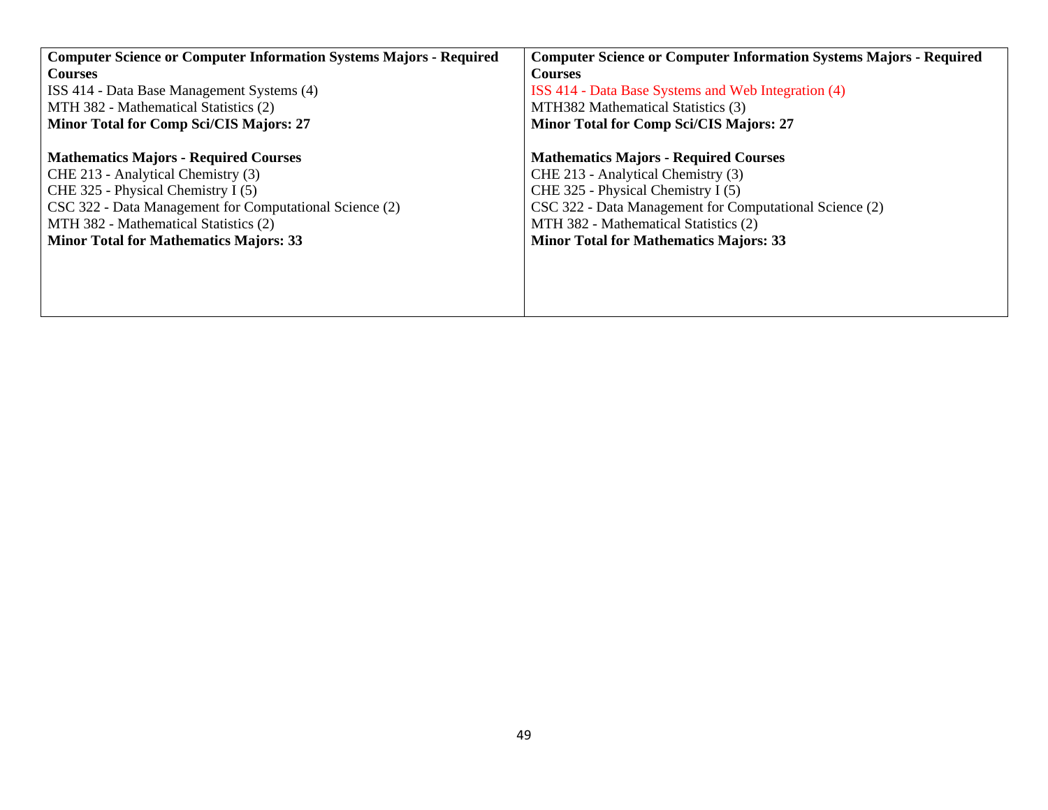| | |
|---|---|
| **Computer Science or Computer Information Systems Majors - Required Courses**<br>ISS 414 - Data Base Management Systems (4)<br>MTH 382 - Mathematical Statistics (2)<br>**Minor Total for Comp Sci/CIS Majors: 27**<br><br>**Mathematics Majors - Required Courses**<br>CHE 213 - Analytical Chemistry (3)<br>CHE 325 - Physical Chemistry I (5)<br>CSC 322 - Data Management for Computational Science (2)<br>MTH 382 - Mathematical Statistics (2)<br>**Minor Total for Mathematics Majors: 33** | **Computer Science or Computer Information Systems Majors - Required Courses**<br>ISS 414 - Data Base Systems and Web Integration (4)<br>MTH382 Mathematical Statistics (3)<br>**Minor Total for Comp Sci/CIS Majors: 27**<br><br>**Mathematics Majors - Required Courses**<br>CHE 213 - Analytical Chemistry (3)<br>CHE 325 - Physical Chemistry I (5)<br>CSC 322 - Data Management for Computational Science (2)<br>MTH 382 - Mathematical Statistics (2)<br>**Minor Total for Mathematics Majors: 33** |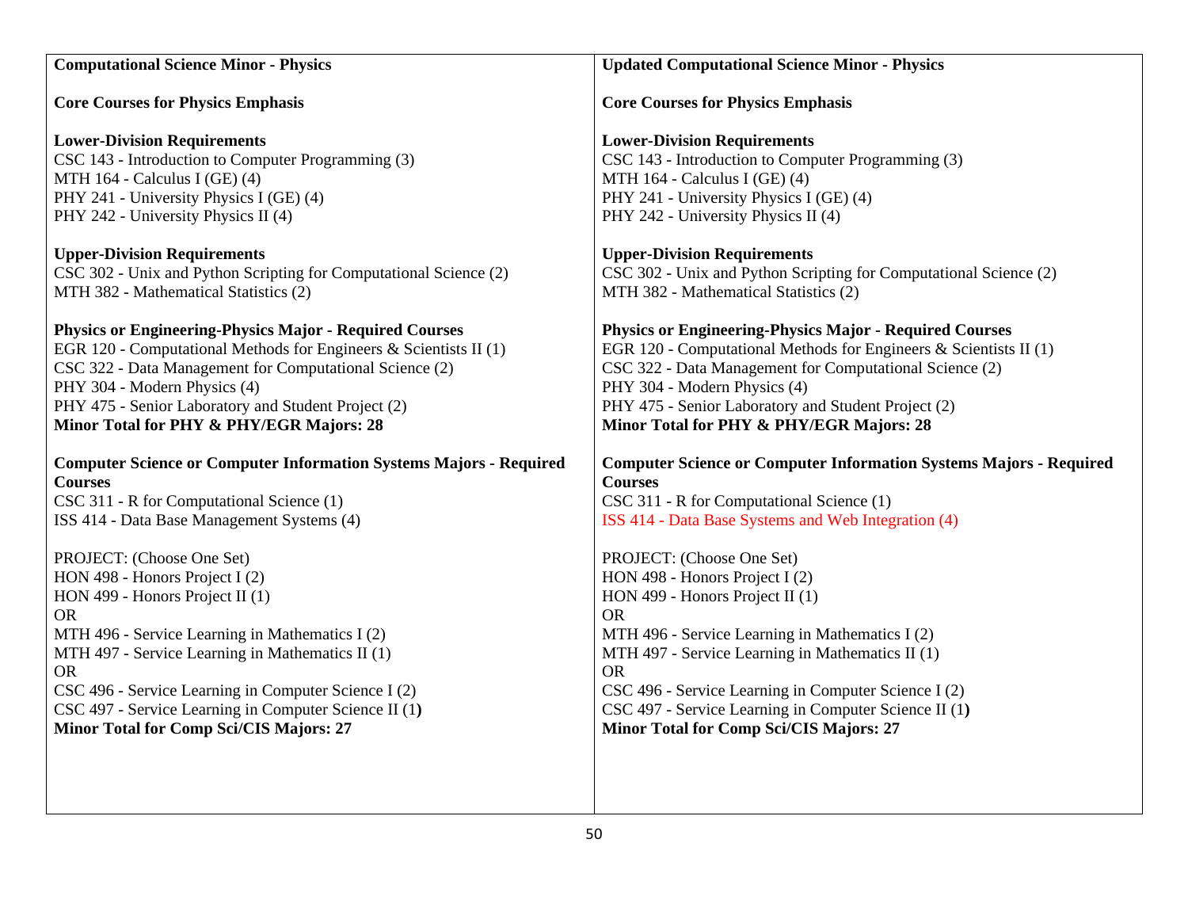| Computational Science Minor - Physics | Updated Computational Science Minor - Physics |
|---|---|
| **Core Courses for Physics Emphasis** | **Core Courses for Physics Emphasis** |
| **Lower-Division Requirements**<br>CSC 143 - Introduction to Computer Programming (3)<br>MTH 164 - Calculus I (GE) (4)<br>PHY 241 - University Physics I (GE) (4)<br>PHY 242 - University Physics II (4) | **Lower-Division Requirements**<br>CSC 143 - Introduction to Computer Programming (3)<br>MTH 164 - Calculus I (GE) (4)<br>PHY 241 - University Physics I (GE) (4)<br>PHY 242 - University Physics II (4) |
| **Upper-Division Requirements**<br>CSC 302 - Unix and Python Scripting for Computational Science (2)<br>MTH 382 - Mathematical Statistics (2) | **Upper-Division Requirements**<br>CSC 302 - Unix and Python Scripting for Computational Science (2)<br>MTH 382 - Mathematical Statistics (2) |
| **Physics or Engineering-Physics Major - Required Courses**<br>EGR 120 - Computational Methods for Engineers & Scientists II (1)<br>CSC 322 - Data Management for Computational Science (2)<br>PHY 304 - Modern Physics (4)<br>PHY 475 - Senior Laboratory and Student Project (2)<br>**Minor Total for PHY & PHY/EGR Majors: 28** | **Physics or Engineering-Physics Major - Required Courses**<br>EGR 120 - Computational Methods for Engineers & Scientists II (1)<br>CSC 322 - Data Management for Computational Science (2)<br>PHY 304 - Modern Physics (4)<br>PHY 475 - Senior Laboratory and Student Project (2)<br>**Minor Total for PHY & PHY/EGR Majors: 28** |
| **Computer Science or Computer Information Systems Majors - Required Courses**<br>CSC 311 - R for Computational Science (1)<br>ISS 414 - Data Base Management Systems (4) | **Computer Science or Computer Information Systems Majors - Required Courses**<br>CSC 311 - R for Computational Science (1)<br>ISS 414 - Data Base Systems and Web Integration (4) |
| PROJECT: (Choose One Set)<br>HON 498 - Honors Project I (2)<br>HON 499 - Honors Project II (1)<br>OR<br>MTH 496 - Service Learning in Mathematics I (2)<br>MTH 497 - Service Learning in Mathematics II (1)<br>OR<br>CSC 496 - Service Learning in Computer Science I (2)<br>CSC 497 - Service Learning in Computer Science II (1)<br>**Minor Total for Comp Sci/CIS Majors: 27** | PROJECT: (Choose One Set)<br>HON 498 - Honors Project I (2)<br>HON 499 - Honors Project II (1)<br>OR<br>MTH 496 - Service Learning in Mathematics I (2)<br>MTH 497 - Service Learning in Mathematics II (1)<br>OR<br>CSC 496 - Service Learning in Computer Science I (2)<br>CSC 497 - Service Learning in Computer Science II (1)<br>**Minor Total for Comp Sci/CIS Majors: 27** |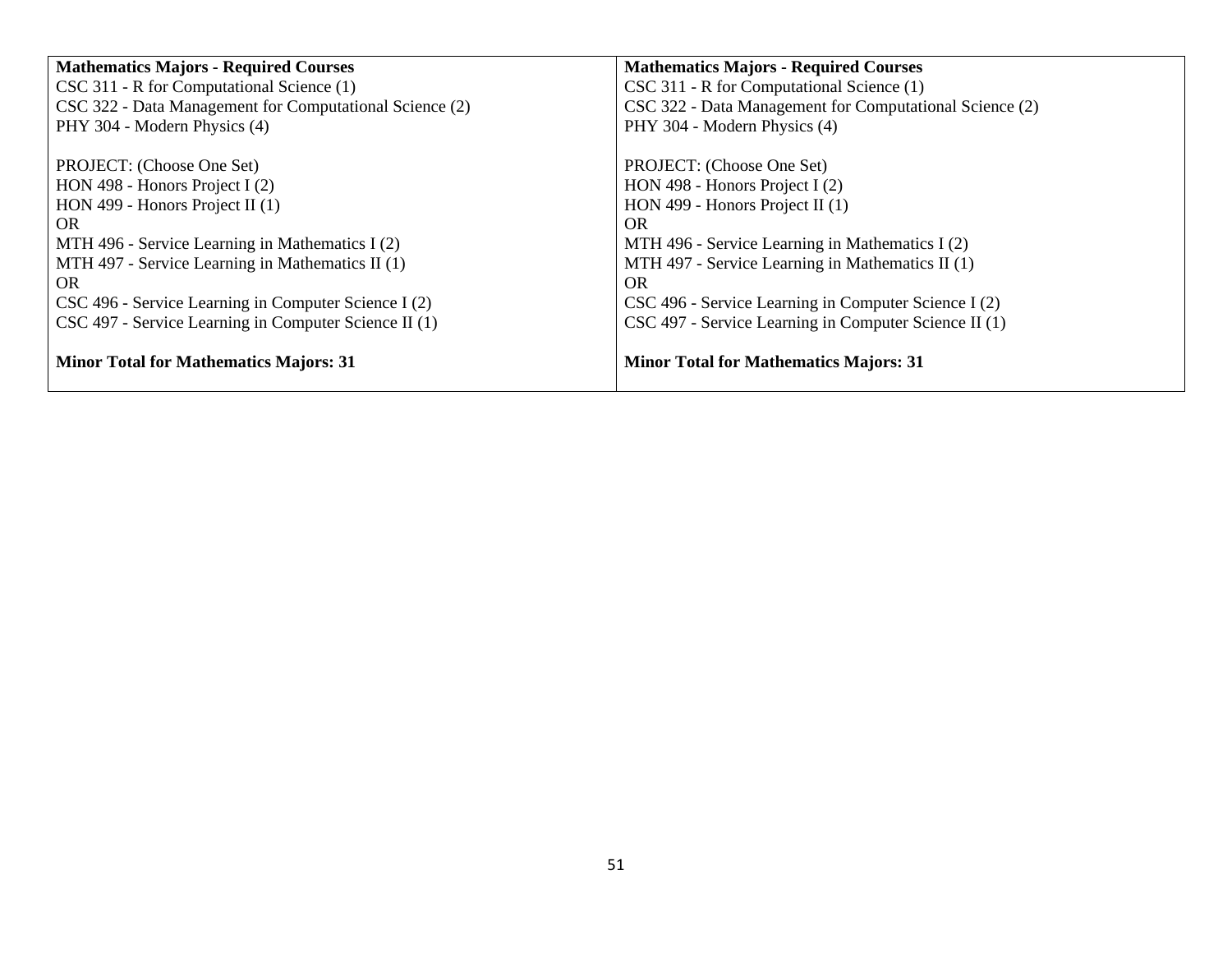| **Mathematics Majors - Required Courses**<br>CSC 311 - R for Computational Science (1)<br>CSC 322 - Data Management for Computational Science (2)<br>PHY 304 - Modern Physics (4)<br><br>PROJECT: (Choose One Set)<br>HON 498 - Honors Project I (2)<br>HON 499 - Honors Project II (1)<br>OR<br>MTH 496 - Service Learning in Mathematics I (2)<br>MTH 497 - Service Learning in Mathematics II (1)<br>OR<br>CSC 496 - Service Learning in Computer Science I (2)<br>CSC 497 - Service Learning in Computer Science II (1)<br><br>**Minor Total for Mathematics Majors: 31** | **Mathematics Majors - Required Courses**<br>CSC 311 - R for Computational Science (1)<br>CSC 322 - Data Management for Computational Science (2)<br>PHY 304 - Modern Physics (4)<br><br>PROJECT: (Choose One Set)<br>HON 498 - Honors Project I (2)<br>HON 499 - Honors Project II (1)<br>OR<br>MTH 496 - Service Learning in Mathematics I (2)<br>MTH 497 - Service Learning in Mathematics II (1)<br>OR<br>CSC 496 - Service Learning in Computer Science I (2)<br>CSC 497 - Service Learning in Computer Science II (1)<br><br>**Minor Total for Mathematics Majors: 31** |
|---|---|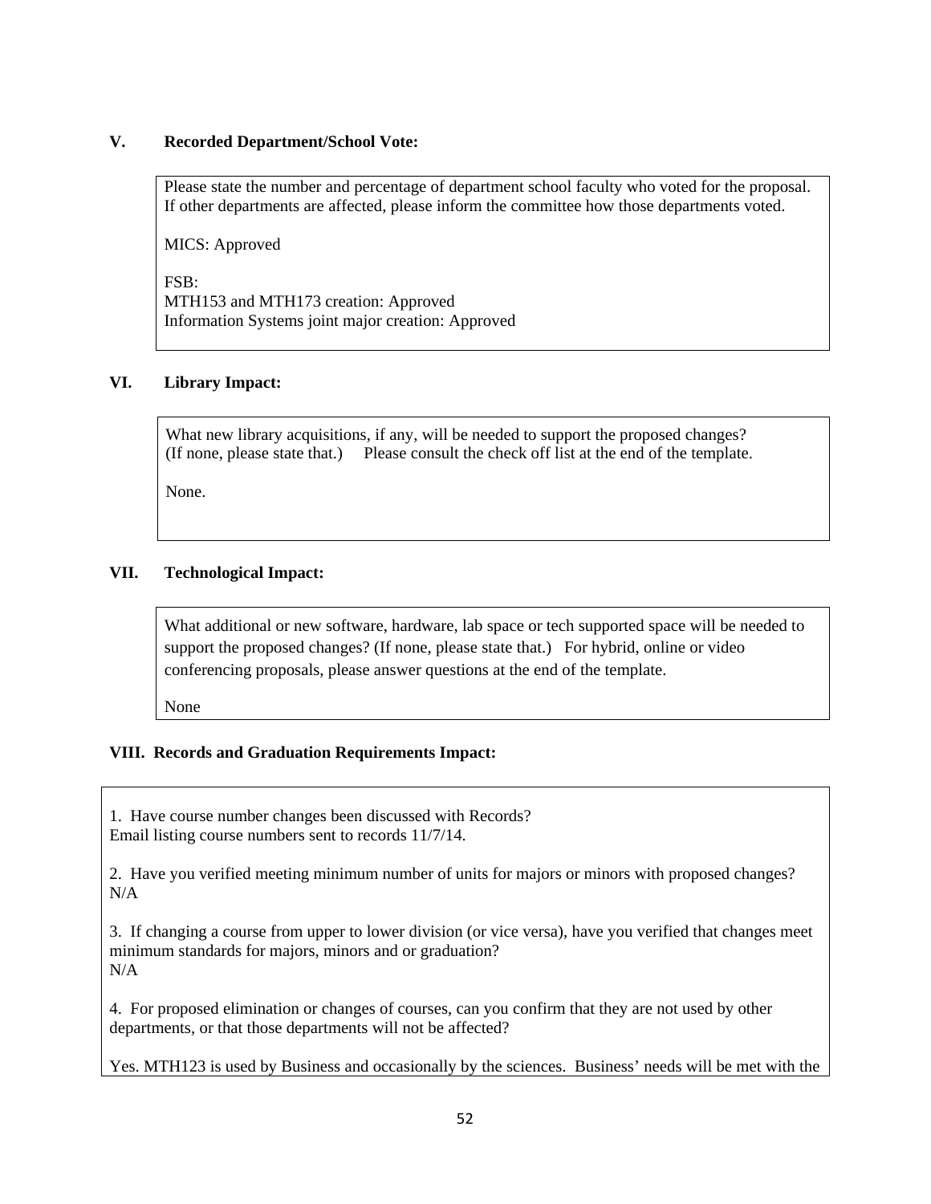## V. Recorded Department/School Vote:

Please state the number and percentage of department school faculty who voted for the proposal. If other departments are affected, please inform the committee how those departments voted.

MICS: Approved

FSB:
MTH153 and MTH173 creation: Approved
Information Systems joint major creation: Approved

## VI. Library Impact:

What new library acquisitions, if any, will be needed to support the proposed changes? (If none, please state that.) Please consult the check off list at the end of the template.

None.

## VII. Technological Impact:

What additional or new software, hardware, lab space or tech supported space will be needed to support the proposed changes? (If none, please state that.) For hybrid, online or video conferencing proposals, please answer questions at the end of the template.

None

## VIII. Records and Graduation Requirements Impact:

1. Have course number changes been discussed with Records?
Email listing course numbers sent to records 11/7/14.

2. Have you verified meeting minimum number of units for majors or minors with proposed changes?
N/A

3. If changing a course from upper to lower division (or vice versa), have you verified that changes meet minimum standards for majors, minors and or graduation?
N/A

4. For proposed elimination or changes of courses, can you confirm that they are not used by other departments, or that those departments will not be affected?

Yes. MTH123 is used by Business and occasionally by the sciences. Business' needs will be met with the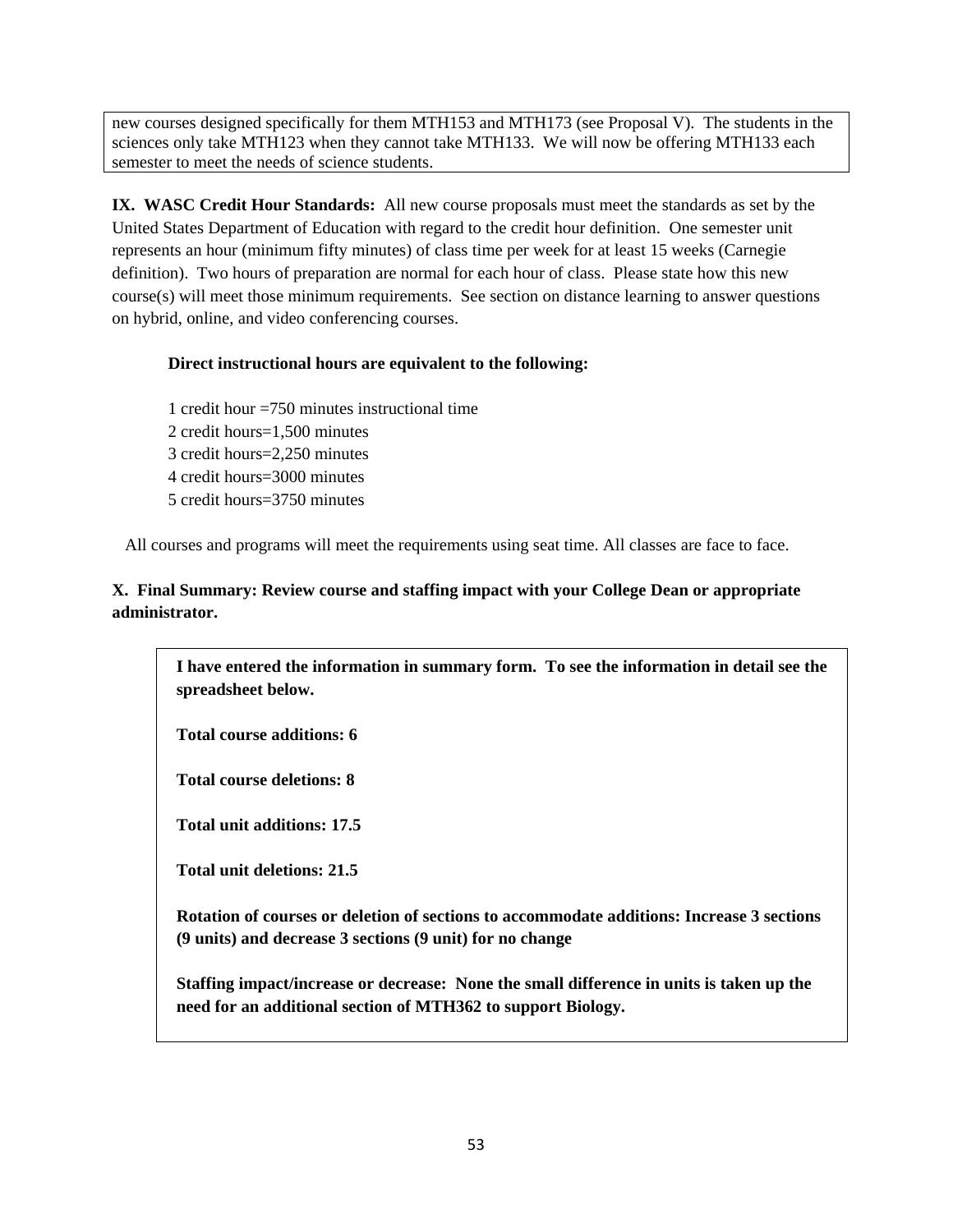new courses designed specifically for them MTH153 and MTH173 (see Proposal V). The students in the sciences only take MTH123 when they cannot take MTH133. We will now be offering MTH133 each semester to meet the needs of science students.

**IX. WASC Credit Hour Standards:** All new course proposals must meet the standards as set by the United States Department of Education with regard to the credit hour definition. One semester unit represents an hour (minimum fifty minutes) of class time per week for at least 15 weeks (Carnegie definition). Two hours of preparation are normal for each hour of class. Please state how this new course(s) will meet those minimum requirements. See section on distance learning to answer questions on hybrid, online, and video conferencing courses.

**Direct instructional hours are equivalent to the following:**

1 credit hour =750 minutes instructional time
2 credit hours=1,500 minutes
3 credit hours=2,250 minutes
4 credit hours=3000 minutes
5 credit hours=3750 minutes

All courses and programs will meet the requirements using seat time. All classes are face to face.

**X. Final Summary: Review course and staffing impact with your College Dean or appropriate administrator.**

**I have entered the information in summary form. To see the information in detail see the spreadsheet below.**

**Total course additions: 6**

**Total course deletions: 8**

**Total unit additions: 17.5**

**Total unit deletions: 21.5**

**Rotation of courses or deletion of sections to accommodate additions: Increase 3 sections (9 units) and decrease 3 sections (9 unit) for no change**

**Staffing impact/increase or decrease: None the small difference in units is taken up the need for an additional section of MTH362 to support Biology.**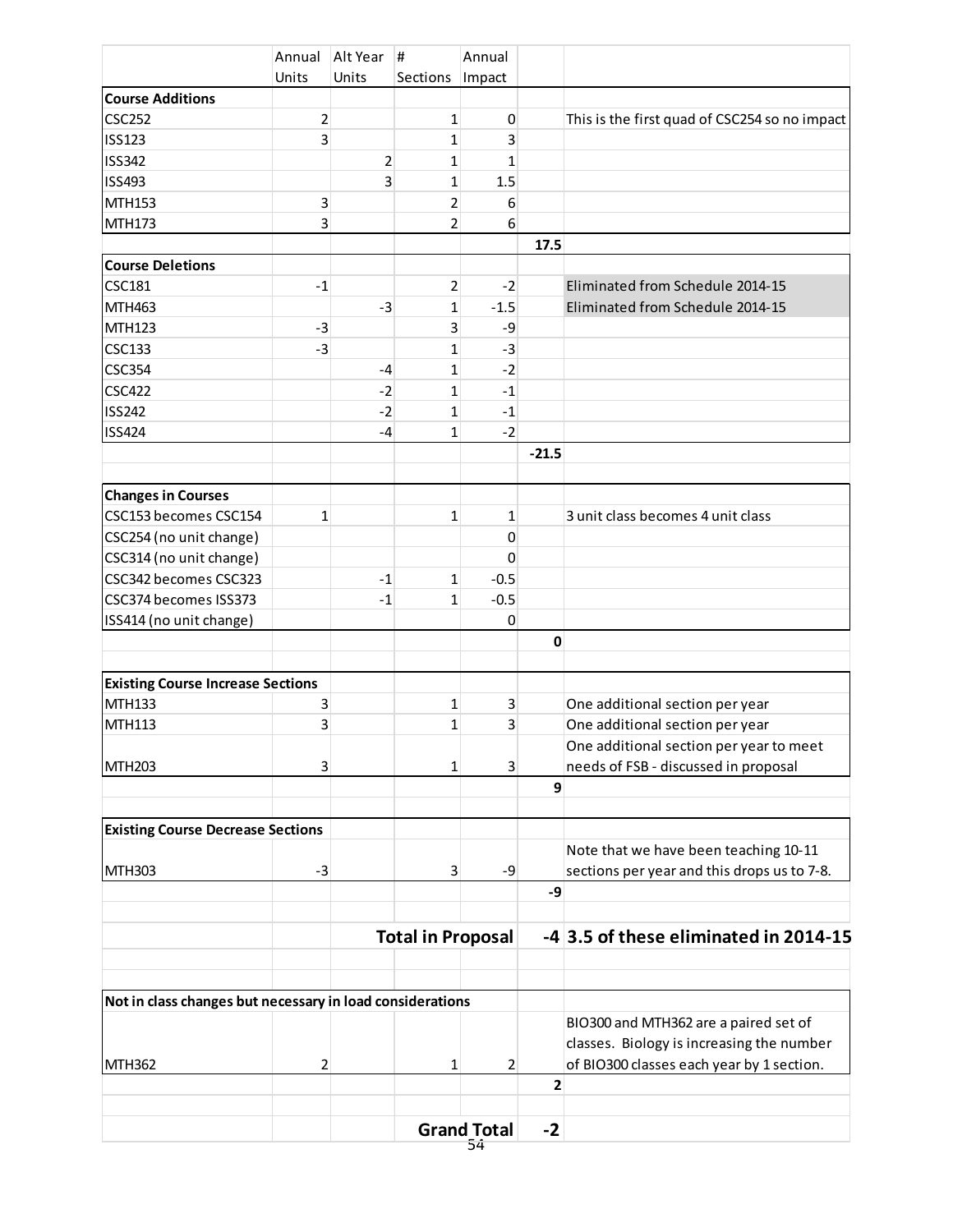| | Annual Units | Alt Year Units | # Sections | Annual Impact | | |
|---|---|---|---|---|---|---|
| **Course Additions** | | | | | | |
| CSC252 | 2 | | 1 | 0 | | This is the first quad of CSC254 so no impact |
| ISS123 | 3 | | 1 | 3 | | |
| ISS342 | | 2 | 1 | 1 | | |
| ISS493 | | 3 | 1 | 1.5 | | |
| MTH153 | 3 | | 2 | 6 | | |
| MTH173 | 3 | | 2 | 6 | | |
| | | | | | **17.5** | |
| **Course Deletions** | | | | | | |
| CSC181 | -1 | | 2 | -2 | | Eliminated from Schedule 2014-15 |
| MTH463 | | -3 | 1 | -1.5 | | Eliminated from Schedule 2014-15 |
| MTH123 | -3 | | 3 | -9 | | |
| CSC133 | -3 | | 1 | -3 | | |
| CSC354 | | -4 | 1 | -2 | | |
| CSC422 | | -2 | 1 | -1 | | |
| ISS242 | | -2 | 1 | -1 | | |
| ISS424 | | -4 | 1 | -2 | | |
| | | | | | **-21.5** | |
| **Changes in Courses** | | | | | | |
| CSC153 becomes CSC154 | 1 | | 1 | 1 | | 3 unit class becomes 4 unit class |
| CSC254 (no unit change) | | | | 0 | | |
| CSC314 (no unit change) | | | | 0 | | |
| CSC342 becomes CSC323 | | -1 | 1 | -0.5 | | |
| CSC374 becomes ISS373 | | -1 | 1 | -0.5 | | |
| ISS414 (no unit change) | | | | 0 | | |
| | | | | | **0** | |
| **Existing Course Increase Sections** | | | | | | |
| MTH133 | 3 | | 1 | 3 | | One additional section per year |
| MTH113 | 3 | | 1 | 3 | | One additional section per year |
| MTH203 | 3 | | 1 | 3 | | One additional section per year to meet needs of FSB - discussed in proposal |
| | | | | | **9** | |
| **Existing Course Decrease Sections** | | | | | | |
| MTH303 | -3 | | 3 | -9 | | Note that we have been teaching 10-11 sections per year and this drops us to 7-8. |
| | | | | | **-9** | |
| | | | **Total in Proposal** | | **-4** | **3.5 of these eliminated in 2014-15** |
| **Not in class changes but necessary in load considerations** | | | | | | |
| MTH362 | 2 | | 1 | 2 | | BIO300 and MTH362 are a paired set of classes. Biology is increasing the number of BIO300 classes each year by 1 section. |
| | | | | | **2** | |
| | | | **Grand Total** | | **-2** | |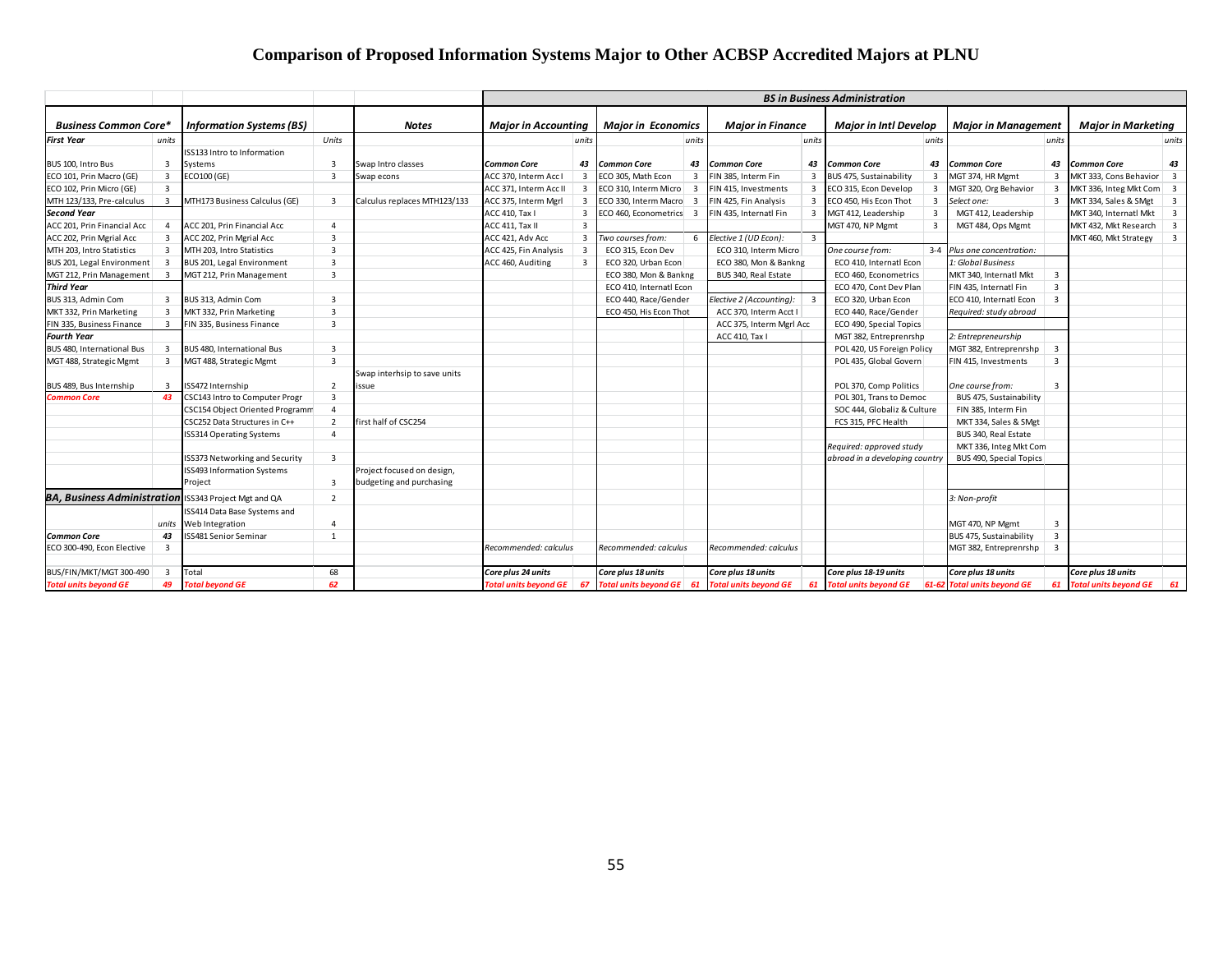# Comparison of Proposed Information Systems Major to Other ACBSP Accredited Majors at PLNU

| | | | | | BS in Business Administration | | | | | | | | | | | |
|---|---|---|---|---|---|---|---|---|---|---|---|---|---|---|---|---|
| **Business Common Core*** | | **Information Systems (BS)** | | **Notes** | **Major in Accounting** | | **Major in Economics** | | **Major in Finance** | | **Major in Intl Develop** | | **Major in Management** | | **Major in Marketing** | |
| ***First Year*** | *units* | | Units | | | *units* | | *units* | | *units* | | *units* | | *units* | | *units* |
| BUS 100, Intro Bus | 3 | ISS133 Intro to Information Systems | 3 | Swap Intro classes | ***Common Core*** | ***43*** | ***Common Core*** | ***43*** | ***Common Core*** | ***43*** | ***Common Core*** | ***43*** | ***Common Core*** | ***43*** | ***Common Core*** | ***43*** |
| ECO 101, Prin Macro (GE) | 3 | ECO100 (GE) | 3 | Swap econs | ACC 370, Interm Acc I | 3 | ECO 305, Math Econ | 3 | FIN 385, Interm Fin | 3 | BUS 475, Sustainability | 3 | MGT 374, HR Mgmt | 3 | MKT 333, Cons Behavior | 3 |
| ECO 102, Prin Micro (GE) | 3 | | | | ACC 371, Interm Acc II | 3 | ECO 310, Interm Micro | 3 | FIN 415, Investments | 3 | ECO 315, Econ Develop | 3 | MGT 320, Org Behavior | 3 | MKT 336, Integ Mkt Com | 3 |
| MTH 123/133, Pre-calculus | 3 | MTH173 Business Calculus (GE) | 3 | Calculus replaces MTH123/133 | ACC 375, Interm Mgrl | 3 | ECO 330, Interm Macro | 3 | FIN 425, Fin Analysis | 3 | ECO 450, His Econ Thot | 3 | *Select one:* | 3 | MKT 334, Sales & SMgt | 3 |
| ***Second Year*** | | | | | ACC 410, Tax I | 3 | ECO 460, Econometrics | 3 | FIN 435, Internatl Fin | 3 | MGT 412, Leadership | 3 | MGT 412, Leadership | | MKT 340, Internatl Mkt | 3 |
| ACC 201, Prin Financial Acc | 4 | ACC 201, Prin Financial Acc | 4 | | ACC 411, Tax II | 3 | | | | | MGT 470, NP Mgmt | 3 | MGT 484, Ops Mgmt | | MKT 432, Mkt Research | 3 |
| ACC 202, Prin Mgrial Acc | 3 | ACC 202, Prin Mgrial Acc | 3 | | ACC 421, Adv Acc | 3 | *Two courses from:* | 6 | *Elective 1 (UD Econ):* | 3 | | | | | MKT 460, Mkt Strategy | 3 |
| MTH 203, Intro Statistics | 3 | MTH 203, Intro Statistics | 3 | | ACC 425, Fin Analysis | 3 | ECO 315, Econ Dev | | ECO 310, Interm Micro | | *One course from:* | 3-4 | *Plus one concentration:* | | | |
| BUS 201, Legal Environment | 3 | BUS 201, Legal Environment | 3 | | ACC 460, Auditing | 3 | ECO 320, Urban Econ | | ECO 380, Mon & Bankng | | ECO 410, Internatl Econ | | *1: Global Business* | | | |
| MGT 212, Prin Management | 3 | MGT 212, Prin Management | 3 | | | | ECO 380, Mon & Bankng | | BUS 340, Real Estate | | ECO 460, Econometrics | | MKT 340, Internatl Mkt | 3 | | |
| ***Third Year*** | | | | | | | ECO 410, Internatl Econ | | | | ECO 470, Cont Dev Plan | | FIN 435, Internatl Fin | 3 | | |
| BUS 313, Admin Com | 3 | BUS 313, Admin Com | 3 | | | | ECO 440, Race/Gender | | *Elective 2 (Accounting):* | 3 | ECO 320, Urban Econ | | ECO 410, Internatl Econ | 3 | | |
| MKT 332, Prin Marketing | 3 | MKT 332, Prin Marketing | 3 | | | | ECO 450, His Econ Thot | | ACC 370, Interm Acct I | | ECO 440, Race/Gender | | *Required: study abroad* | | | |
| FIN 335, Business Finance | 3 | FIN 335, Business Finance | 3 | | | | | | ACC 375, Interm Mgrl Acc | | ECO 490, Special Topics | | | | | |
| ***Fourth Year*** | | | | | | | | | ACC 410, Tax I | | MGT 382, Entreprenrshp | | *2: Entrepreneurship* | | | |
| BUS 480, International Bus | 3 | BUS 480, International Bus | 3 | | | | | | | | POL 420, US Foreign Policy | | MGT 382, Entreprenrshp | 3 | | |
| MGT 488, Strategic Mgmt | 3 | MGT 488, Strategic Mgmt | 3 | | | | | | | | POL 435, Global Govern | | FIN 415, Investments | 3 | | |
| BUS 489, Bus Internship | 3 | ISS472 Internship | 2 | Swap interhsip to save units issue | | | | | | | POL 370, Comp Politics | | *One course from:* | 3 | | |
| ***Common Core*** | ***43*** | CSC143 Intro to Computer Progr | 3 | | | | | | | | POL 301, Trans to Democ | | BUS 475, Sustainability | | | |
| | | CSC154 Object Oriented Programm | 4 | | | | | | | | SOC 444, Globaliz & Culture | | FIN 385, Interm Fin | | | |
| | | CSC252 Data Structures in C++ | 2 | first half of CSC254 | | | | | | | FCS 315, PFC Health | | MKT 334, Sales & SMgt | | | |
| | | ISS314 Operating Systems | 4 | | | | | | | | | | BUS 340, Real Estate | | | |
| | | | | | | | | | | | *Required: approved study* | | MKT 336, Integ Mkt Com | | | |
| | | ISS373 Networking and Security | 3 | | | | | | | | *abroad in a developing country* | | BUS 490, Special Topics | | | |
| | | ISS493 Information Systems Project | 3 | Project focused on design, budgeting and purchasing | | | | | | | | | | | | |
| ***BA, Business Administration*** | | ISS343 Project Mgt and QA | 2 | | | | | | | | | | *3: Non-profit* | | | |
| | *units* | ISS414 Data Base Systems and Web Integration | 4 | | | | | | | | | | MGT 470, NP Mgmt | 3 | | |
| ***Common Core*** | ***43*** | ISS481 Senior Seminar | 1 | | | | | | | | | | BUS 475, Sustainability | 3 | | |
| ECO 300-490, Econ Elective | 3 | | | | *Recommended: calculus* | | *Recommended: calculus* | | *Recommended: calculus* | | | | MGT 382, Entreprenrshp | 3 | | |
| BUS/FIN/MKT/MGT 300-490 | 3 | Total | 68 | | ***Core plus 24 units*** | | ***Core plus 18 units*** | | ***Core plus 18 units*** | | ***Core plus 18-19 units*** | | ***Core plus 18 units*** | | ***Core plus 18 units*** | |
| ***Total units beyond GE*** | ***49*** | ***Total beyond GE*** | ***62*** | | ***Total units beyond GE*** | ***67*** | ***Total units beyond GE*** | ***61*** | ***Total units beyond GE*** | ***61*** | ***Total units beyond GE*** | ***61-62*** | ***Total units beyond GE*** | ***61*** | ***Total units beyond GE*** | ***61*** |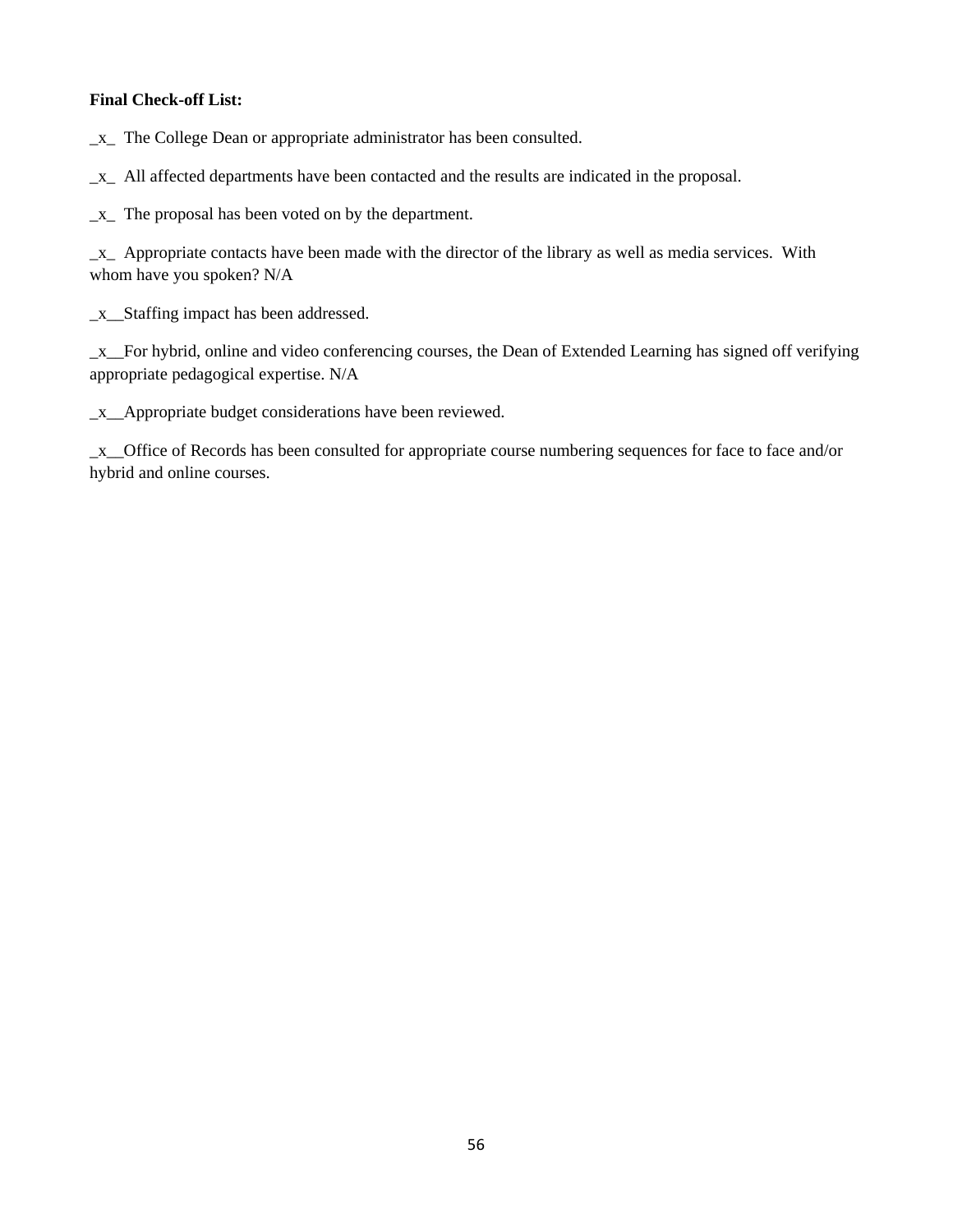**Final Check-off List:**

_x_  The College Dean or appropriate administrator has been consulted.

_x_  All affected departments have been contacted and the results are indicated in the proposal.

_x_  The proposal has been voted on by the department.

_x_  Appropriate contacts have been made with the director of the library as well as media services.  With whom have you spoken? N/A

_x__Staffing impact has been addressed.

_x__For hybrid, online and video conferencing courses, the Dean of Extended Learning has signed off verifying appropriate pedagogical expertise. N/A

_x__Appropriate budget considerations have been reviewed.

_x__Office of Records has been consulted for appropriate course numbering sequences for face to face and/or hybrid and online courses.